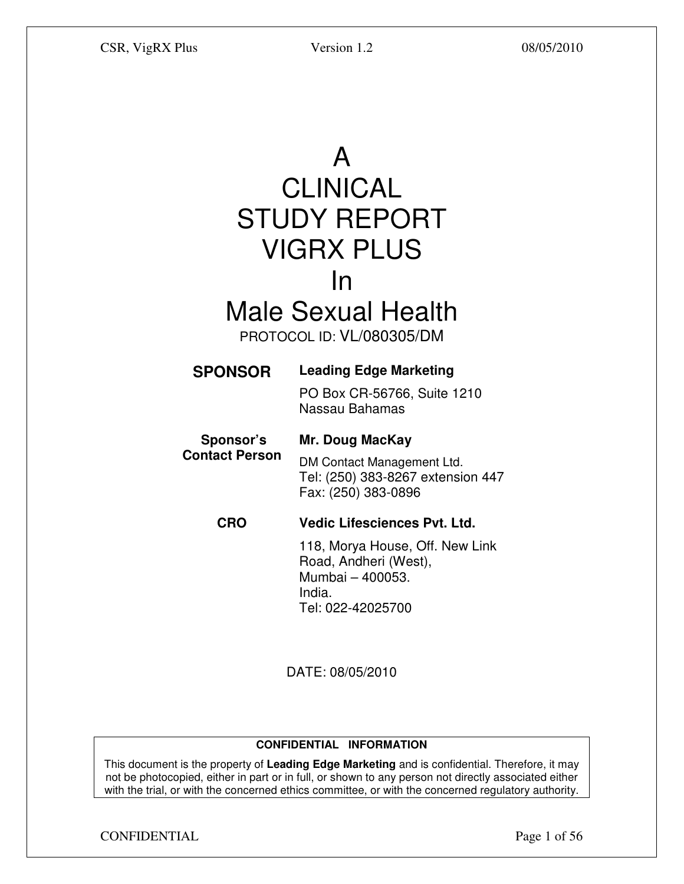# A CLINICAL STUDY REPORT VIGRX PLUS In Male Sexual Health

PROTOCOL ID: VL/080305/DM

**SPONSOR** | **Leading Edge Marketing**
PO Box CR-56766, Suite 1210
Nassau Bahamas

**Sponsor's Contact Person** | **Mr. Doug MacKay**
DM Contact Management Ltd.
Tel: (250) 383-8267 extension 447
Fax: (250) 383-0896

**CRO** | **Vedic Lifesciences Pvt. Ltd.**
118, Morya House, Off. New Link Road, Andheri (West),
Mumbai – 400053.
India.
Tel: 022-42025700

DATE: 08/05/2010

**CONFIDENTIAL INFORMATION**

This document is the property of **Leading Edge Marketing** and is confidential. Therefore, it may not be photocopied, either in part or in full, or shown to any person not directly associated either with the trial, or with the concerned ethics committee, or with the concerned regulatory authority.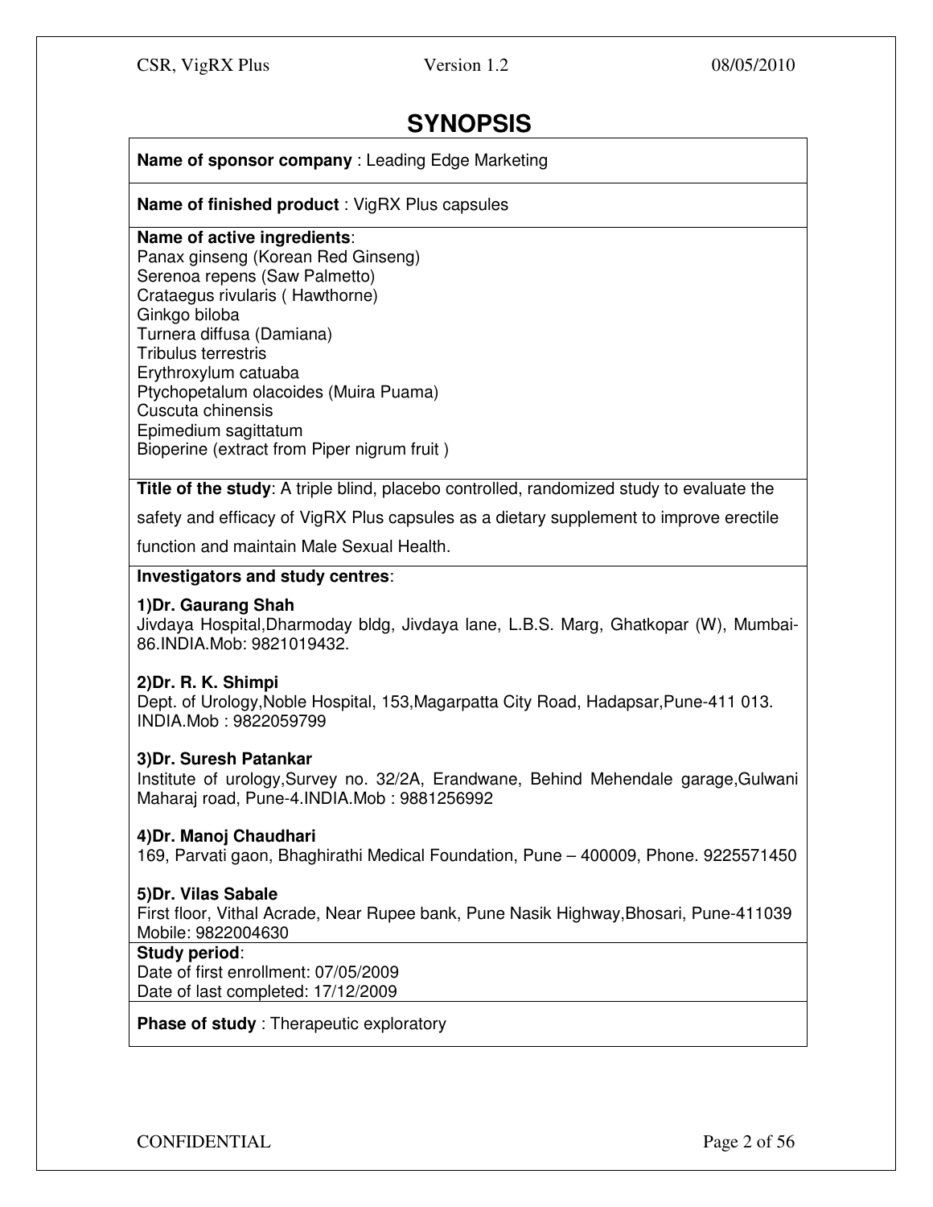# SYNOPSIS

**Name of sponsor company** : Leading Edge Marketing

**Name of finished product** : VigRX Plus capsules

**Name of active ingredients**:
Panax ginseng (Korean Red Ginseng)
Serenoa repens (Saw Palmetto)
Crataegus rivularis ( Hawthorne)
Ginkgo biloba
Turnera diffusa (Damiana)
Tribulus terrestris
Erythroxylum catuaba
Ptychopetalum olacoides (Muira Puama)
Cuscuta chinensis
Epimedium sagittatum
Bioperine (extract from Piper nigrum fruit )

**Title of the study**: A triple blind, placebo controlled, randomized study to evaluate the safety and efficacy of VigRX Plus capsules as a dietary supplement to improve erectile function and maintain Male Sexual Health.

**Investigators and study centres**:

**1)Dr. Gaurang Shah**
Jivdaya Hospital,Dharmoday bldg, Jivdaya lane, L.B.S. Marg, Ghatkopar (W), Mumbai-86.INDIA.Mob: 9821019432.

**2)Dr. R. K. Shimpi**
Dept. of Urology,Noble Hospital, 153,Magarpatta City Road, Hadapsar,Pune-411 013. INDIA.Mob : 9822059799

**3)Dr. Suresh Patankar**
Institute of urology,Survey no. 32/2A, Erandwane, Behind Mehendale garage,Gulwani Maharaj road, Pune-4.INDIA.Mob : 9881256992

**4)Dr. Manoj Chaudhari**
169, Parvati gaon, Bhaghirathi Medical Foundation, Pune – 400009, Phone. 9225571450

**5)Dr. Vilas Sabale**
First floor, Vithal Acrade, Near Rupee bank, Pune Nasik Highway,Bhosari, Pune-411039 Mobile: 9822004630

**Study period**:
Date of first enrollment: 07/05/2009
Date of last completed: 17/12/2009

**Phase of study** : Therapeutic exploratory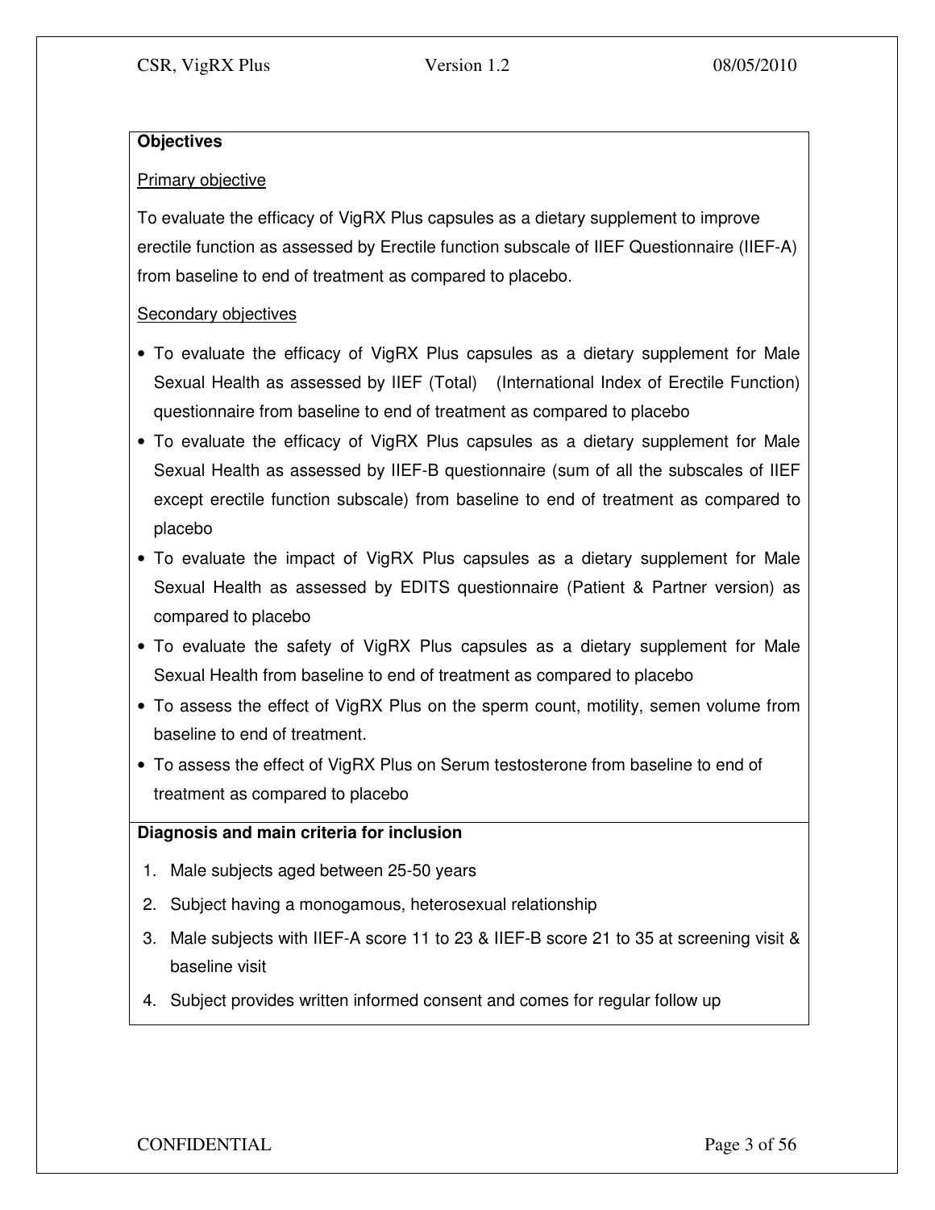**Objectives**

Primary objective

To evaluate the efficacy of VigRX Plus capsules as a dietary supplement to improve erectile function as assessed by Erectile function subscale of IIEF Questionnaire (IIEF-A) from baseline to end of treatment as compared to placebo.

Secondary objectives

- To evaluate the efficacy of VigRX Plus capsules as a dietary supplement for Male Sexual Health as assessed by IIEF (Total) (International Index of Erectile Function) questionnaire from baseline to end of treatment as compared to placebo
- To evaluate the efficacy of VigRX Plus capsules as a dietary supplement for Male Sexual Health as assessed by IIEF-B questionnaire (sum of all the subscales of IIEF except erectile function subscale) from baseline to end of treatment as compared to placebo
- To evaluate the impact of VigRX Plus capsules as a dietary supplement for Male Sexual Health as assessed by EDITS questionnaire (Patient & Partner version) as compared to placebo
- To evaluate the safety of VigRX Plus capsules as a dietary supplement for Male Sexual Health from baseline to end of treatment as compared to placebo
- To assess the effect of VigRX Plus on the sperm count, motility, semen volume from baseline to end of treatment.
- To assess the effect of VigRX Plus on Serum testosterone from baseline to end of treatment as compared to placebo

**Diagnosis and main criteria for inclusion**

1. Male subjects aged between 25-50 years
2. Subject having a monogamous, heterosexual relationship
3. Male subjects with IIEF-A score 11 to 23 & IIEF-B score 21 to 35 at screening visit & baseline visit
4. Subject provides written informed consent and comes for regular follow up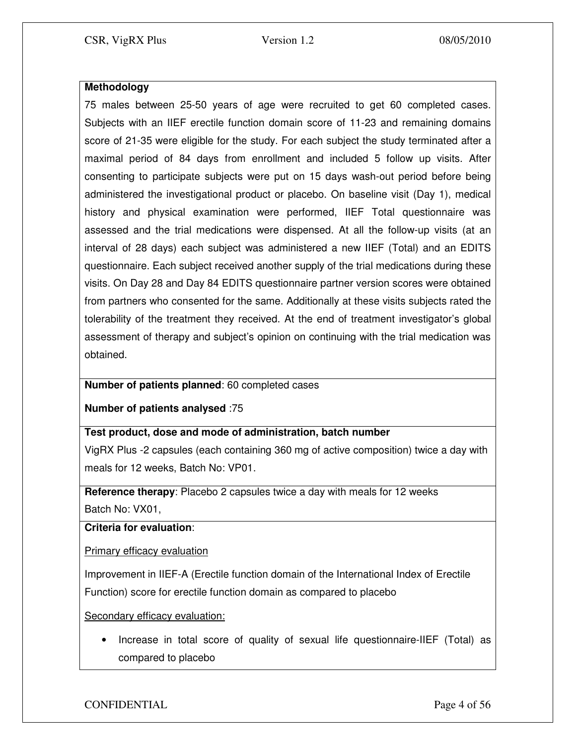**Methodology**

75 males between 25-50 years of age were recruited to get 60 completed cases. Subjects with an IIEF erectile function domain score of 11-23 and remaining domains score of 21-35 were eligible for the study. For each subject the study terminated after a maximal period of 84 days from enrollment and included 5 follow up visits. After consenting to participate subjects were put on 15 days wash-out period before being administered the investigational product or placebo. On baseline visit (Day 1), medical history and physical examination were performed, IIEF Total questionnaire was assessed and the trial medications were dispensed. At all the follow-up visits (at an interval of 28 days) each subject was administered a new IIEF (Total) and an EDITS questionnaire. Each subject received another supply of the trial medications during these visits. On Day 28 and Day 84 EDITS questionnaire partner version scores were obtained from partners who consented for the same. Additionally at these visits subjects rated the tolerability of the treatment they received. At the end of treatment investigator's global assessment of therapy and subject's opinion on continuing with the trial medication was obtained.

**Number of patients planned**: 60 completed cases

**Number of patients analysed** :75

**Test product, dose and mode of administration, batch number**

VigRX Plus -2 capsules (each containing 360 mg of active composition) twice a day with meals for 12 weeks, Batch No: VP01.

**Reference therapy**: Placebo 2 capsules twice a day with meals for 12 weeks
Batch No: VX01,

**Criteria for evaluation**:

Primary efficacy evaluation

Improvement in IIEF-A (Erectile function domain of the International Index of Erectile Function) score for erectile function domain as compared to placebo

Secondary efficacy evaluation:

- Increase in total score of quality of sexual life questionnaire-IIEF (Total) as compared to placebo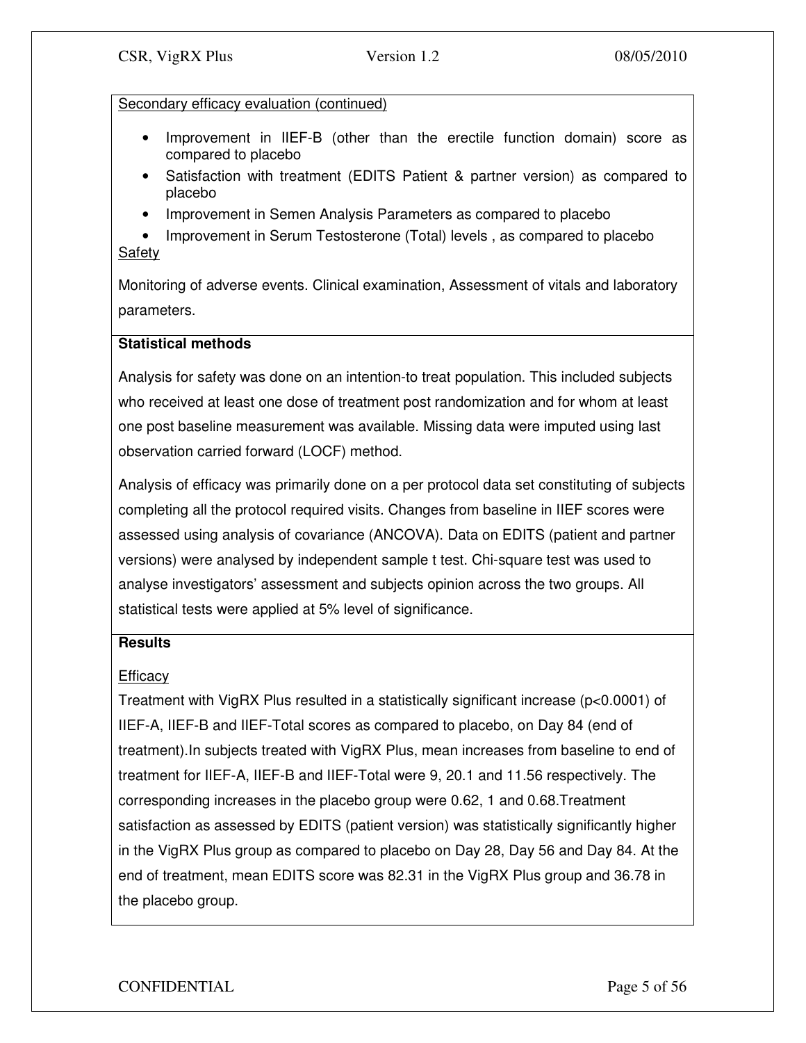Secondary efficacy evaluation (continued)

- Improvement in IIEF-B (other than the erectile function domain) score as compared to placebo
- Satisfaction with treatment (EDITS Patient & partner version) as compared to placebo
- Improvement in Semen Analysis Parameters as compared to placebo
- Improvement in Serum Testosterone (Total) levels , as compared to placebo

Safety

Monitoring of adverse events. Clinical examination, Assessment of vitals and laboratory parameters.

**Statistical methods**

Analysis for safety was done on an intention-to treat population. This included subjects who received at least one dose of treatment post randomization and for whom at least one post baseline measurement was available. Missing data were imputed using last observation carried forward (LOCF) method.

Analysis of efficacy was primarily done on a per protocol data set constituting of subjects completing all the protocol required visits. Changes from baseline in IIEF scores were assessed using analysis of covariance (ANCOVA). Data on EDITS (patient and partner versions) were analysed by independent sample t test. Chi-square test was used to analyse investigators' assessment and subjects opinion across the two groups. All statistical tests were applied at 5% level of significance.

**Results**

Efficacy

Treatment with VigRX Plus resulted in a statistically significant increase ($p<0.0001$) of IIEF-A, IIEF-B and IIEF-Total scores as compared to placebo, on Day 84 (end of treatment).In subjects treated with VigRX Plus, mean increases from baseline to end of treatment for IIEF-A, IIEF-B and IIEF-Total were 9, 20.1 and 11.56 respectively. The corresponding increases in the placebo group were 0.62, 1 and 0.68.Treatment satisfaction as assessed by EDITS (patient version) was statistically significantly higher in the VigRX Plus group as compared to placebo on Day 28, Day 56 and Day 84. At the end of treatment, mean EDITS score was 82.31 in the VigRX Plus group and 36.78 in the placebo group.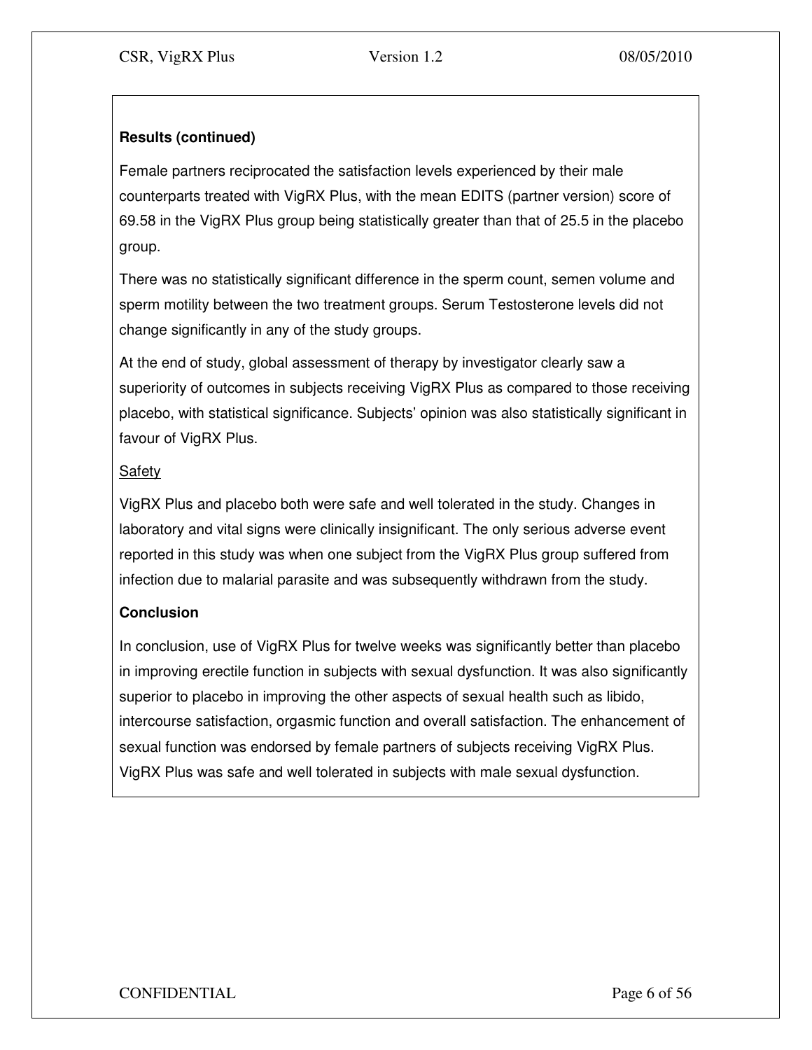**Results (continued)**

Female partners reciprocated the satisfaction levels experienced by their male counterparts treated with VigRX Plus, with the mean EDITS (partner version) score of 69.58 in the VigRX Plus group being statistically greater than that of 25.5 in the placebo group.

There was no statistically significant difference in the sperm count, semen volume and sperm motility between the two treatment groups. Serum Testosterone levels did not change significantly in any of the study groups.

At the end of study, global assessment of therapy by investigator clearly saw a superiority of outcomes in subjects receiving VigRX Plus as compared to those receiving placebo, with statistical significance. Subjects' opinion was also statistically significant in favour of VigRX Plus.

Safety

VigRX Plus and placebo both were safe and well tolerated in the study. Changes in laboratory and vital signs were clinically insignificant. The only serious adverse event reported in this study was when one subject from the VigRX Plus group suffered from infection due to malarial parasite and was subsequently withdrawn from the study.

**Conclusion**

In conclusion, use of VigRX Plus for twelve weeks was significantly better than placebo in improving erectile function in subjects with sexual dysfunction. It was also significantly superior to placebo in improving the other aspects of sexual health such as libido, intercourse satisfaction, orgasmic function and overall satisfaction. The enhancement of sexual function was endorsed by female partners of subjects receiving VigRX Plus. VigRX Plus was safe and well tolerated in subjects with male sexual dysfunction.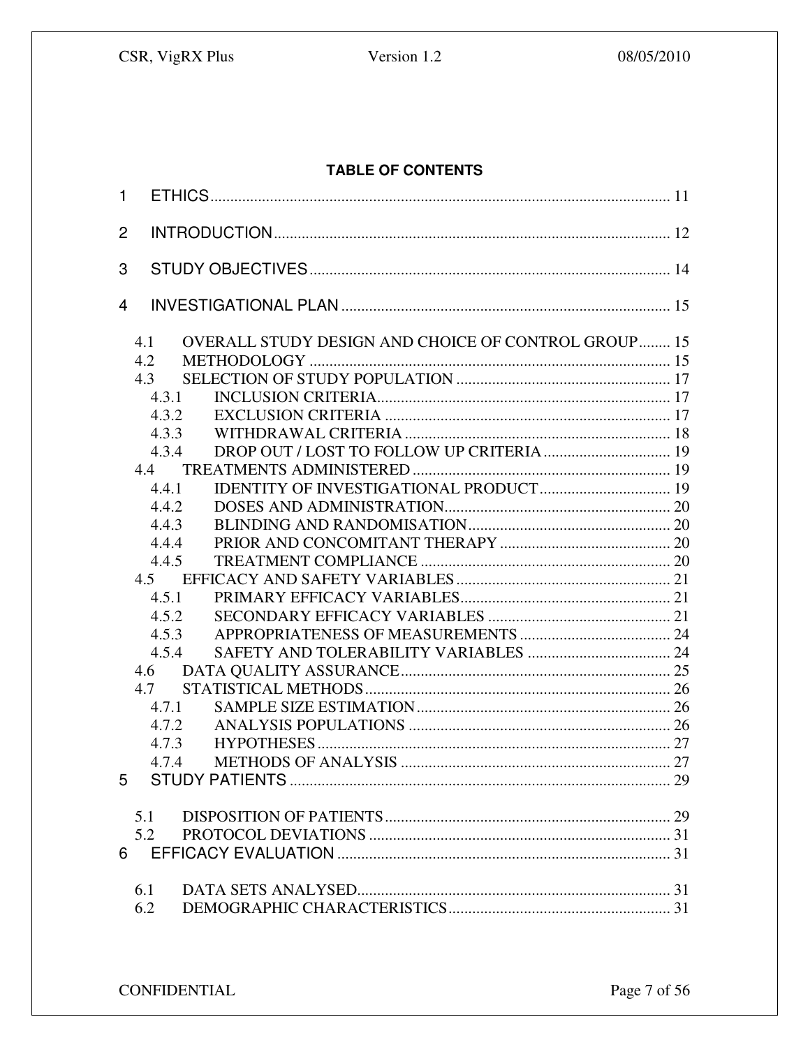**TABLE OF CONTENTS**

1 ETHICS .......... 11

2 INTRODUCTION .......... 12

3 STUDY OBJECTIVES .......... 14

4 INVESTIGATIONAL PLAN .......... 15

- 4.1 OVERALL STUDY DESIGN AND CHOICE OF CONTROL GROUP .......... 15
- 4.2 METHODOLOGY .......... 15
- 4.3 SELECTION OF STUDY POPULATION .......... 17
  - 4.3.1 INCLUSION CRITERIA .......... 17
  - 4.3.2 EXCLUSION CRITERIA .......... 17
  - 4.3.3 WITHDRAWAL CRITERIA .......... 18
  - 4.3.4 DROP OUT / LOST TO FOLLOW UP CRITERIA .......... 19
- 4.4 TREATMENTS ADMINISTERED .......... 19
  - 4.4.1 IDENTITY OF INVESTIGATIONAL PRODUCT .......... 19
  - 4.4.2 DOSES AND ADMINISTRATION .......... 20
  - 4.4.3 BLINDING AND RANDOMISATION .......... 20
  - 4.4.4 PRIOR AND CONCOMITANT THERAPY .......... 20
  - 4.4.5 TREATMENT COMPLIANCE .......... 20
- 4.5 EFFICACY AND SAFETY VARIABLES .......... 21
  - 4.5.1 PRIMARY EFFICACY VARIABLES .......... 21
  - 4.5.2 SECONDARY EFFICACY VARIABLES .......... 21
  - 4.5.3 APPROPRIATENESS OF MEASUREMENTS .......... 24
  - 4.5.4 SAFETY AND TOLERABILITY VARIABLES .......... 24
- 4.6 DATA QUALITY ASSURANCE .......... 25
- 4.7 STATISTICAL METHODS .......... 26
  - 4.7.1 SAMPLE SIZE ESTIMATION .......... 26
  - 4.7.2 ANALYSIS POPULATIONS .......... 26
  - 4.7.3 HYPOTHESES .......... 27
  - 4.7.4 METHODS OF ANALYSIS .......... 27

5 STUDY PATIENTS .......... 29

- 5.1 DISPOSITION OF PATIENTS .......... 29
- 5.2 PROTOCOL DEVIATIONS .......... 31

6 EFFICACY EVALUATION .......... 31

- 6.1 DATA SETS ANALYSED .......... 31
- 6.2 DEMOGRAPHIC CHARACTERISTICS .......... 31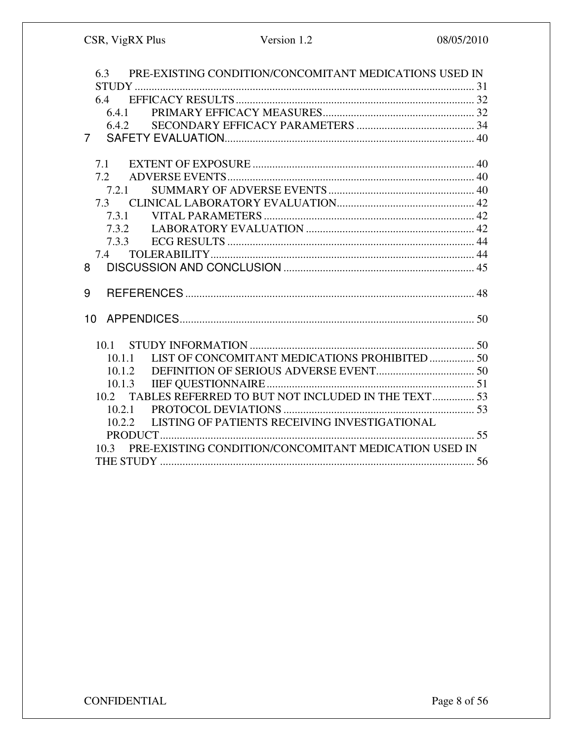6.3 PRE-EXISTING CONDITION/CONCOMITANT MEDICATIONS USED IN STUDY ........................................................................................................................ 31
6.4 EFFICACY RESULTS ..................................................................................... 32
6.4.1 PRIMARY EFFICACY MEASURES ...................................................... 32
6.4.2 SECONDARY EFFICACY PARAMETERS .......................................... 34
7 SAFETY EVALUATION ......................................................................................... 40

7.1 EXTENT OF EXPOSURE ............................................................................... 40
7.2 ADVERSE EVENTS ........................................................................................ 40
7.2.1 SUMMARY OF ADVERSE EVENTS .................................................... 40
7.3 CLINICAL LABORATORY EVALUATION ................................................. 42
7.3.1 VITAL PARAMETERS ........................................................................... 42
7.3.2 LABORATORY EVALUATION ............................................................ 42
7.3.3 ECG RESULTS ........................................................................................ 44
7.4 TOLERABILITY .............................................................................................. 44
8 DISCUSSION AND CONCLUSION .................................................................... 45

9 REFERENCES ....................................................................................................... 48

10 APPENDICES ......................................................................................................... 50

10.1 STUDY INFORMATION ................................................................................ 50
10.1.1 LIST OF CONCOMITANT MEDICATIONS PROHIBITED ................ 50
10.1.2 DEFINITION OF SERIOUS ADVERSE EVENT ................................... 50
10.1.3 IIEF QUESTIONNAIRE .......................................................................... 51
10.2 TABLES REFERRED TO BUT NOT INCLUDED IN THE TEXT ............... 53
10.2.1 PROTOCOL DEVIATIONS .................................................................... 53
10.2.2 LISTING OF PATIENTS RECEIVING INVESTIGATIONAL PRODUCT ................................................................................................ 55
10.3 PRE-EXISTING CONDITION/CONCOMITANT MEDICATION USED IN THE STUDY ................................................................................................ 56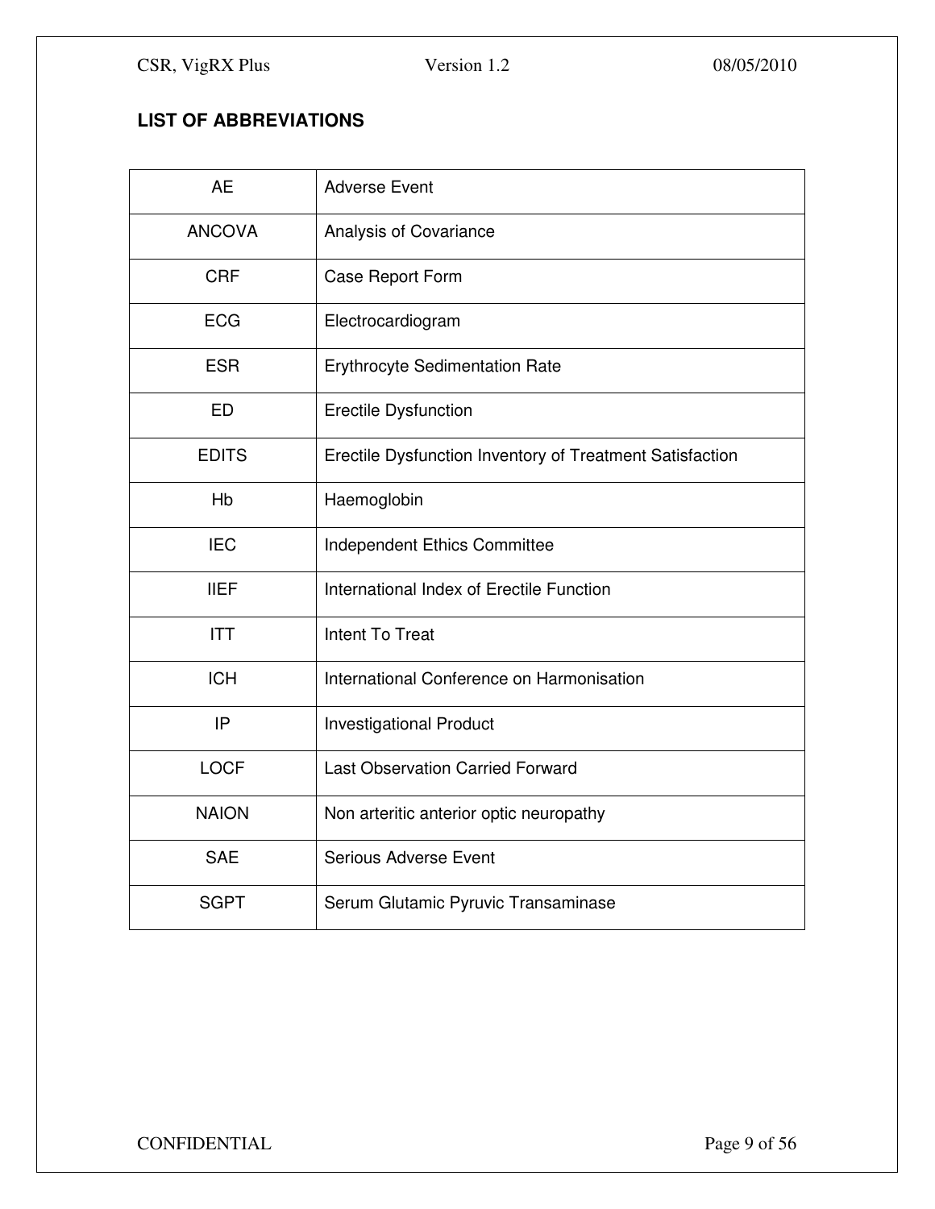## LIST OF ABBREVIATIONS

| | |
|---|---|
| AE | Adverse Event |
| ANCOVA | Analysis of Covariance |
| CRF | Case Report Form |
| ECG | Electrocardiogram |
| ESR | Erythrocyte Sedimentation Rate |
| ED | Erectile Dysfunction |
| EDITS | Erectile Dysfunction Inventory of Treatment Satisfaction |
| Hb | Haemoglobin |
| IEC | Independent Ethics Committee |
| IIEF | International Index of Erectile Function |
| ITT | Intent To Treat |
| ICH | International Conference on Harmonisation |
| IP | Investigational Product |
| LOCF | Last Observation Carried Forward |
| NAION | Non arteritic anterior optic neuropathy |
| SAE | Serious Adverse Event |
| SGPT | Serum Glutamic Pyruvic Transaminase |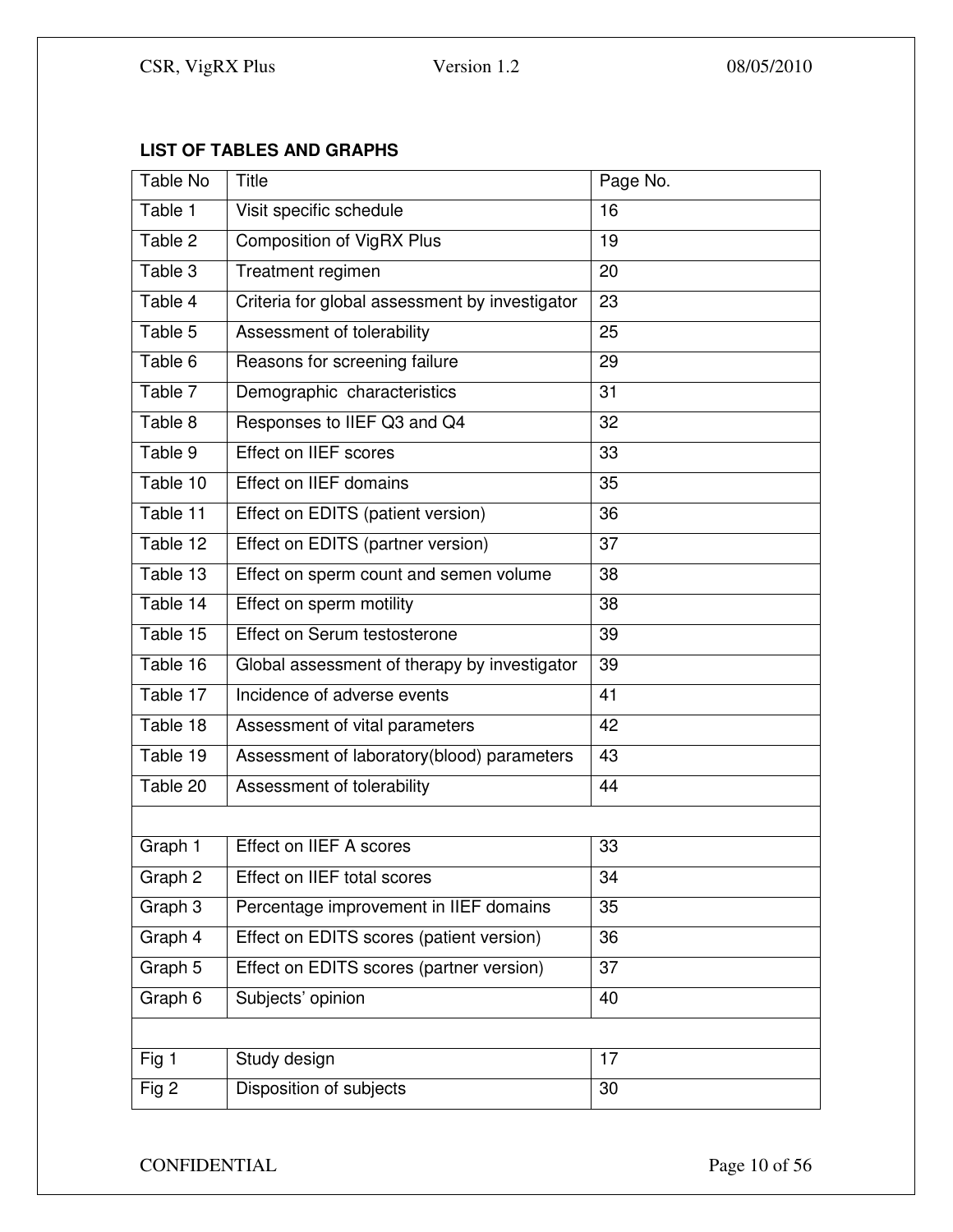**LIST OF TABLES AND GRAPHS**

| Table No | Title | Page No. |
|---|---|---|
| Table 1 | Visit specific schedule | 16 |
| Table 2 | Composition of VigRX Plus | 19 |
| Table 3 | Treatment regimen | 20 |
| Table 4 | Criteria for global assessment by investigator | 23 |
| Table 5 | Assessment of tolerability | 25 |
| Table 6 | Reasons for screening failure | 29 |
| Table 7 | Demographic characteristics | 31 |
| Table 8 | Responses to IIEF Q3 and Q4 | 32 |
| Table 9 | Effect on IIEF scores | 33 |
| Table 10 | Effect on IIEF domains | 35 |
| Table 11 | Effect on EDITS (patient version) | 36 |
| Table 12 | Effect on EDITS (partner version) | 37 |
| Table 13 | Effect on sperm count and semen volume | 38 |
| Table 14 | Effect on sperm motility | 38 |
| Table 15 | Effect on Serum testosterone | 39 |
| Table 16 | Global assessment of therapy by investigator | 39 |
| Table 17 | Incidence of adverse events | 41 |
| Table 18 | Assessment of vital parameters | 42 |
| Table 19 | Assessment of laboratory(blood) parameters | 43 |
| Table 20 | Assessment of tolerability | 44 |
| | | |
| Graph 1 | Effect on IIEF A scores | 33 |
| Graph 2 | Effect on IIEF total scores | 34 |
| Graph 3 | Percentage improvement in IIEF domains | 35 |
| Graph 4 | Effect on EDITS scores (patient version) | 36 |
| Graph 5 | Effect on EDITS scores (partner version) | 37 |
| Graph 6 | Subjects' opinion | 40 |
| | | |
| Fig 1 | Study design | 17 |
| Fig 2 | Disposition of subjects | 30 |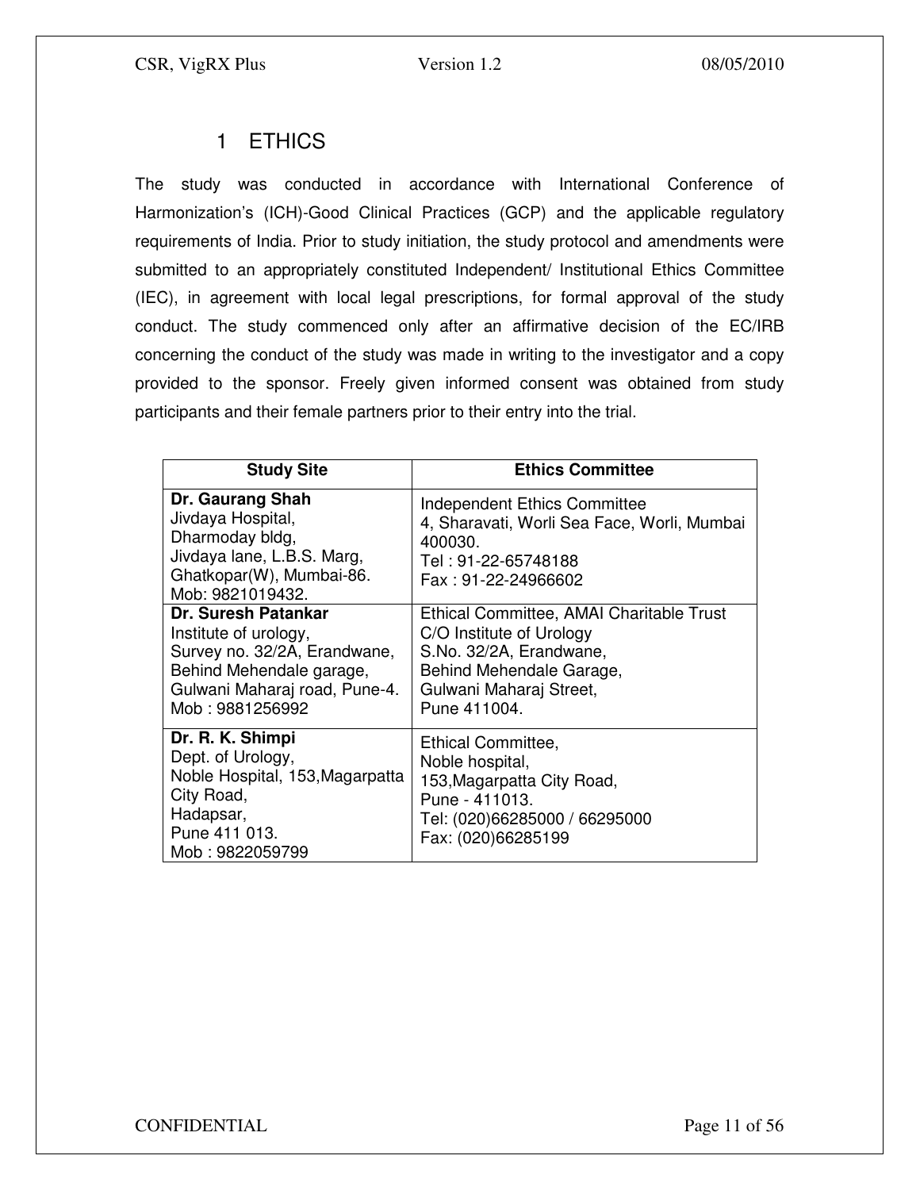# 1 ETHICS

The study was conducted in accordance with International Conference of Harmonization's (ICH)-Good Clinical Practices (GCP) and the applicable regulatory requirements of India. Prior to study initiation, the study protocol and amendments were submitted to an appropriately constituted Independent/ Institutional Ethics Committee (IEC), in agreement with local legal prescriptions, for formal approval of the study conduct. The study commenced only after an affirmative decision of the EC/IRB concerning the conduct of the study was made in writing to the investigator and a copy provided to the sponsor. Freely given informed consent was obtained from study participants and their female partners prior to their entry into the trial.

| Study Site | Ethics Committee |
|---|---|
| **Dr. Gaurang Shah**<br>Jivdaya Hospital,<br>Dharmoday bldg,<br>Jivdaya lane, L.B.S. Marg,<br>Ghatkopar(W), Mumbai-86.<br>Mob: 9821019432. | Independent Ethics Committee<br>4, Sharavati, Worli Sea Face, Worli, Mumbai 400030.<br>Tel : 91-22-65748188<br>Fax : 91-22-24966602 |
| **Dr. Suresh Patankar**<br>Institute of urology,<br>Survey no. 32/2A, Erandwane,<br>Behind Mehendale garage,<br>Gulwani Maharaj road, Pune-4.<br>Mob : 9881256992 | Ethical Committee, AMAI Charitable Trust<br>C/O Institute of Urology<br>S.No. 32/2A, Erandwane,<br>Behind Mehendale Garage,<br>Gulwani Maharaj Street,<br>Pune 411004. |
| **Dr. R. K. Shimpi**<br>Dept. of Urology,<br>Noble Hospital, 153,Magarpatta City Road,<br>Hadapsar,<br>Pune 411 013.<br>Mob : 9822059799 | Ethical Committee,<br>Noble hospital,<br>153,Magarpatta City Road,<br>Pune - 411013.<br>Tel: (020)66285000 / 66295000<br>Fax: (020)66285199 |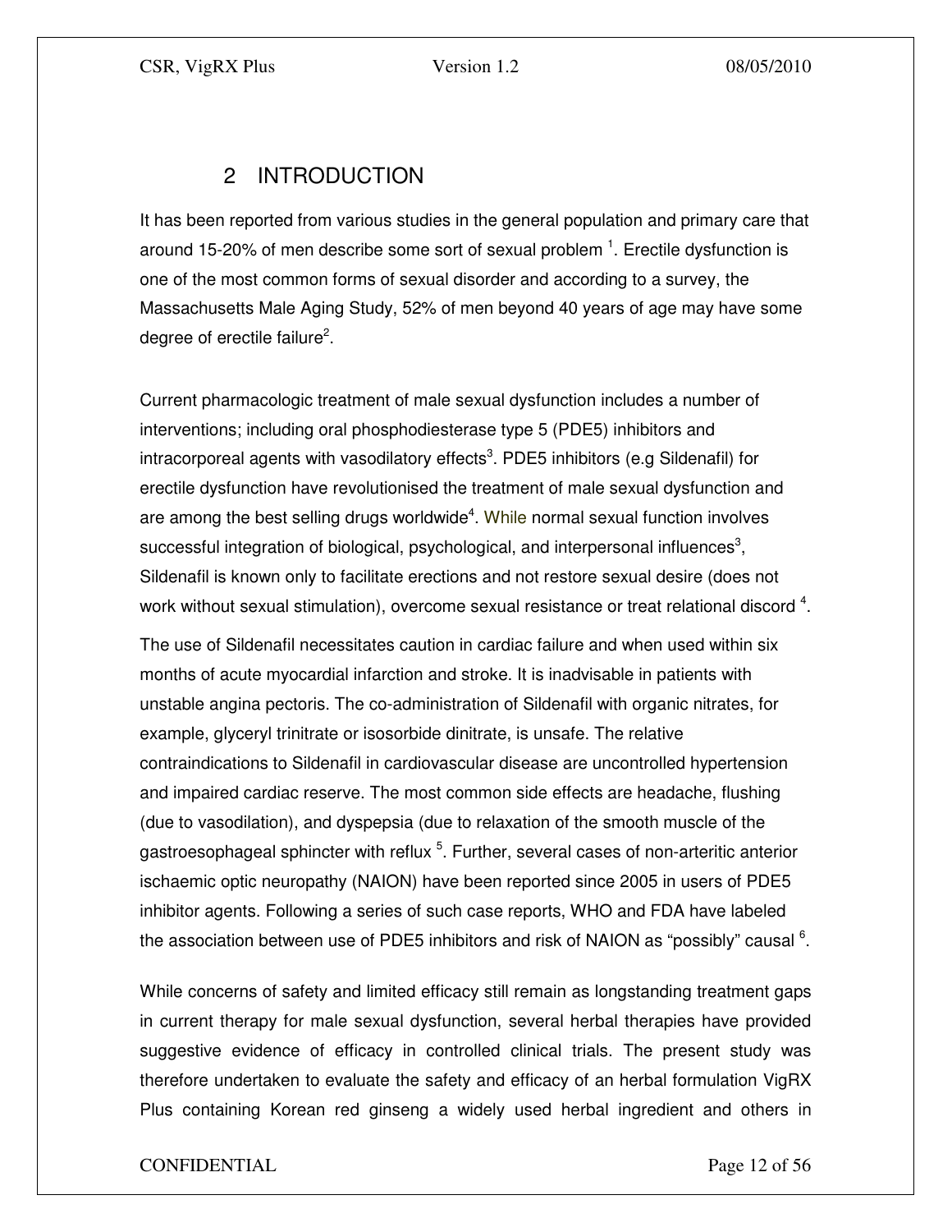## 2 INTRODUCTION

It has been reported from various studies in the general population and primary care that around 15-20% of men describe some sort of sexual problem [1]. Erectile dysfunction is one of the most common forms of sexual disorder and according to a survey, the Massachusetts Male Aging Study, 52% of men beyond 40 years of age may have some degree of erectile failure[2].

Current pharmacologic treatment of male sexual dysfunction includes a number of interventions; including oral phosphodiesterase type 5 (PDE5) inhibitors and intracorporeal agents with vasodilatory effects[3]. PDE5 inhibitors (e.g Sildenafil) for erectile dysfunction have revolutionised the treatment of male sexual dysfunction and are among the best selling drugs worldwide[4]. While normal sexual function involves successful integration of biological, psychological, and interpersonal influences[3], Sildenafil is known only to facilitate erections and not restore sexual desire (does not work without sexual stimulation), overcome sexual resistance or treat relational discord [4].

The use of Sildenafil necessitates caution in cardiac failure and when used within six months of acute myocardial infarction and stroke. It is inadvisable in patients with unstable angina pectoris. The co-administration of Sildenafil with organic nitrates, for example, glyceryl trinitrate or isosorbide dinitrate, is unsafe. The relative contraindications to Sildenafil in cardiovascular disease are uncontrolled hypertension and impaired cardiac reserve. The most common side effects are headache, flushing (due to vasodilation), and dyspepsia (due to relaxation of the smooth muscle of the gastroesophageal sphincter with reflux [5]. Further, several cases of non-arteritic anterior ischaemic optic neuropathy (NAION) have been reported since 2005 in users of PDE5 inhibitor agents. Following a series of such case reports, WHO and FDA have labeled the association between use of PDE5 inhibitors and risk of NAION as “possibly” causal [6].

While concerns of safety and limited efficacy still remain as longstanding treatment gaps in current therapy for male sexual dysfunction, several herbal therapies have provided suggestive evidence of efficacy in controlled clinical trials. The present study was therefore undertaken to evaluate the safety and efficacy of an herbal formulation VigRX Plus containing Korean red ginseng a widely used herbal ingredient and others in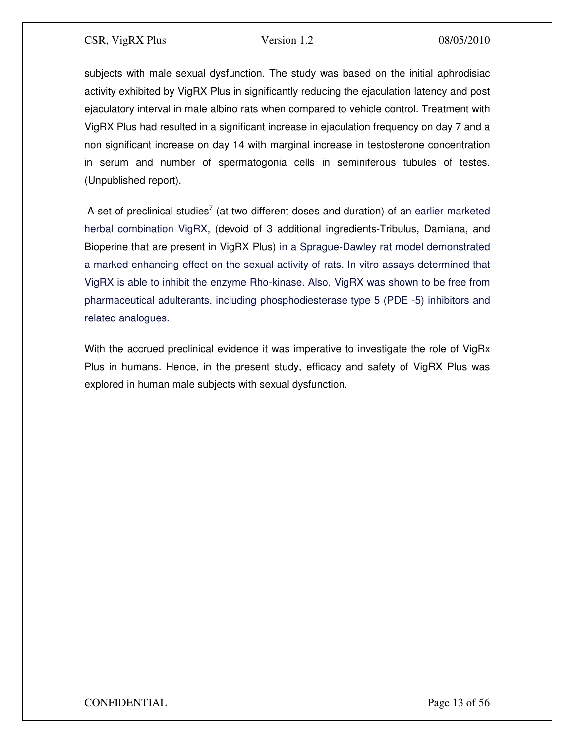subjects with male sexual dysfunction. The study was based on the initial aphrodisiac activity exhibited by VigRX Plus in significantly reducing the ejaculation latency and post ejaculatory interval in male albino rats when compared to vehicle control. Treatment with VigRX Plus had resulted in a significant increase in ejaculation frequency on day 7 and a non significant increase on day 14 with marginal increase in testosterone concentration in serum and number of spermatogonia cells in seminiferous tubules of testes. (Unpublished report).

A set of preclinical studies[7] (at two different doses and duration) of an earlier marketed herbal combination VigRX, (devoid of 3 additional ingredients-Tribulus, Damiana, and Bioperine that are present in VigRX Plus) in a Sprague-Dawley rat model demonstrated a marked enhancing effect on the sexual activity of rats. In vitro assays determined that VigRX is able to inhibit the enzyme Rho-kinase. Also, VigRX was shown to be free from pharmaceutical adulterants, including phosphodiesterase type 5 (PDE -5) inhibitors and related analogues.

With the accrued preclinical evidence it was imperative to investigate the role of VigRx Plus in humans. Hence, in the present study, efficacy and safety of VigRX Plus was explored in human male subjects with sexual dysfunction.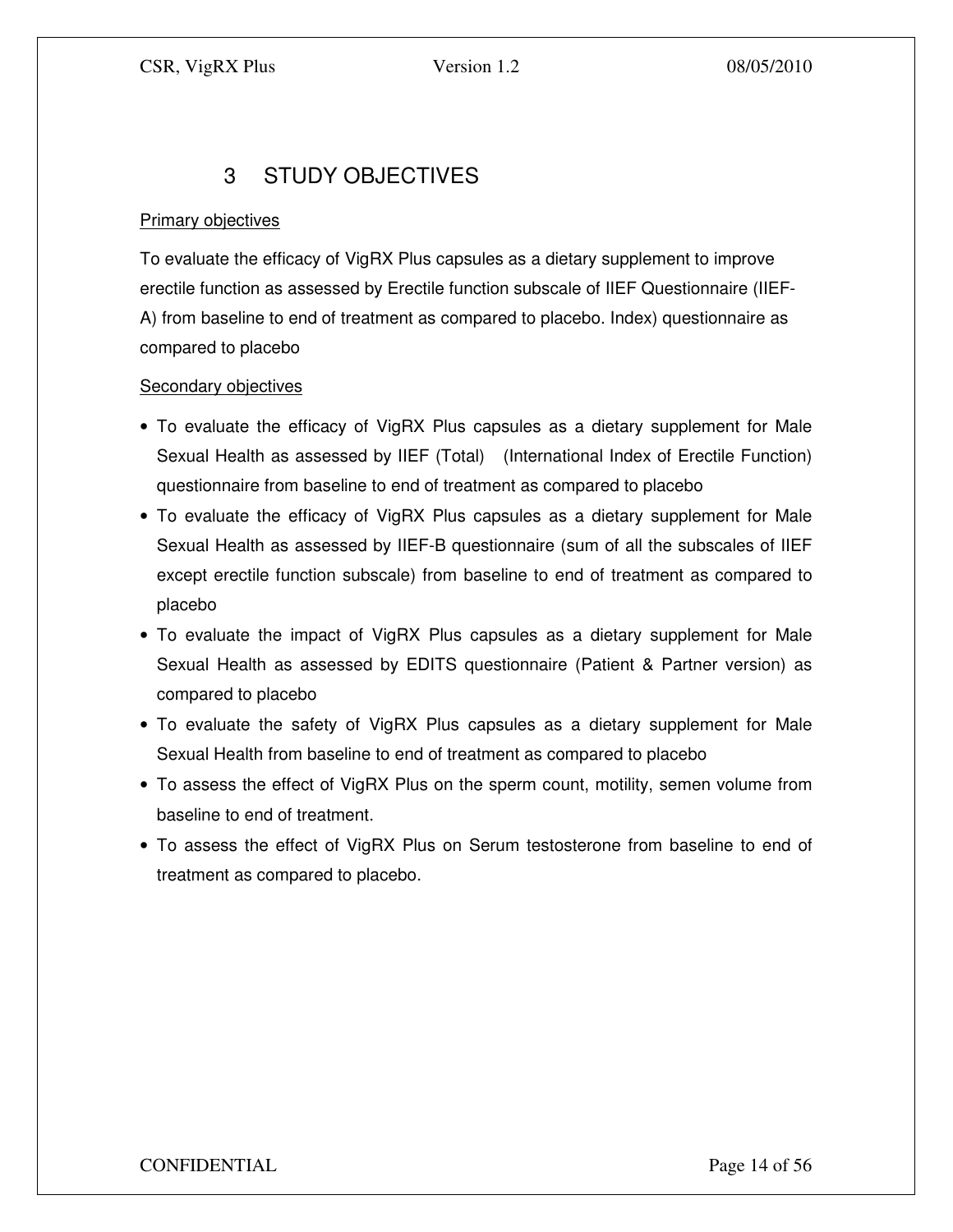# 3 STUDY OBJECTIVES

Primary objectives

To evaluate the efficacy of VigRX Plus capsules as a dietary supplement to improve erectile function as assessed by Erectile function subscale of IIEF Questionnaire (IIEF-A) from baseline to end of treatment as compared to placebo. Index) questionnaire as compared to placebo

Secondary objectives

- To evaluate the efficacy of VigRX Plus capsules as a dietary supplement for Male Sexual Health as assessed by IIEF (Total) (International Index of Erectile Function) questionnaire from baseline to end of treatment as compared to placebo
- To evaluate the efficacy of VigRX Plus capsules as a dietary supplement for Male Sexual Health as assessed by IIEF-B questionnaire (sum of all the subscales of IIEF except erectile function subscale) from baseline to end of treatment as compared to placebo
- To evaluate the impact of VigRX Plus capsules as a dietary supplement for Male Sexual Health as assessed by EDITS questionnaire (Patient & Partner version) as compared to placebo
- To evaluate the safety of VigRX Plus capsules as a dietary supplement for Male Sexual Health from baseline to end of treatment as compared to placebo
- To assess the effect of VigRX Plus on the sperm count, motility, semen volume from baseline to end of treatment.
- To assess the effect of VigRX Plus on Serum testosterone from baseline to end of treatment as compared to placebo.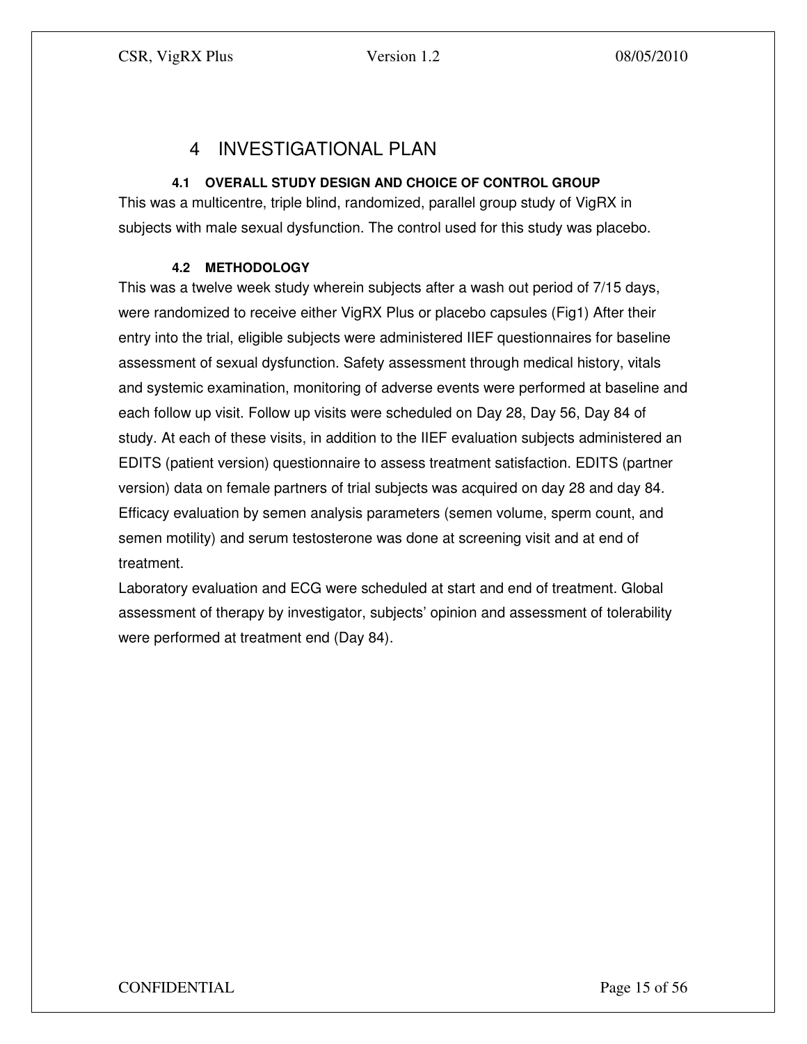# 4 INVESTIGATIONAL PLAN

## 4.1 OVERALL STUDY DESIGN AND CHOICE OF CONTROL GROUP

This was a multicentre, triple blind, randomized, parallel group study of VigRX in subjects with male sexual dysfunction. The control used for this study was placebo.

## 4.2 METHODOLOGY

This was a twelve week study wherein subjects after a wash out period of 7/15 days, were randomized to receive either VigRX Plus or placebo capsules (Fig1) After their entry into the trial, eligible subjects were administered IIEF questionnaires for baseline assessment of sexual dysfunction. Safety assessment through medical history, vitals and systemic examination, monitoring of adverse events were performed at baseline and each follow up visit. Follow up visits were scheduled on Day 28, Day 56, Day 84 of study. At each of these visits, in addition to the IIEF evaluation subjects administered an EDITS (patient version) questionnaire to assess treatment satisfaction. EDITS (partner version) data on female partners of trial subjects was acquired on day 28 and day 84. Efficacy evaluation by semen analysis parameters (semen volume, sperm count, and semen motility) and serum testosterone was done at screening visit and at end of treatment.

Laboratory evaluation and ECG were scheduled at start and end of treatment. Global assessment of therapy by investigator, subjects' opinion and assessment of tolerability were performed at treatment end (Day 84).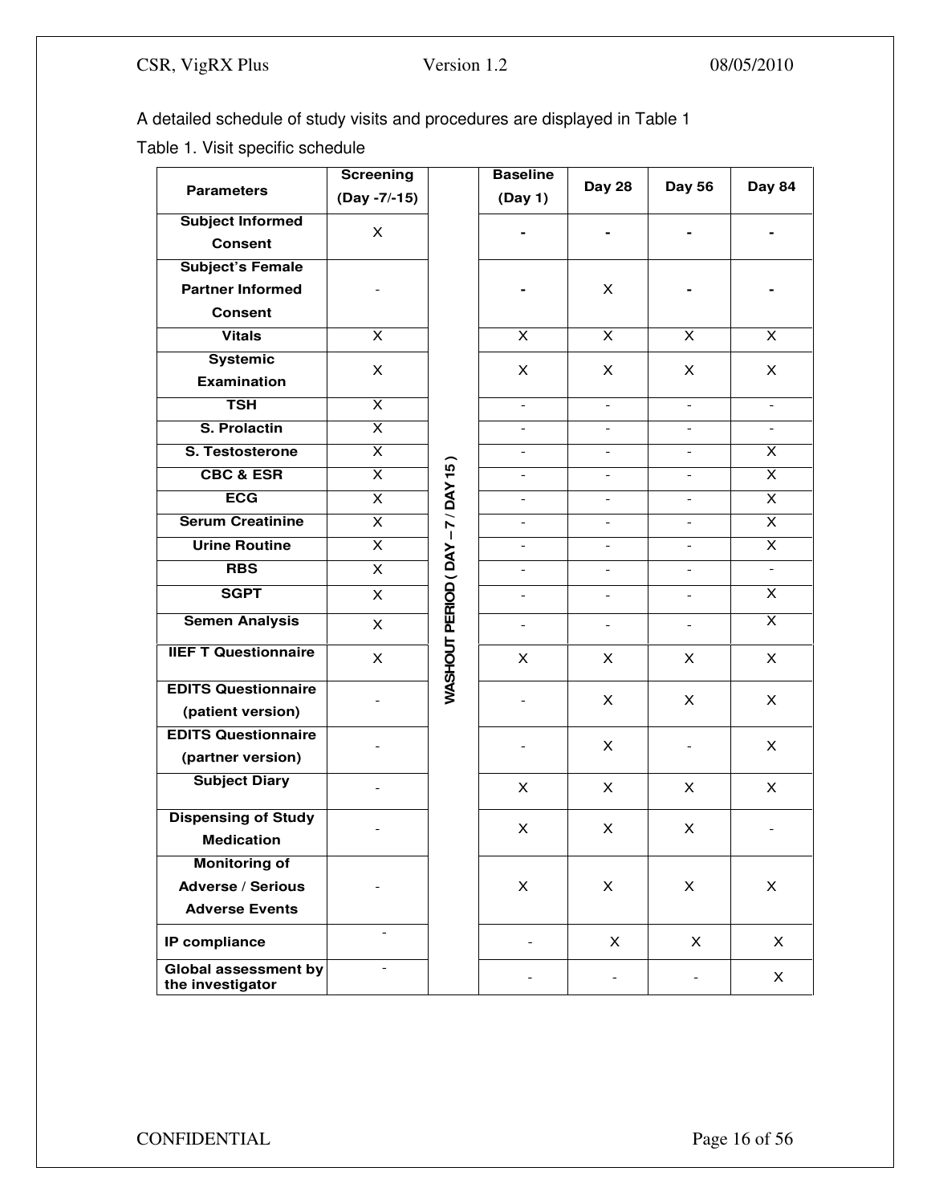A detailed schedule of study visits and procedures are displayed in Table 1

Table 1. Visit specific schedule

| Parameters | Screening (Day -7/-15) | WASHOUT PERIOD ( DAY – 7 / DAY 15 ) | Baseline (Day 1) | Day 28 | Day 56 | Day 84 |
|---|---|---|---|---|---|---|
| Subject Informed Consent | X | | - | - | - | - |
| Subject's Female Partner Informed Consent | - | | - | X | - | - |
| Vitals | X | | X | X | X | X |
| Systemic Examination | X | | X | X | X | X |
| TSH | X | | - | - | - | - |
| S. Prolactin | X | | - | - | - | - |
| S. Testosterone | X | | - | - | - | X |
| CBC & ESR | X | | - | - | - | X |
| ECG | X | | - | - | - | X |
| Serum Creatinine | X | | - | - | - | X |
| Urine Routine | X | | - | - | - | X |
| RBS | X | | - | - | - | - |
| SGPT | X | | - | - | - | X |
| Semen Analysis | X | | - | - | - | X |
| IIEF T Questionnaire | X | | X | X | X | X |
| EDITS Questionnaire (patient version) | - | | - | X | X | X |
| EDITS Questionnaire (partner version) | - | | - | X | - | X |
| Subject Diary | - | | X | X | X | X |
| Dispensing of Study Medication | - | | X | X | X | - |
| Monitoring of Adverse / Serious Adverse Events | - | | X | X | X | X |
| IP compliance | - | | - | X | X | X |
| Global assessment by the investigator | - | | - | - | - | X |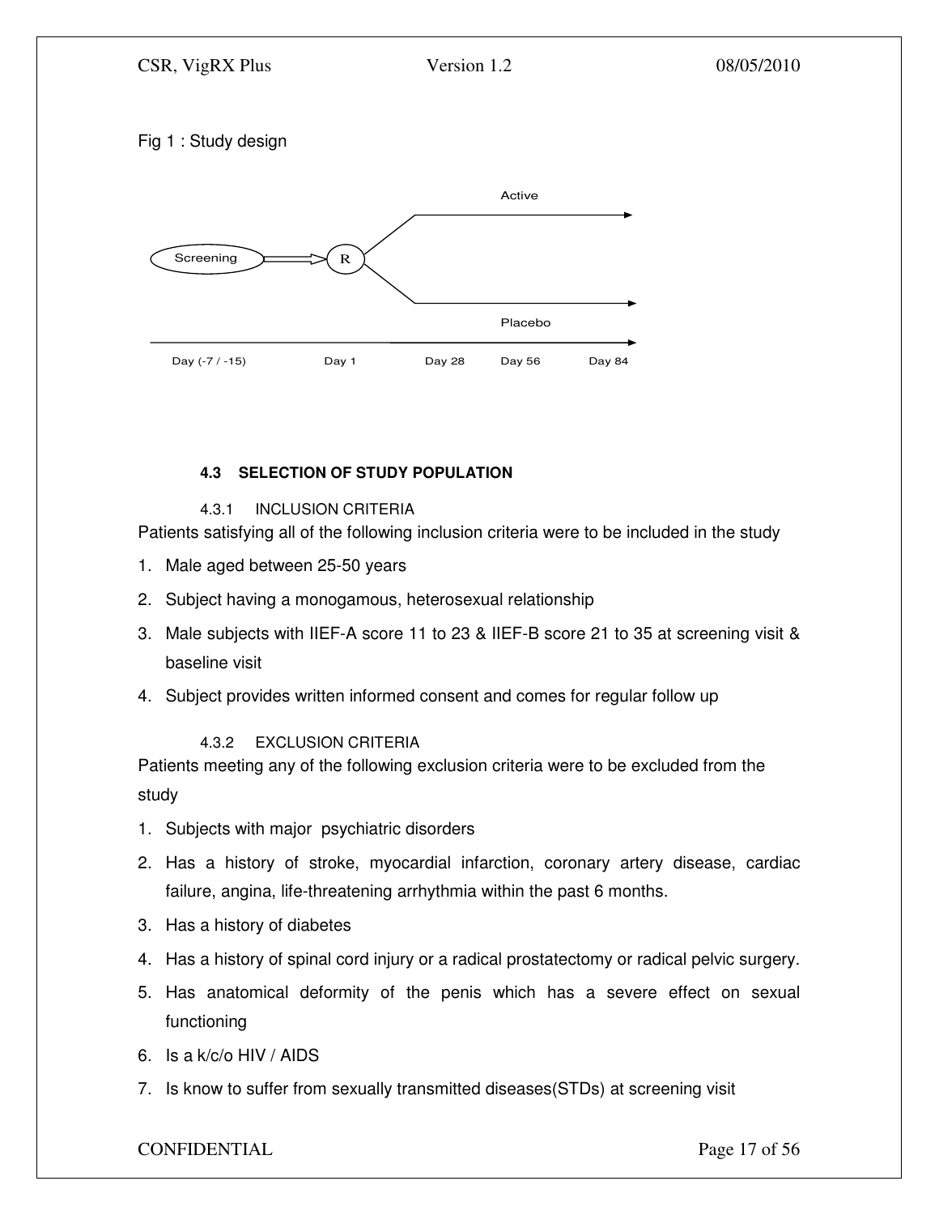Fig 1 : Study design

### 4.3 SELECTION OF STUDY POPULATION

#### 4.3.1 INCLUSION CRITERIA

Patients satisfying all of the following inclusion criteria were to be included in the study

1. Male aged between 25-50 years
2. Subject having a monogamous, heterosexual relationship
3. Male subjects with IIEF-A score 11 to 23 & IIEF-B score 21 to 35 at screening visit & baseline visit
4. Subject provides written informed consent and comes for regular follow up

#### 4.3.2 EXCLUSION CRITERIA

Patients meeting any of the following exclusion criteria were to be excluded from the study

1. Subjects with major psychiatric disorders
2. Has a history of stroke, myocardial infarction, coronary artery disease, cardiac failure, angina, life-threatening arrhythmia within the past 6 months.
3. Has a history of diabetes
4. Has a history of spinal cord injury or a radical prostatectomy or radical pelvic surgery.
5. Has anatomical deformity of the penis which has a severe effect on sexual functioning
6. Is a k/c/o HIV / AIDS
7. Is know to suffer from sexually transmitted diseases(STDs) at screening visit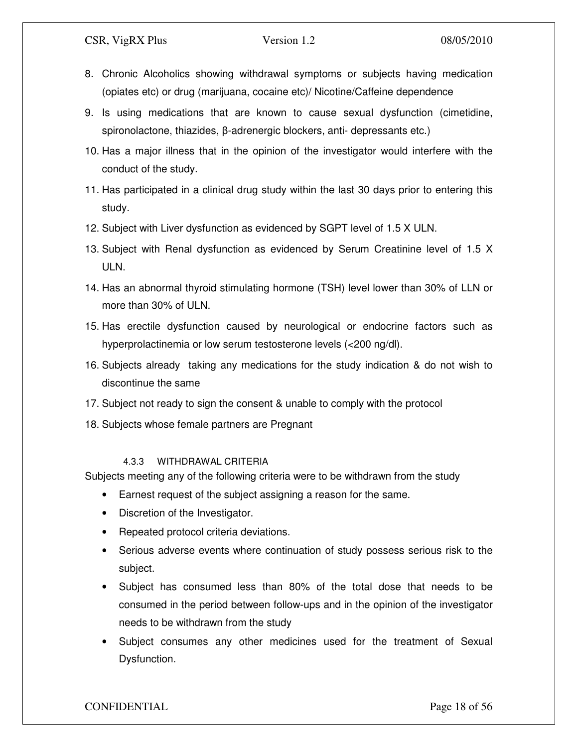8. Chronic Alcoholics showing withdrawal symptoms or subjects having medication (opiates etc) or drug (marijuana, cocaine etc)/ Nicotine/Caffeine dependence
9. Is using medications that are known to cause sexual dysfunction (cimetidine, spironolactone, thiazides, β-adrenergic blockers, anti- depressants etc.)
10. Has a major illness that in the opinion of the investigator would interfere with the conduct of the study.
11. Has participated in a clinical drug study within the last 30 days prior to entering this study.
12. Subject with Liver dysfunction as evidenced by SGPT level of 1.5 X ULN.
13. Subject with Renal dysfunction as evidenced by Serum Creatinine level of 1.5 X ULN.
14. Has an abnormal thyroid stimulating hormone (TSH) level lower than 30% of LLN or more than 30% of ULN.
15. Has erectile dysfunction caused by neurological or endocrine factors such as hyperprolactinemia or low serum testosterone levels (<200 ng/dl).
16. Subjects already taking any medications for the study indication & do not wish to discontinue the same
17. Subject not ready to sign the consent & unable to comply with the protocol
18. Subjects whose female partners are Pregnant

#### 4.3.3 WITHDRAWAL CRITERIA

Subjects meeting any of the following criteria were to be withdrawn from the study

- Earnest request of the subject assigning a reason for the same.
- Discretion of the Investigator.
- Repeated protocol criteria deviations.
- Serious adverse events where continuation of study possess serious risk to the subject.
- Subject has consumed less than 80% of the total dose that needs to be consumed in the period between follow-ups and in the opinion of the investigator needs to be withdrawn from the study
- Subject consumes any other medicines used for the treatment of Sexual Dysfunction.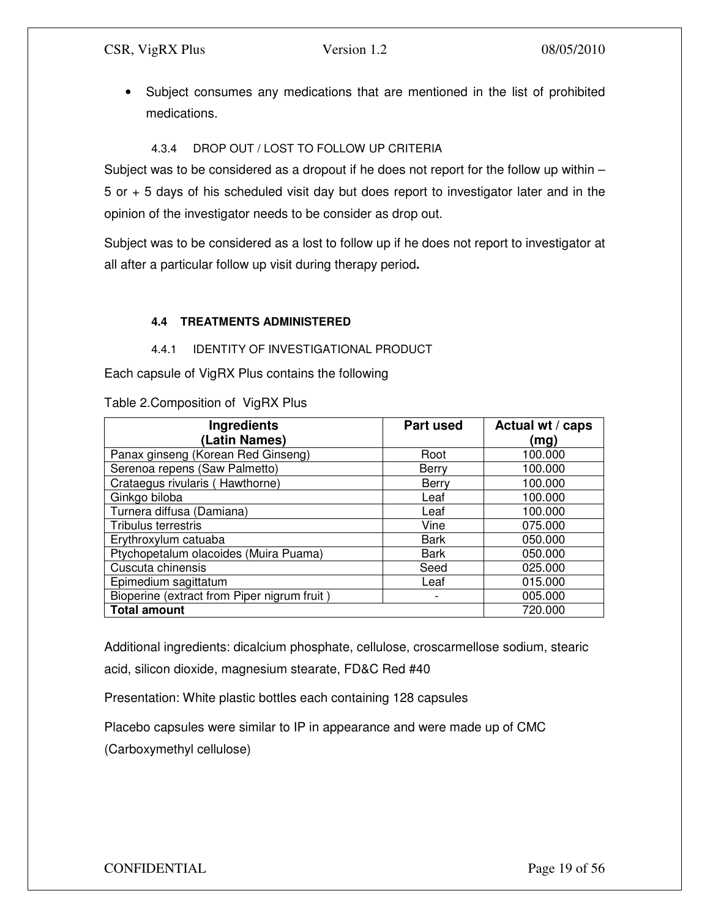- Subject consumes any medications that are mentioned in the list of prohibited medications.

#### 4.3.4 DROP OUT / LOST TO FOLLOW UP CRITERIA

Subject was to be considered as a dropout if he does not report for the follow up within – 5 or + 5 days of his scheduled visit day but does report to investigator later and in the opinion of the investigator needs to be consider as drop out.

Subject was to be considered as a lost to follow up if he does not report to investigator at all after a particular follow up visit during therapy period**.**

### 4.4 TREATMENTS ADMINISTERED

#### 4.4.1 IDENTITY OF INVESTIGATIONAL PRODUCT

Each capsule of VigRX Plus contains the following

Table 2.Composition of VigRX Plus

| Ingredients (Latin Names) | Part used | Actual wt / caps (mg) |
|---|---|---|
| Panax ginseng (Korean Red Ginseng) | Root | 100.000 |
| Serenoa repens (Saw Palmetto) | Berry | 100.000 |
| Crataegus rivularis ( Hawthorne) | Berry | 100.000 |
| Ginkgo biloba | Leaf | 100.000 |
| Turnera diffusa (Damiana) | Leaf | 100.000 |
| Tribulus terrestris | Vine | 075.000 |
| Erythroxylum catuaba | Bark | 050.000 |
| Ptychopetalum olacoides (Muira Puama) | Bark | 050.000 |
| Cuscuta chinensis | Seed | 025.000 |
| Epimedium sagittatum | Leaf | 015.000 |
| Bioperine (extract from Piper nigrum fruit ) | - | 005.000 |
| **Total amount** | | 720.000 |

Additional ingredients: dicalcium phosphate, cellulose, croscarmellose sodium, stearic acid, silicon dioxide, magnesium stearate, FD&C Red #40

Presentation: White plastic bottles each containing 128 capsules

Placebo capsules were similar to IP in appearance and were made up of CMC (Carboxymethyl cellulose)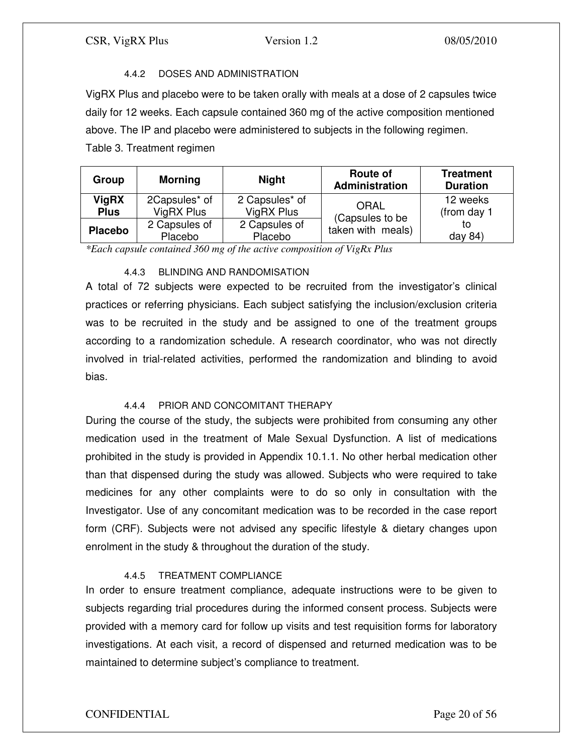#### 4.4.2 DOSES AND ADMINISTRATION

VigRX Plus and placebo were to be taken orally with meals at a dose of 2 capsules twice daily for 12 weeks. Each capsule contained 360 mg of the active composition mentioned above. The IP and placebo were administered to subjects in the following regimen.

Table 3. Treatment regimen

| Group | Morning | Night | Route of Administration | Treatment Duration |
|---|---|---|---|---|
| **VigRX Plus** | 2Capsules* of VigRX Plus | 2 Capsules* of VigRX Plus | ORAL (Capsules to be taken with meals) | 12 weeks (from day 1 to day 84) |
| **Placebo** | 2 Capsules of Placebo | 2 Capsules of Placebo | | |

*\*Each capsule contained 360 mg of the active composition of VigRx Plus*

#### 4.4.3 BLINDING AND RANDOMISATION

A total of 72 subjects were expected to be recruited from the investigator's clinical practices or referring physicians. Each subject satisfying the inclusion/exclusion criteria was to be recruited in the study and be assigned to one of the treatment groups according to a randomization schedule. A research coordinator, who was not directly involved in trial-related activities, performed the randomization and blinding to avoid bias.

#### 4.4.4 PRIOR AND CONCOMITANT THERAPY

During the course of the study, the subjects were prohibited from consuming any other medication used in the treatment of Male Sexual Dysfunction. A list of medications prohibited in the study is provided in Appendix 10.1.1. No other herbal medication other than that dispensed during the study was allowed. Subjects who were required to take medicines for any other complaints were to do so only in consultation with the Investigator. Use of any concomitant medication was to be recorded in the case report form (CRF). Subjects were not advised any specific lifestyle & dietary changes upon enrolment in the study & throughout the duration of the study.

#### 4.4.5 TREATMENT COMPLIANCE

In order to ensure treatment compliance, adequate instructions were to be given to subjects regarding trial procedures during the informed consent process. Subjects were provided with a memory card for follow up visits and test requisition forms for laboratory investigations. At each visit, a record of dispensed and returned medication was to be maintained to determine subject's compliance to treatment.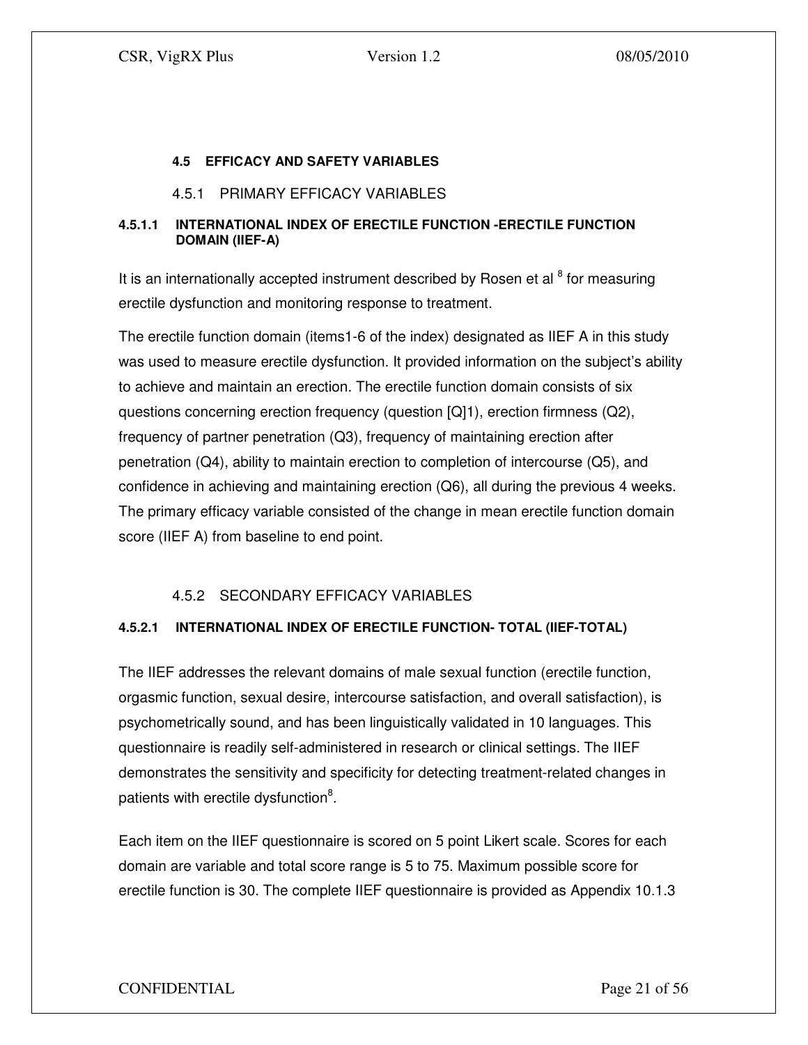### 4.5 EFFICACY AND SAFETY VARIABLES

#### 4.5.1 PRIMARY EFFICACY VARIABLES

##### 4.5.1.1 INTERNATIONAL INDEX OF ERECTILE FUNCTION -ERECTILE FUNCTION DOMAIN (IIEF-A)

It is an internationally accepted instrument described by Rosen et al [8] for measuring erectile dysfunction and monitoring response to treatment.

The erectile function domain (items1-6 of the index) designated as IIEF A in this study was used to measure erectile dysfunction. It provided information on the subject's ability to achieve and maintain an erection. The erectile function domain consists of six questions concerning erection frequency (question [Q]1), erection firmness (Q2), frequency of partner penetration (Q3), frequency of maintaining erection after penetration (Q4), ability to maintain erection to completion of intercourse (Q5), and confidence in achieving and maintaining erection (Q6), all during the previous 4 weeks. The primary efficacy variable consisted of the change in mean erectile function domain score (IIEF A) from baseline to end point.

#### 4.5.2 SECONDARY EFFICACY VARIABLES

##### 4.5.2.1 INTERNATIONAL INDEX OF ERECTILE FUNCTION- TOTAL (IIEF-TOTAL)

The IIEF addresses the relevant domains of male sexual function (erectile function, orgasmic function, sexual desire, intercourse satisfaction, and overall satisfaction), is psychometrically sound, and has been linguistically validated in 10 languages. This questionnaire is readily self-administered in research or clinical settings. The IIEF demonstrates the sensitivity and specificity for detecting treatment-related changes in patients with erectile dysfunction[8].

Each item on the IIEF questionnaire is scored on 5 point Likert scale. Scores for each domain are variable and total score range is 5 to 75. Maximum possible score for erectile function is 30. The complete IIEF questionnaire is provided as Appendix 10.1.3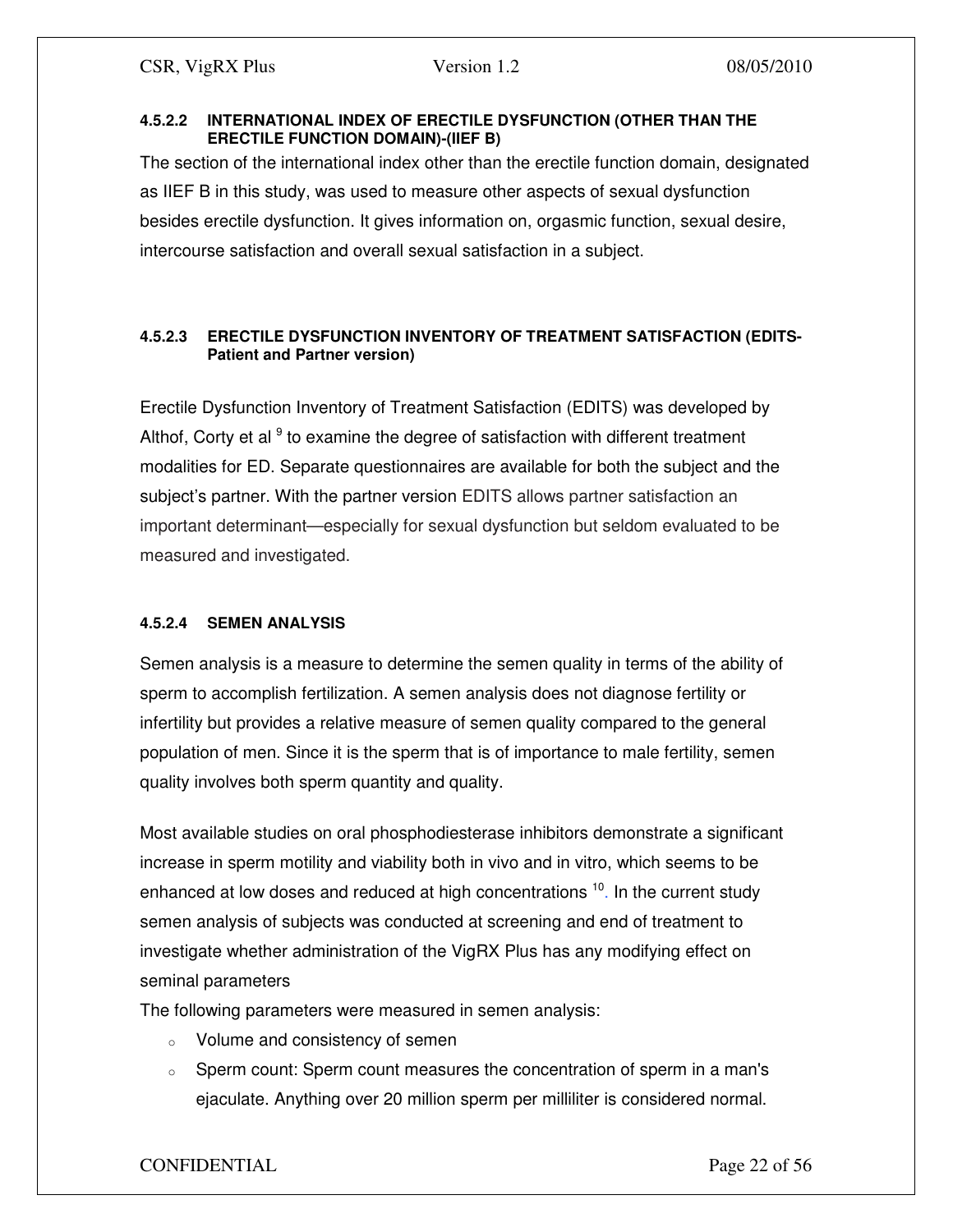#### 4.5.2.2 INTERNATIONAL INDEX OF ERECTILE DYSFUNCTION (OTHER THAN THE ERECTILE FUNCTION DOMAIN)-(IIEF B)

The section of the international index other than the erectile function domain, designated as IIEF B in this study, was used to measure other aspects of sexual dysfunction besides erectile dysfunction. It gives information on, orgasmic function, sexual desire, intercourse satisfaction and overall sexual satisfaction in a subject.

#### 4.5.2.3 ERECTILE DYSFUNCTION INVENTORY OF TREATMENT SATISFACTION (EDITS-Patient and Partner version)

Erectile Dysfunction Inventory of Treatment Satisfaction (EDITS) was developed by Althof, Corty et al [9] to examine the degree of satisfaction with different treatment modalities for ED. Separate questionnaires are available for both the subject and the subject's partner. With the partner version EDITS allows partner satisfaction an important determinant—especially for sexual dysfunction but seldom evaluated to be measured and investigated.

#### 4.5.2.4 SEMEN ANALYSIS

Semen analysis is a measure to determine the semen quality in terms of the ability of sperm to accomplish fertilization. A semen analysis does not diagnose fertility or infertility but provides a relative measure of semen quality compared to the general population of men. Since it is the sperm that is of importance to male fertility, semen quality involves both sperm quantity and quality.

Most available studies on oral phosphodiesterase inhibitors demonstrate a significant increase in sperm motility and viability both in vivo and in vitro, which seems to be enhanced at low doses and reduced at high concentrations [10]. In the current study semen analysis of subjects was conducted at screening and end of treatment to investigate whether administration of the VigRX Plus has any modifying effect on seminal parameters

The following parameters were measured in semen analysis:

- Volume and consistency of semen
- Sperm count: Sperm count measures the concentration of sperm in a man's ejaculate. Anything over 20 million sperm per milliliter is considered normal.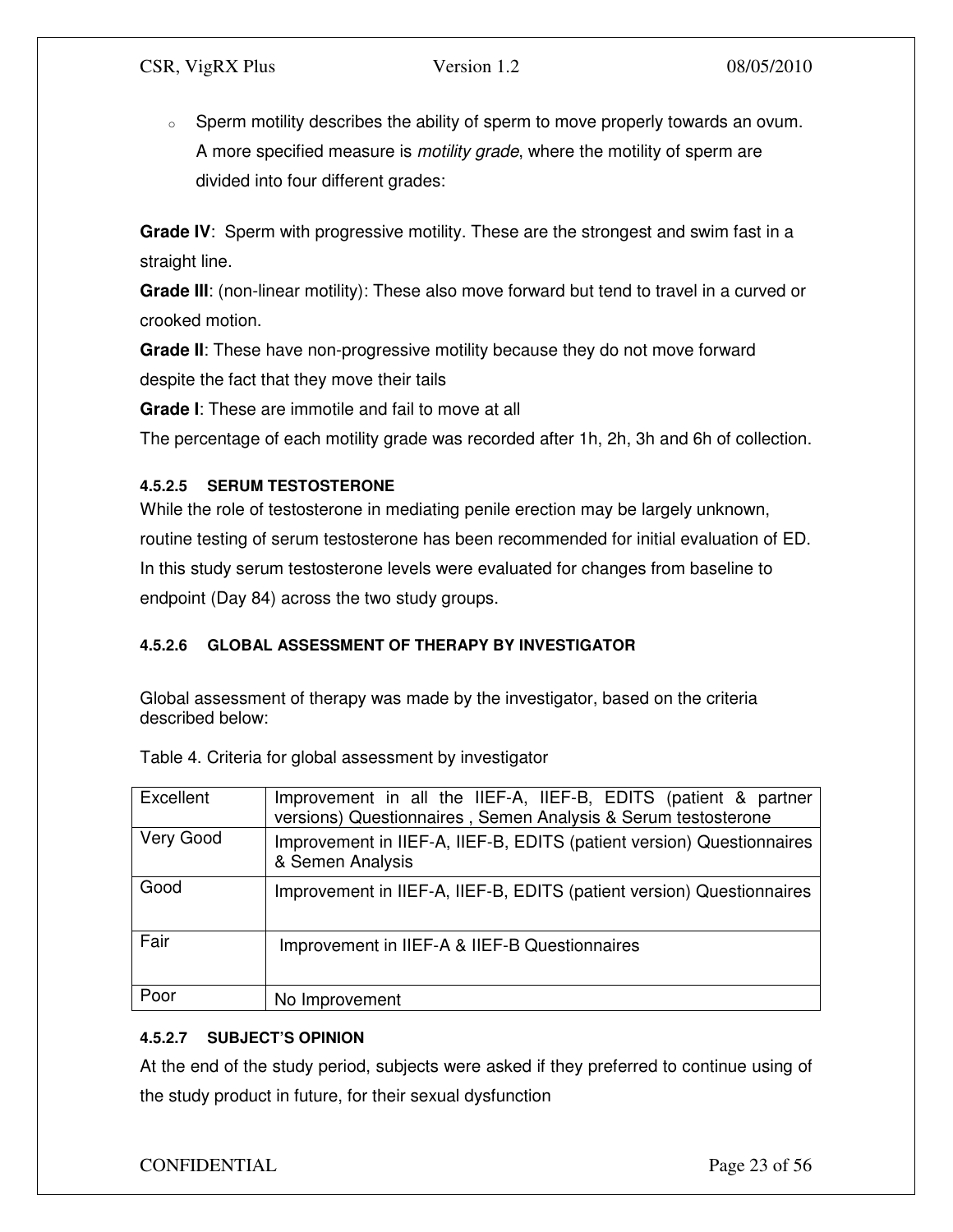- Sperm motility describes the ability of sperm to move properly towards an ovum. A more specified measure is *motility grade*, where the motility of sperm are divided into four different grades:

**Grade IV**: Sperm with progressive motility. These are the strongest and swim fast in a straight line.

**Grade III**: (non-linear motility): These also move forward but tend to travel in a curved or crooked motion.

**Grade II**: These have non-progressive motility because they do not move forward despite the fact that they move their tails

**Grade I**: These are immotile and fail to move at all

The percentage of each motility grade was recorded after 1h, 2h, 3h and 6h of collection.

#### 4.5.2.5 SERUM TESTOSTERONE

While the role of testosterone in mediating penile erection may be largely unknown, routine testing of serum testosterone has been recommended for initial evaluation of ED. In this study serum testosterone levels were evaluated for changes from baseline to endpoint (Day 84) across the two study groups.

#### 4.5.2.6 GLOBAL ASSESSMENT OF THERAPY BY INVESTIGATOR

Global assessment of therapy was made by the investigator, based on the criteria described below:

Table 4. Criteria for global assessment by investigator

| | |
|---|---|
| Excellent | Improvement in all the IIEF-A, IIEF-B, EDITS (patient & partner versions) Questionnaires , Semen Analysis & Serum testosterone |
| Very Good | Improvement in IIEF-A, IIEF-B, EDITS (patient version) Questionnaires & Semen Analysis |
| Good | Improvement in IIEF-A, IIEF-B, EDITS (patient version) Questionnaires |
| Fair | Improvement in IIEF-A & IIEF-B Questionnaires |
| Poor | No Improvement |

#### 4.5.2.7 SUBJECT'S OPINION

At the end of the study period, subjects were asked if they preferred to continue using of the study product in future, for their sexual dysfunction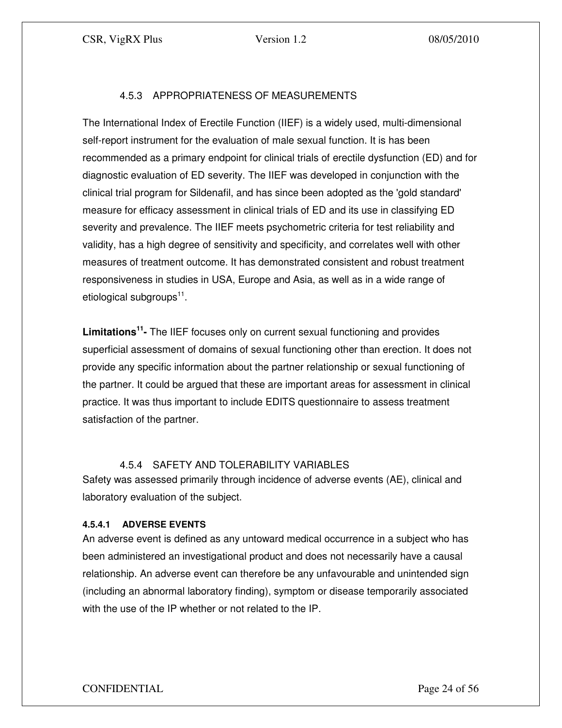### 4.5.3 APPROPRIATENESS OF MEASUREMENTS

The International Index of Erectile Function (IIEF) is a widely used, multi-dimensional self-report instrument for the evaluation of male sexual function. It is has been recommended as a primary endpoint for clinical trials of erectile dysfunction (ED) and for diagnostic evaluation of ED severity. The IIEF was developed in conjunction with the clinical trial program for Sildenafil, and has since been adopted as the 'gold standard' measure for efficacy assessment in clinical trials of ED and its use in classifying ED severity and prevalence. The IIEF meets psychometric criteria for test reliability and validity, has a high degree of sensitivity and specificity, and correlates well with other measures of treatment outcome. It has demonstrated consistent and robust treatment responsiveness in studies in USA, Europe and Asia, as well as in a wide range of etiological subgroups[11].

**Limitations[11]-** The IIEF focuses only on current sexual functioning and provides superficial assessment of domains of sexual functioning other than erection. It does not provide any specific information about the partner relationship or sexual functioning of the partner. It could be argued that these are important areas for assessment in clinical practice. It was thus important to include EDITS questionnaire to assess treatment satisfaction of the partner.

### 4.5.4 SAFETY AND TOLERABILITY VARIABLES

Safety was assessed primarily through incidence of adverse events (AE), clinical and laboratory evaluation of the subject.

#### 4.5.4.1 ADVERSE EVENTS

An adverse event is defined as any untoward medical occurrence in a subject who has been administered an investigational product and does not necessarily have a causal relationship. An adverse event can therefore be any unfavourable and unintended sign (including an abnormal laboratory finding), symptom or disease temporarily associated with the use of the IP whether or not related to the IP.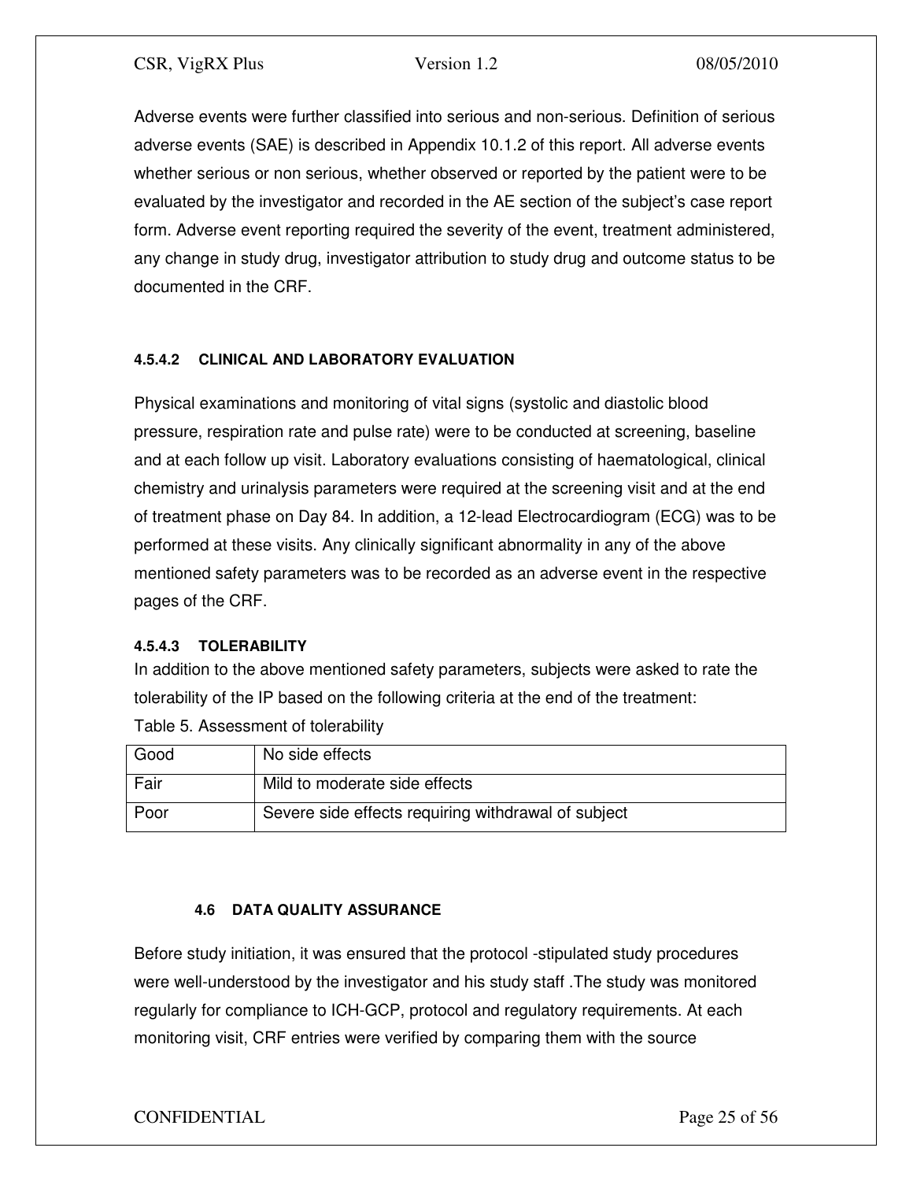Adverse events were further classified into serious and non-serious. Definition of serious adverse events (SAE) is described in Appendix 10.1.2 of this report. All adverse events whether serious or non serious, whether observed or reported by the patient were to be evaluated by the investigator and recorded in the AE section of the subject's case report form. Adverse event reporting required the severity of the event, treatment administered, any change in study drug, investigator attribution to study drug and outcome status to be documented in the CRF.

#### 4.5.4.2 CLINICAL AND LABORATORY EVALUATION

Physical examinations and monitoring of vital signs (systolic and diastolic blood pressure, respiration rate and pulse rate) were to be conducted at screening, baseline and at each follow up visit. Laboratory evaluations consisting of haematological, clinical chemistry and urinalysis parameters were required at the screening visit and at the end of treatment phase on Day 84. In addition, a 12-lead Electrocardiogram (ECG) was to be performed at these visits. Any clinically significant abnormality in any of the above mentioned safety parameters was to be recorded as an adverse event in the respective pages of the CRF.

#### 4.5.4.3 TOLERABILITY

In addition to the above mentioned safety parameters, subjects were asked to rate the tolerability of the IP based on the following criteria at the end of the treatment:

Table 5. Assessment of tolerability

| | |
|---|---|
| Good | No side effects |
| Fair | Mild to moderate side effects |
| Poor | Severe side effects requiring withdrawal of subject |

### 4.6 DATA QUALITY ASSURANCE

Before study initiation, it was ensured that the protocol -stipulated study procedures were well-understood by the investigator and his study staff .The study was monitored regularly for compliance to ICH-GCP, protocol and regulatory requirements. At each monitoring visit, CRF entries were verified by comparing them with the source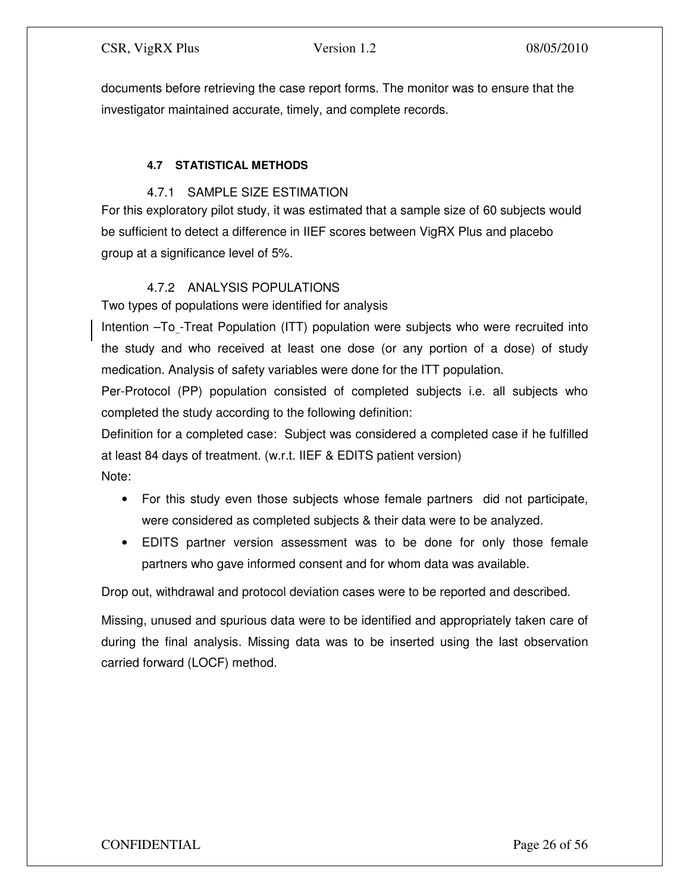documents before retrieving the case report forms. The monitor was to ensure that the investigator maintained accurate, timely, and complete records.

### 4.7 STATISTICAL METHODS

#### 4.7.1 SAMPLE SIZE ESTIMATION

For this exploratory pilot study, it was estimated that a sample size of 60 subjects would be sufficient to detect a difference in IIEF scores between VigRX Plus and placebo group at a significance level of 5%.

#### 4.7.2 ANALYSIS POPULATIONS

Two types of populations were identified for analysis

Intention –To -Treat Population (ITT) population were subjects who were recruited into the study and who received at least one dose (or any portion of a dose) of study medication. Analysis of safety variables were done for the ITT population.

Per-Protocol (PP) population consisted of completed subjects i.e. all subjects who completed the study according to the following definition:

Definition for a completed case: Subject was considered a completed case if he fulfilled at least 84 days of treatment. (w.r.t. IIEF & EDITS patient version)

Note:

- For this study even those subjects whose female partners did not participate, were considered as completed subjects & their data were to be analyzed.
- EDITS partner version assessment was to be done for only those female partners who gave informed consent and for whom data was available.

Drop out, withdrawal and protocol deviation cases were to be reported and described.

Missing, unused and spurious data were to be identified and appropriately taken care of during the final analysis. Missing data was to be inserted using the last observation carried forward (LOCF) method.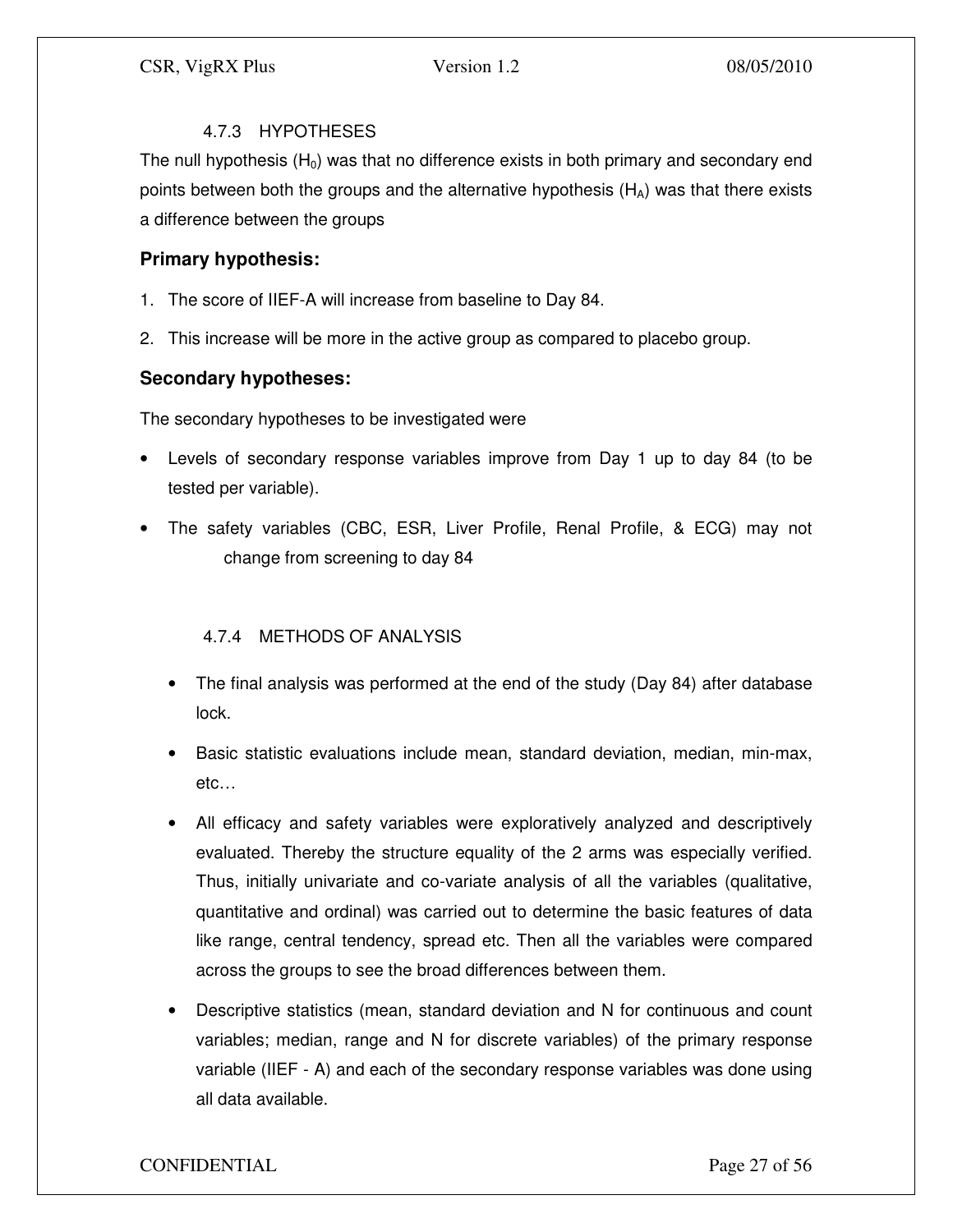#### 4.7.3 HYPOTHESES

The null hypothesis ($H_0$) was that no difference exists in both primary and secondary end points between both the groups and the alternative hypothesis ($H_A$) was that there exists a difference between the groups

### Primary hypothesis:

1. The score of IIEF-A will increase from baseline to Day 84.
2. This increase will be more in the active group as compared to placebo group.

### Secondary hypotheses:

The secondary hypotheses to be investigated were

- Levels of secondary response variables improve from Day 1 up to day 84 (to be tested per variable).
- The safety variables (CBC, ESR, Liver Profile, Renal Profile, & ECG) may not change from screening to day 84

#### 4.7.4 METHODS OF ANALYSIS

- The final analysis was performed at the end of the study (Day 84) after database lock.
- Basic statistic evaluations include mean, standard deviation, median, min-max, etc…
- All efficacy and safety variables were exploratively analyzed and descriptively evaluated. Thereby the structure equality of the 2 arms was especially verified. Thus, initially univariate and co-variate analysis of all the variables (qualitative, quantitative and ordinal) was carried out to determine the basic features of data like range, central tendency, spread etc. Then all the variables were compared across the groups to see the broad differences between them.
- Descriptive statistics (mean, standard deviation and N for continuous and count variables; median, range and N for discrete variables) of the primary response variable (IIEF - A) and each of the secondary response variables was done using all data available.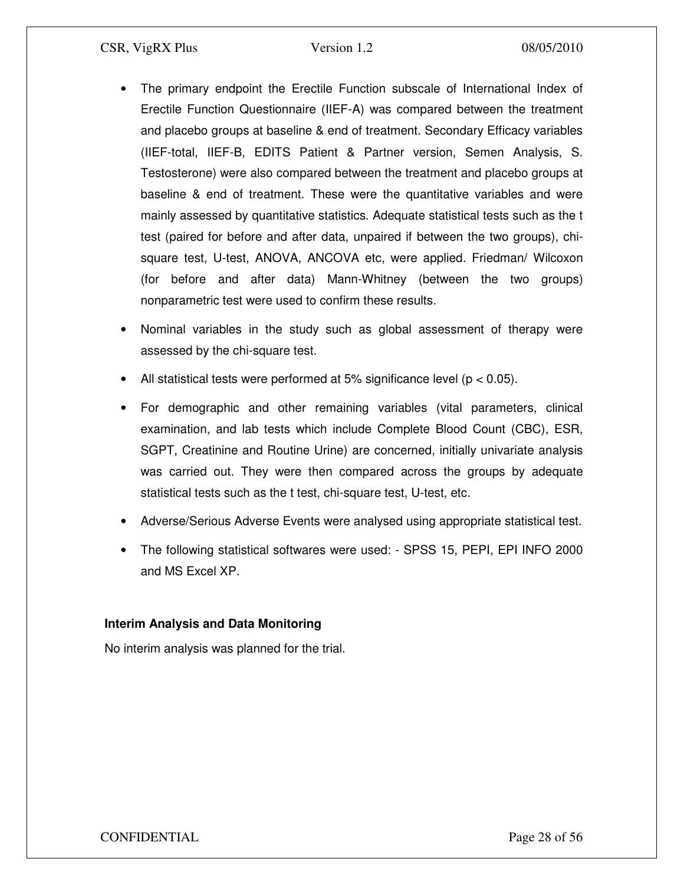- The primary endpoint the Erectile Function subscale of International Index of Erectile Function Questionnaire (IIEF-A) was compared between the treatment and placebo groups at baseline & end of treatment. Secondary Efficacy variables (IIEF-total, IIEF-B, EDITS Patient & Partner version, Semen Analysis, S. Testosterone) were also compared between the treatment and placebo groups at baseline & end of treatment. These were the quantitative variables and were mainly assessed by quantitative statistics. Adequate statistical tests such as the t test (paired for before and after data, unpaired if between the two groups), chi-square test, U-test, ANOVA, ANCOVA etc, were applied. Friedman/ Wilcoxon (for before and after data) Mann-Whitney (between the two groups) nonparametric test were used to confirm these results.
- Nominal variables in the study such as global assessment of therapy were assessed by the chi-square test.
- All statistical tests were performed at 5% significance level ($p < 0.05$).
- For demographic and other remaining variables (vital parameters, clinical examination, and lab tests which include Complete Blood Count (CBC), ESR, SGPT, Creatinine and Routine Urine) are concerned, initially univariate analysis was carried out. They were then compared across the groups by adequate statistical tests such as the t test, chi-square test, U-test, etc.
- Adverse/Serious Adverse Events were analysed using appropriate statistical test.
- The following statistical softwares were used: - SPSS 15, PEPI, EPI INFO 2000 and MS Excel XP.

**Interim Analysis and Data Monitoring**

No interim analysis was planned for the trial.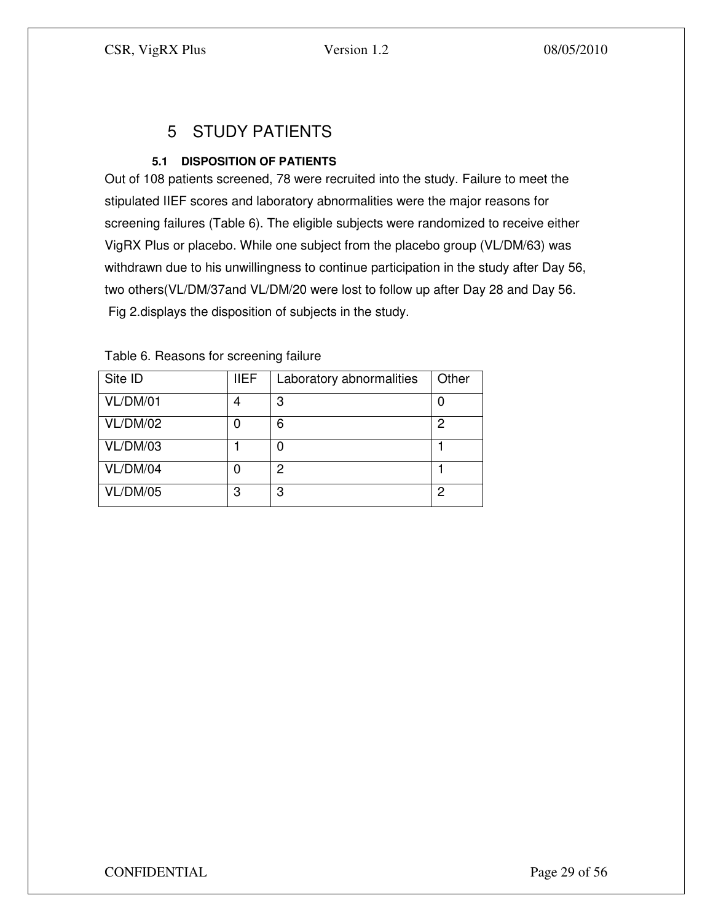# 5 STUDY PATIENTS

### 5.1 DISPOSITION OF PATIENTS

Out of 108 patients screened, 78 were recruited into the study. Failure to meet the stipulated IIEF scores and laboratory abnormalities were the major reasons for screening failures (Table 6). The eligible subjects were randomized to receive either VigRX Plus or placebo. While one subject from the placebo group (VL/DM/63) was withdrawn due to his unwillingness to continue participation in the study after Day 56, two others(VL/DM/37and VL/DM/20 were lost to follow up after Day 28 and Day 56. Fig 2.displays the disposition of subjects in the study.

Table 6. Reasons for screening failure

| Site ID | IIEF | Laboratory abnormalities | Other |
|---|---|---|---|
| VL/DM/01 | 4 | 3 | 0 |
| VL/DM/02 | 0 | 6 | 2 |
| VL/DM/03 | 1 | 0 | 1 |
| VL/DM/04 | 0 | 2 | 1 |
| VL/DM/05 | 3 | 3 | 2 |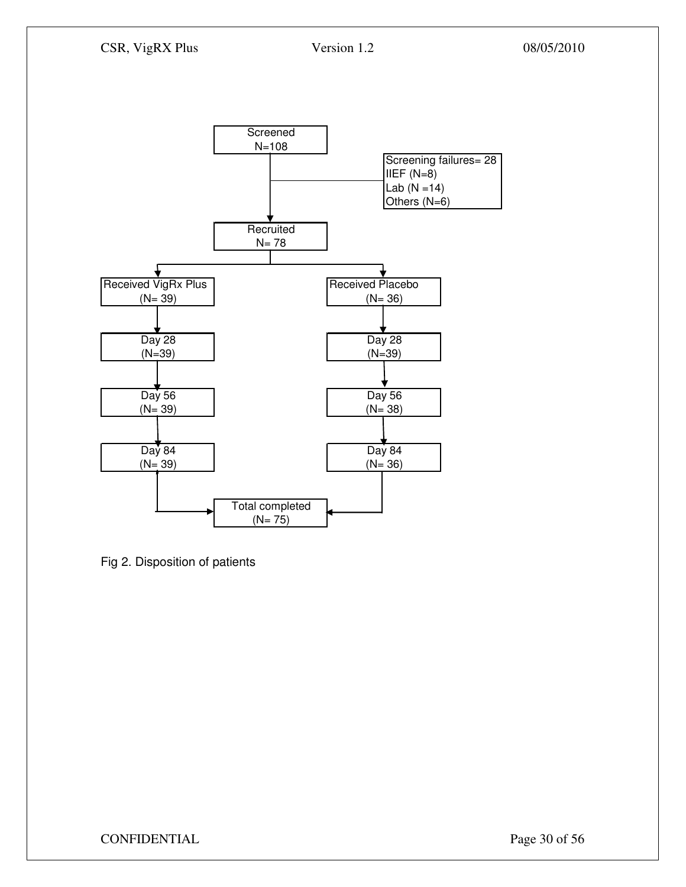Screened
N=108

Screening failures= 28
IIEF (N=8)
Lab (N =14)
Others (N=6)

Recruited
N= 78

Received VigRx Plus
(N= 39)

Received Placebo
(N= 36)

Day 28
(N=39)

Day 28
(N=39)

Day 56
(N= 39)

Day 56
(N= 38)

Day 84
(N= 39)

Day 84
(N= 36)

Total completed
(N= 75)

Fig 2. Disposition of patients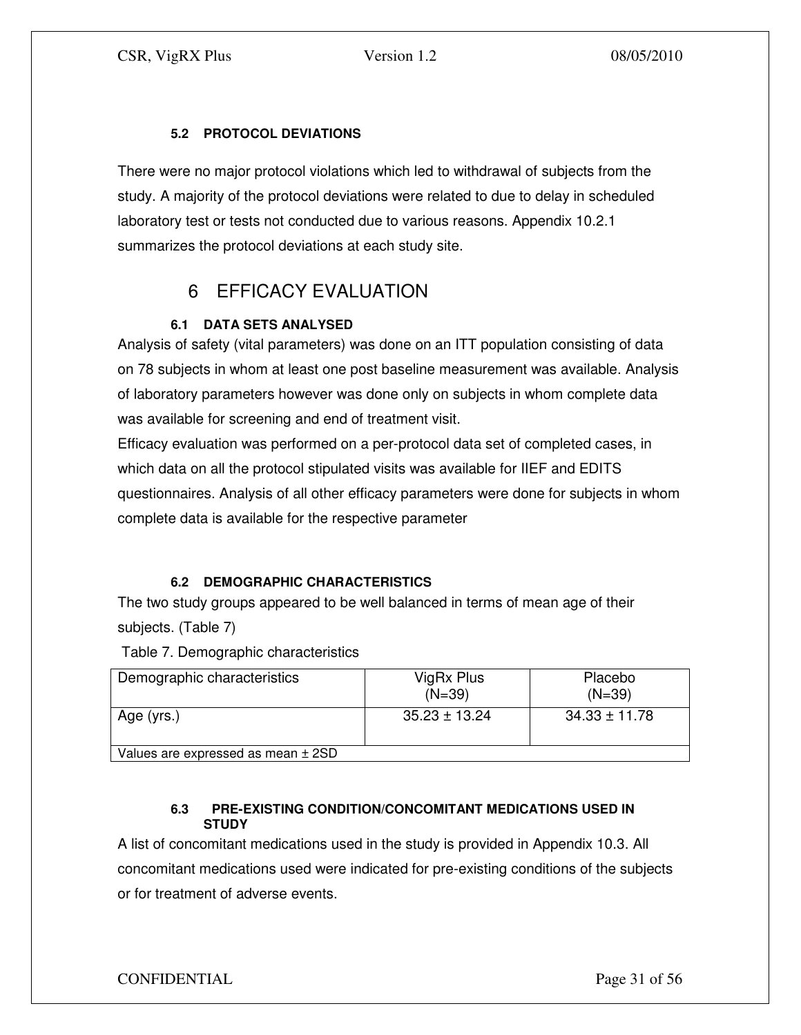### 5.2 PROTOCOL DEVIATIONS

There were no major protocol violations which led to withdrawal of subjects from the study. A majority of the protocol deviations were related to due to delay in scheduled laboratory test or tests not conducted due to various reasons. Appendix 10.2.1 summarizes the protocol deviations at each study site.

# 6 EFFICACY EVALUATION

### 6.1 DATA SETS ANALYSED

Analysis of safety (vital parameters) was done on an ITT population consisting of data on 78 subjects in whom at least one post baseline measurement was available. Analysis of laboratory parameters however was done only on subjects in whom complete data was available for screening and end of treatment visit.

Efficacy evaluation was performed on a per-protocol data set of completed cases, in which data on all the protocol stipulated visits was available for IIEF and EDITS questionnaires. Analysis of all other efficacy parameters were done for subjects in whom complete data is available for the respective parameter

### 6.2 DEMOGRAPHIC CHARACTERISTICS

The two study groups appeared to be well balanced in terms of mean age of their subjects. (Table 7)

Table 7. Demographic characteristics

| Demographic characteristics | VigRx Plus (N=39) | Placebo (N=39) |
|---|---|---|
| Age (yrs.) | 35.23 ± 13.24 | 34.33 ± 11.78 |
| Values are expressed as mean ± 2SD | | |

### 6.3 PRE-EXISTING CONDITION/CONCOMITANT MEDICATIONS USED IN STUDY

A list of concomitant medications used in the study is provided in Appendix 10.3. All concomitant medications used were indicated for pre-existing conditions of the subjects or for treatment of adverse events.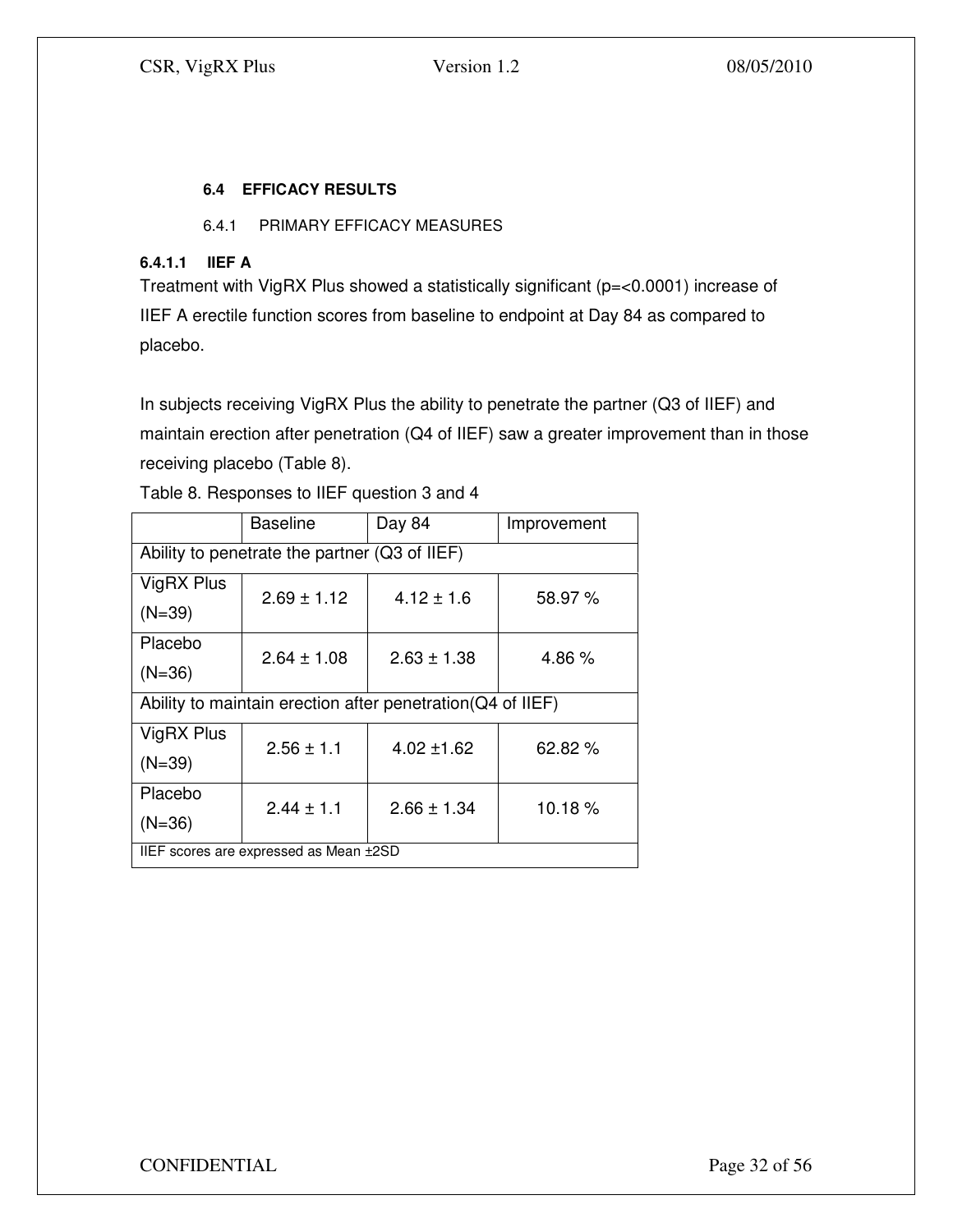### 6.4 EFFICACY RESULTS

#### 6.4.1 PRIMARY EFFICACY MEASURES

##### 6.4.1.1 IIEF A

Treatment with VigRX Plus showed a statistically significant (p=<0.0001) increase of IIEF A erectile function scores from baseline to endpoint at Day 84 as compared to placebo.

In subjects receiving VigRX Plus the ability to penetrate the partner (Q3 of IIEF) and maintain erection after penetration (Q4 of IIEF) saw a greater improvement than in those receiving placebo (Table 8).

Table 8. Responses to IIEF question 3 and 4

| | Baseline | Day 84 | Improvement |
|---|---|---|---|
| Ability to penetrate the partner (Q3 of IIEF) | | | |
| VigRX Plus (N=39) | 2.69 ± 1.12 | 4.12 ± 1.6 | 58.97 % |
| Placebo (N=36) | 2.64 ± 1.08 | 2.63 ± 1.38 | 4.86 % |
| Ability to maintain erection after penetration(Q4 of IIEF) | | | |
| VigRX Plus (N=39) | 2.56 ± 1.1 | 4.02 ±1.62 | 62.82 % |
| Placebo (N=36) | 2.44 ± 1.1 | 2.66 ± 1.34 | 10.18 % |
| IIEF scores are expressed as Mean ±2SD | | | |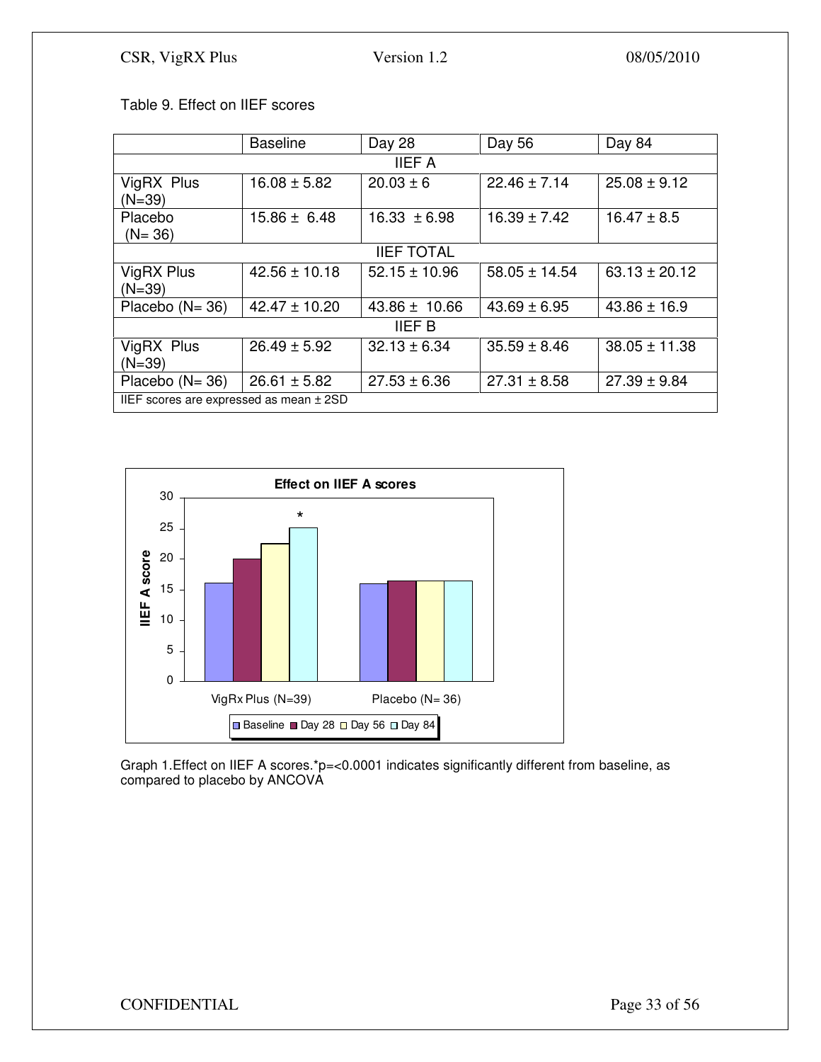Table 9. Effect on IIEF scores

| | Baseline | Day 28 | Day 56 | Day 84 |
|---|---|---|---|---|
| | | IIEF A | | |
| VigRX Plus (N=39) | 16.08 ± 5.82 | 20.03 ± 6 | 22.46 ± 7.14 | 25.08 ± 9.12 |
| Placebo (N= 36) | 15.86 ± 6.48 | 16.33 ± 6.98 | 16.39 ± 7.42 | 16.47 ± 8.5 |
| | | IIEF TOTAL | | |
| VigRX Plus (N=39) | 42.56 ± 10.18 | 52.15 ± 10.96 | 58.05 ± 14.54 | 63.13 ± 20.12 |
| Placebo (N= 36) | 42.47 ± 10.20 | 43.86 ± 10.66 | 43.69 ± 6.95 | 43.86 ± 16.9 |
| | | IIEF B | | |
| VigRX Plus (N=39) | 26.49 ± 5.92 | 32.13 ± 6.34 | 35.59 ± 8.46 | 38.05 ± 11.38 |
| Placebo (N= 36) | 26.61 ± 5.82 | 27.53 ± 6.36 | 27.31 ± 8.58 | 27.39 ± 9.84 |
| IIEF scores are expressed as mean ± 2SD | | | | |

Graph 1.Effect on IIEF A scores.*p=<0.0001 indicates significantly different from baseline, as compared to placebo by ANCOVA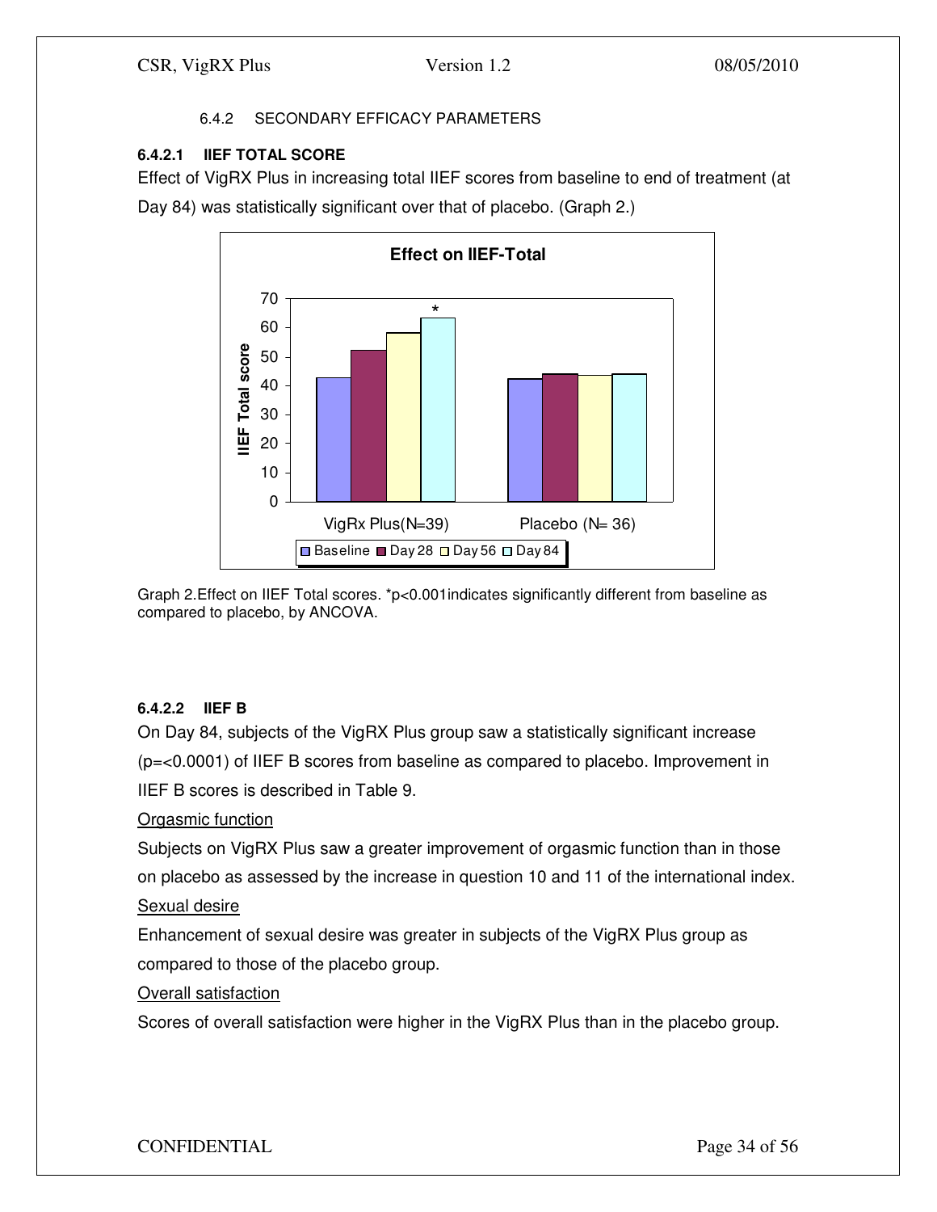#### 6.4.2 SECONDARY EFFICACY PARAMETERS

**6.4.2.1 IIEF TOTAL SCORE**

Effect of VigRX Plus in increasing total IIEF scores from baseline to end of treatment (at Day 84) was statistically significant over that of placebo. (Graph 2.)

Graph 2.Effect on IIEF Total scores. *p<0.001indicates significantly different from baseline as compared to placebo, by ANCOVA.

**6.4.2.2 IIEF B**

On Day 84, subjects of the VigRX Plus group saw a statistically significant increase (p=<0.0001) of IIEF B scores from baseline as compared to placebo. Improvement in IIEF B scores is described in Table 9.

Orgasmic function

Subjects on VigRX Plus saw a greater improvement of orgasmic function than in those on placebo as assessed by the increase in question 10 and 11 of the international index.

Sexual desire

Enhancement of sexual desire was greater in subjects of the VigRX Plus group as compared to those of the placebo group.

Overall satisfaction

Scores of overall satisfaction were higher in the VigRX Plus than in the placebo group.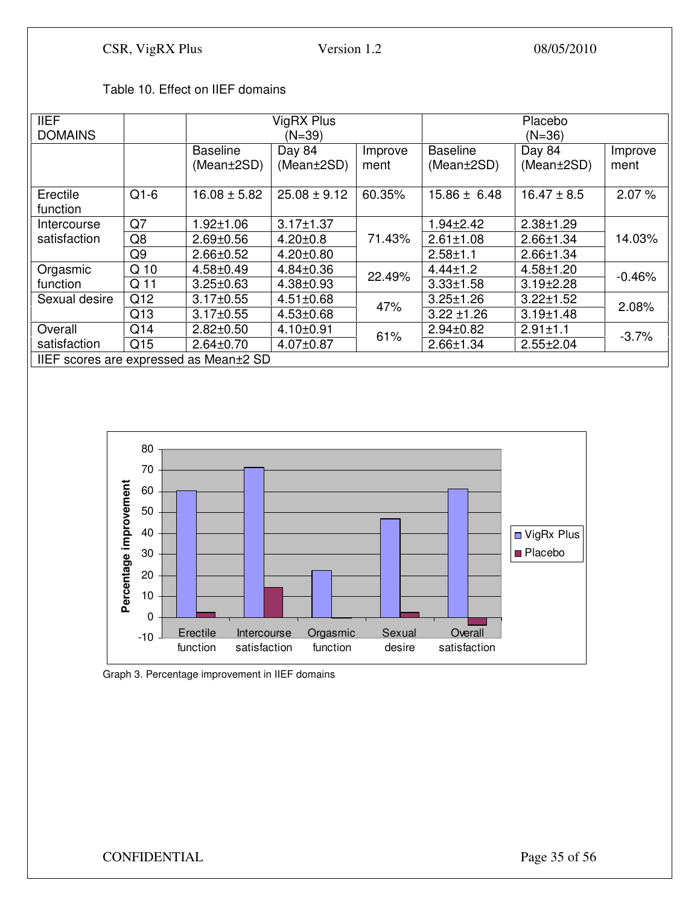Table 10. Effect on IIEF domains

| IIEF DOMAINS | | VigRX Plus (N=39) | | | Placebo (N=36) | | |
|---|---|---|---|---|---|---|---|
| | | Baseline (Mean±2SD) | Day 84 (Mean±2SD) | Improvement | Baseline (Mean±2SD) | Day 84 (Mean±2SD) | Improvement |
| Erectile function | Q1-6 | 16.08 ± 5.82 | 25.08 ± 9.12 | 60.35% | 15.86 ± 6.48 | 16.47 ± 8.5 | 2.07 % |
| Intercourse satisfaction | Q7 | 1.92±1.06 | 3.17±1.37 | 71.43% | 1.94±2.42 | 2.38±1.29 | 14.03% |
| | Q8 | 2.69±0.56 | 4.20±0.8 | | 2.61±1.08 | 2.66±1.34 | |
| | Q9 | 2.66±0.52 | 4.20±0.80 | | 2.58±1.1 | 2.66±1.34 | |
| Orgasmic function | Q 10 | 4.58±0.49 | 4.84±0.36 | 22.49% | 4.44±1.2 | 4.58±1.20 | -0.46% |
| | Q 11 | 3.25±0.63 | 4.38±0.93 | | 3.33±1.58 | 3.19±2.28 | |
| Sexual desire | Q12 | 3.17±0.55 | 4.51±0.68 | 47% | 3.25±1.26 | 3.22±1.52 | 2.08% |
| | Q13 | 3.17±0.55 | 4.53±0.68 | | 3.22 ±1.26 | 3.19±1.48 | |
| Overall satisfaction | Q14 | 2.82±0.50 | 4.10±0.91 | 61% | 2.94±0.82 | 2.91±1.1 | -3.7% |
| | Q15 | 2.64±0.70 | 4.07±0.87 | | 2.66±1.34 | 2.55±2.04 | |

IIEF scores are expressed as Mean±2 SD

Graph 3. Percentage improvement in IIEF domains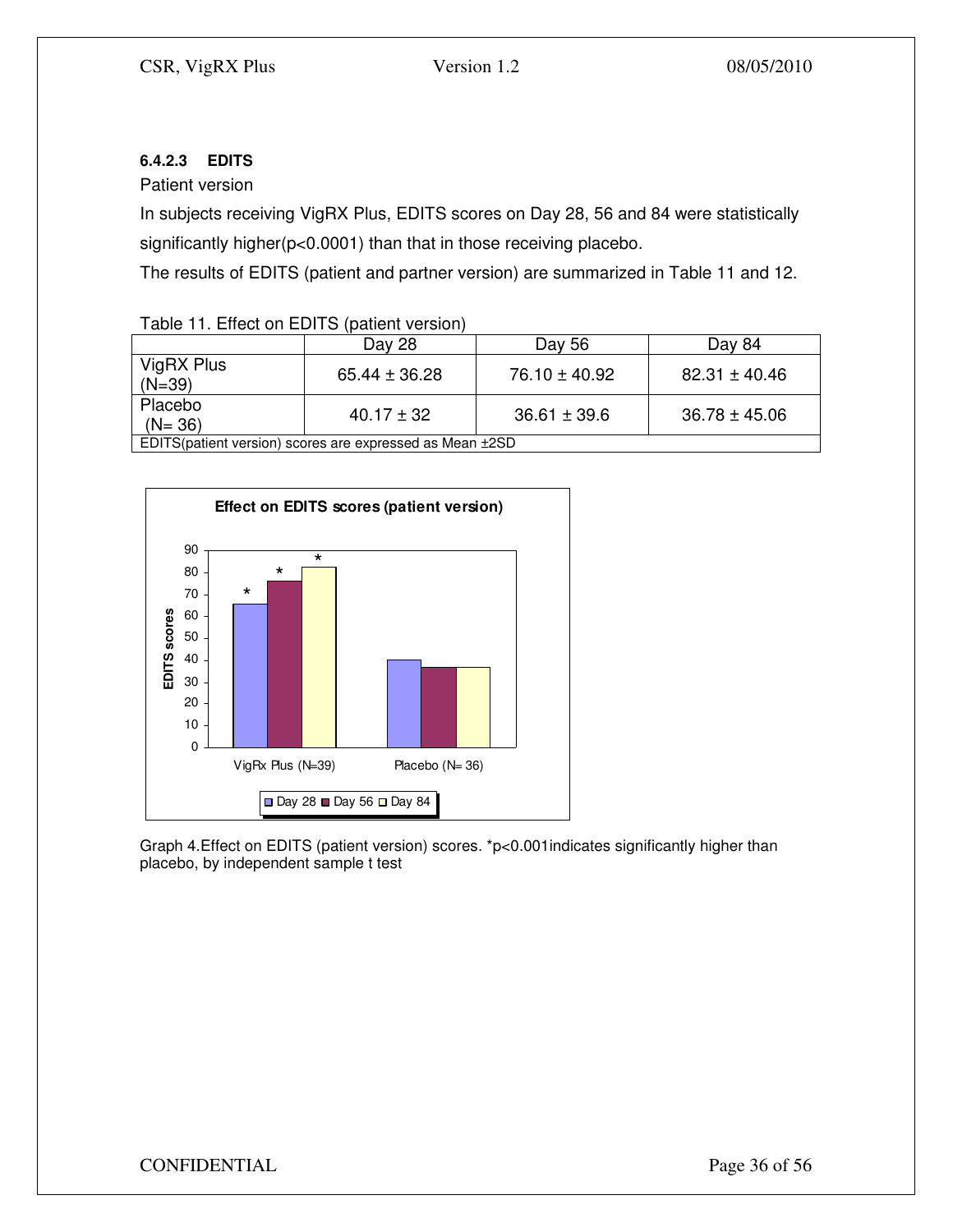#### 6.4.2.3 EDITS

Patient version

In subjects receiving VigRX Plus, EDITS scores on Day 28, 56 and 84 were statistically significantly higher($p<0.0001$) than that in those receiving placebo.

The results of EDITS (patient and partner version) are summarized in Table 11 and 12.

Table 11. Effect on EDITS (patient version)

| | Day 28 | Day 56 | Day 84 |
|---|---|---|---|
| VigRX Plus (N=39) | 65.44 ± 36.28 | 76.10 ± 40.92 | 82.31 ± 40.46 |
| Placebo (N= 36) | 40.17 ± 32 | 36.61 ± 39.6 | 36.78 ± 45.06 |
| EDITS(patient version) scores are expressed as Mean ±2SD | | | |

Graph 4.Effect on EDITS (patient version) scores. *p<0.001indicates significantly higher than placebo, by independent sample t test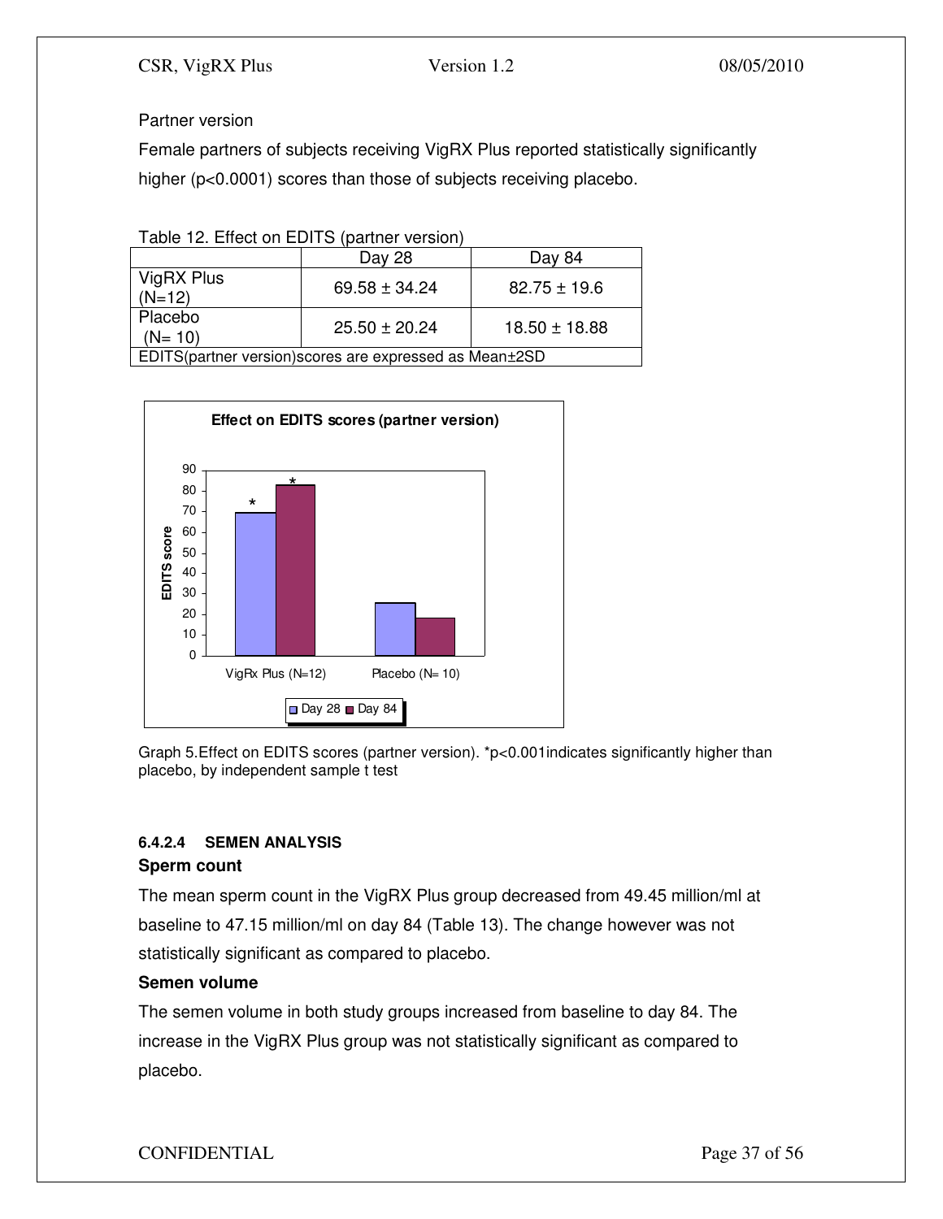Partner version

Female partners of subjects receiving VigRX Plus reported statistically significantly higher ($p<0.0001$) scores than those of subjects receiving placebo.

Table 12. Effect on EDITS (partner version)

| | Day 28 | Day 84 |
|---|---|---|
| VigRX Plus (N=12) | 69.58 ± 34.24 | 82.75 ± 19.6 |
| Placebo (N= 10) | 25.50 ± 20.24 | 18.50 ± 18.88 |
| EDITS(partner version)scores are expressed as Mean±2SD | | |

**Effect on EDITS scores (partner version)**

| | Day 28 | Day 84 |
|---|---|---|
| VigRx Plus (N=12) | * | * |
| Placebo (N= 10) | | |

Graph 5.Effect on EDITS scores (partner version). *$p<0.001$indicates significantly higher than placebo, by independent sample t test

#### 6.4.2.4 SEMEN ANALYSIS

**Sperm count**

The mean sperm count in the VigRX Plus group decreased from 49.45 million/ml at baseline to 47.15 million/ml on day 84 (Table 13). The change however was not statistically significant as compared to placebo.

**Semen volume**

The semen volume in both study groups increased from baseline to day 84. The increase in the VigRX Plus group was not statistically significant as compared to placebo.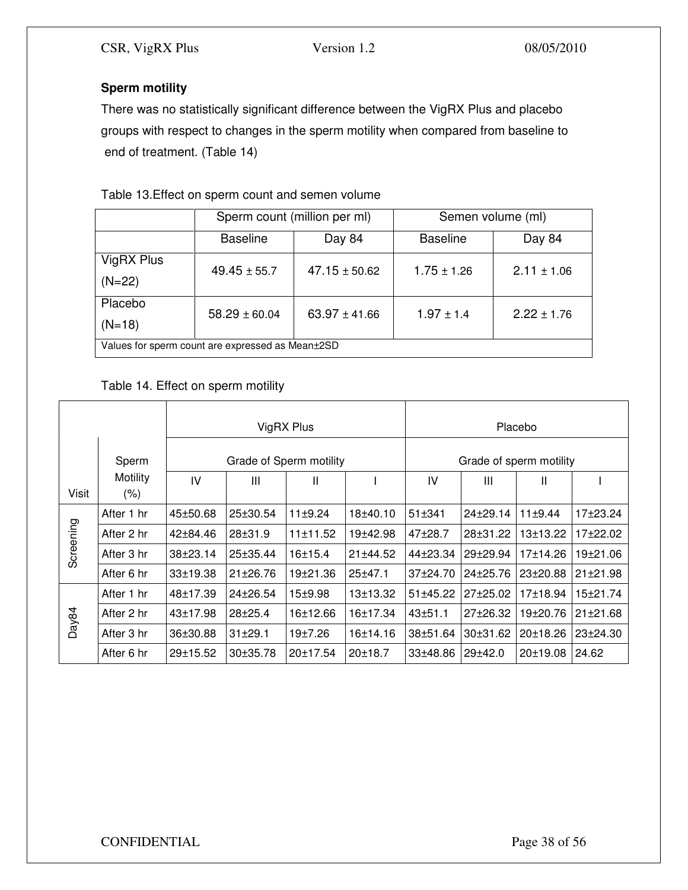**Sperm motility**

There was no statistically significant difference between the VigRX Plus and placebo groups with respect to changes in the sperm motility when compared from baseline to end of treatment. (Table 14)

Table 13.Effect on sperm count and semen volume

| | Sperm count (million per ml) | | Semen volume (ml) | |
|---|---|---|---|---|
| | Baseline | Day 84 | Baseline | Day 84 |
| VigRX Plus (N=22) | 49.45 ± 55.7 | 47.15 ± 50.62 | 1.75 ± 1.26 | 2.11 ± 1.06 |
| Placebo (N=18) | 58.29 ± 60.04 | 63.97 ± 41.66 | 1.97 ± 1.4 | 2.22 ± 1.76 |
| Values for sperm count are expressed as Mean±2SD | | | | |

Table 14. Effect on sperm motility

| Visit | Sperm Motility (%) | VigRX Plus | | | | Placebo | | | |
|---|---|---|---|---|---|---|---|---|---|
| | | Grade of Sperm motility | | | | Grade of sperm motility | | | |
| | | IV | III | II | I | IV | III | II | I |
| Screening | After 1 hr | 45±50.68 | 25±30.54 | 11±9.24 | 18±40.10 | 51±341 | 24±29.14 | 11±9.44 | 17±23.24 |
| | After 2 hr | 42±84.46 | 28±31.9 | 11±11.52 | 19±42.98 | 47±28.7 | 28±31.22 | 13±13.22 | 17±22.02 |
| | After 3 hr | 38±23.14 | 25±35.44 | 16±15.4 | 21±44.52 | 44±23.34 | 29±29.94 | 17±14.26 | 19±21.06 |
| | After 6 hr | 33±19.38 | 21±26.76 | 19±21.36 | 25±47.1 | 37±24.70 | 24±25.76 | 23±20.88 | 21±21.98 |
| Day84 | After 1 hr | 48±17.39 | 24±26.54 | 15±9.98 | 13±13.32 | 51±45.22 | 27±25.02 | 17±18.94 | 15±21.74 |
| | After 2 hr | 43±17.98 | 28±25.4 | 16±12.66 | 16±17.34 | 43±51.1 | 27±26.32 | 19±20.76 | 21±21.68 |
| | After 3 hr | 36±30.88 | 31±29.1 | 19±7.26 | 16±14.16 | 38±51.64 | 30±31.62 | 20±18.26 | 23±24.30 |
| | After 6 hr | 29±15.52 | 30±35.78 | 20±17.54 | 20±18.7 | 33±48.86 | 29±42.0 | 20±19.08 | 24.62 |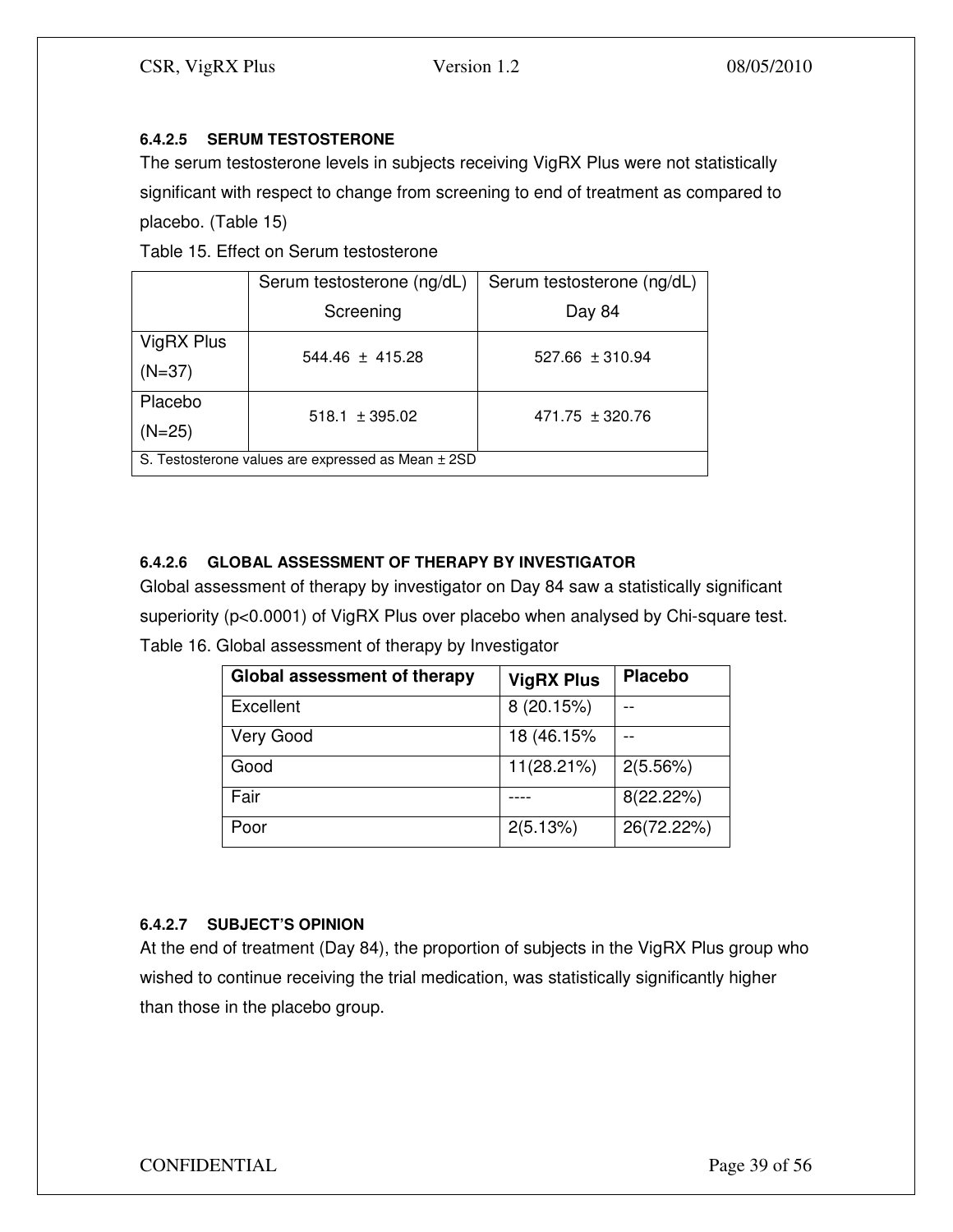#### 6.4.2.5 SERUM TESTOSTERONE

The serum testosterone levels in subjects receiving VigRX Plus were not statistically significant with respect to change from screening to end of treatment as compared to placebo. (Table 15)

Table 15. Effect on Serum testosterone

| | Serum testosterone (ng/dL) Screening | Serum testosterone (ng/dL) Day 84 |
|---|---|---|
| VigRX Plus (N=37) | 544.46 ± 415.28 | 527.66 ± 310.94 |
| Placebo (N=25) | 518.1 ± 395.02 | 471.75 ± 320.76 |
| S. Testosterone values are expressed as Mean ± 2SD | | |

#### 6.4.2.6 GLOBAL ASSESSMENT OF THERAPY BY INVESTIGATOR

Global assessment of therapy by investigator on Day 84 saw a statistically significant superiority (p<0.0001) of VigRX Plus over placebo when analysed by Chi-square test.

Table 16. Global assessment of therapy by Investigator

| Global assessment of therapy | VigRX Plus | Placebo |
|---|---|---|
| Excellent | 8 (20.15%) | -- |
| Very Good | 18 (46.15% | -- |
| Good | 11(28.21%) | 2(5.56%) |
| Fair | ---- | 8(22.22%) |
| Poor | 2(5.13%) | 26(72.22%) |

#### 6.4.2.7 SUBJECT'S OPINION

At the end of treatment (Day 84), the proportion of subjects in the VigRX Plus group who wished to continue receiving the trial medication, was statistically significantly higher than those in the placebo group.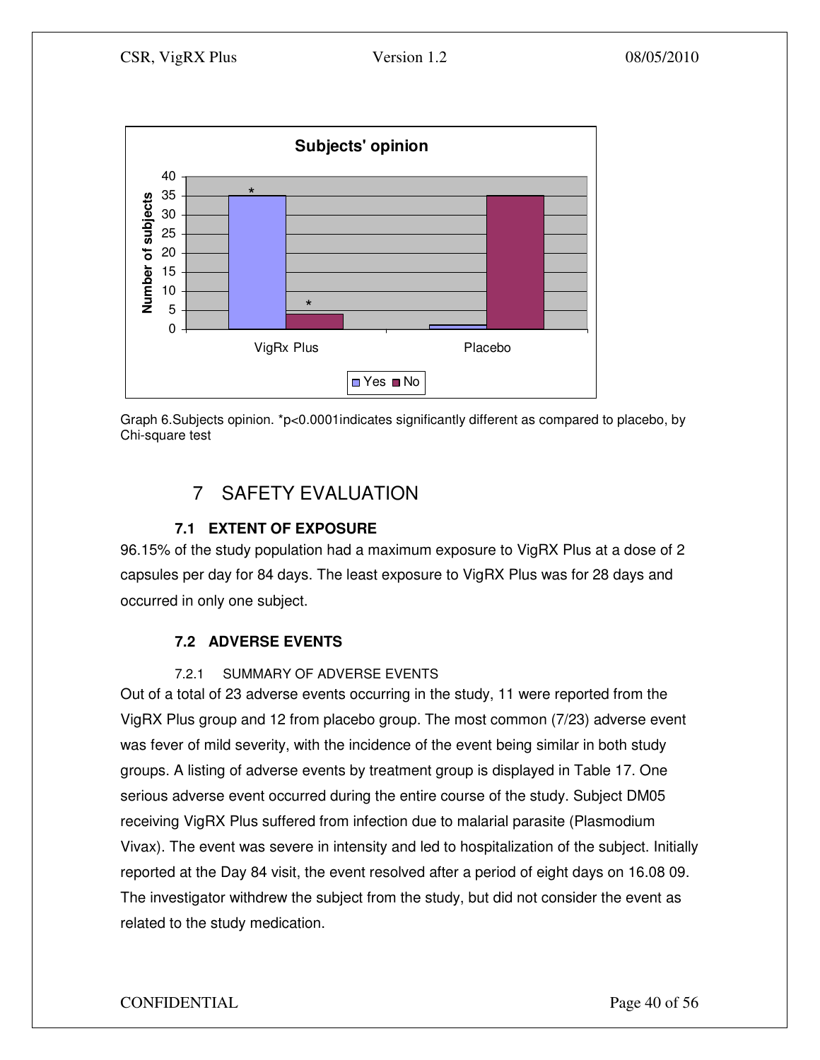Graph 6.Subjects opinion. *p<0.0001indicates significantly different as compared to placebo, by Chi-square test

# 7 SAFETY EVALUATION

## 7.1 EXTENT OF EXPOSURE

96.15% of the study population had a maximum exposure to VigRX Plus at a dose of 2 capsules per day for 84 days. The least exposure to VigRX Plus was for 28 days and occurred in only one subject.

## 7.2 ADVERSE EVENTS

### 7.2.1 SUMMARY OF ADVERSE EVENTS

Out of a total of 23 adverse events occurring in the study, 11 were reported from the VigRX Plus group and 12 from placebo group. The most common (7/23) adverse event was fever of mild severity, with the incidence of the event being similar in both study groups. A listing of adverse events by treatment group is displayed in Table 17. One serious adverse event occurred during the entire course of the study. Subject DM05 receiving VigRX Plus suffered from infection due to malarial parasite (Plasmodium Vivax). The event was severe in intensity and led to hospitalization of the subject. Initially reported at the Day 84 visit, the event resolved after a period of eight days on 16.08 09. The investigator withdrew the subject from the study, but did not consider the event as related to the study medication.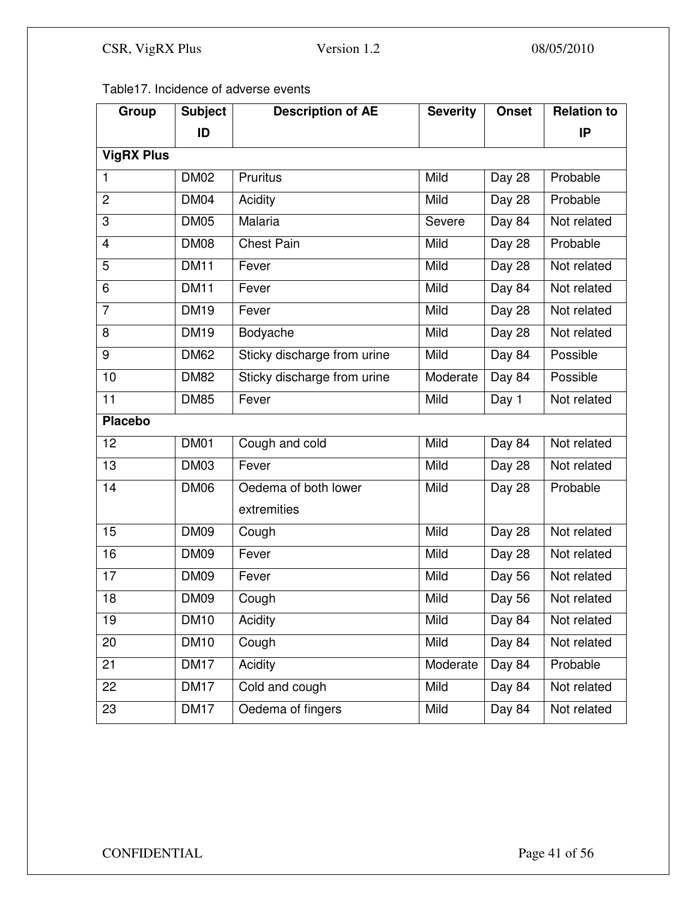Table17. Incidence of adverse events

| Group | Subject ID | Description of AE | Severity | Onset | Relation to IP |
|---|---|---|---|---|---|
| **VigRX Plus** | | | | | |
| 1 | DM02 | Pruritus | Mild | Day 28 | Probable |
| 2 | DM04 | Acidity | Mild | Day 28 | Probable |
| 3 | DM05 | Malaria | Severe | Day 84 | Not related |
| 4 | DM08 | Chest Pain | Mild | Day 28 | Probable |
| 5 | DM11 | Fever | Mild | Day 28 | Not related |
| 6 | DM11 | Fever | Mild | Day 84 | Not related |
| 7 | DM19 | Fever | Mild | Day 28 | Not related |
| 8 | DM19 | Bodyache | Mild | Day 28 | Not related |
| 9 | DM62 | Sticky discharge from urine | Mild | Day 84 | Possible |
| 10 | DM82 | Sticky discharge from urine | Moderate | Day 84 | Possible |
| 11 | DM85 | Fever | Mild | Day 1 | Not related |
| **Placebo** | | | | | |
| 12 | DM01 | Cough and cold | Mild | Day 84 | Not related |
| 13 | DM03 | Fever | Mild | Day 28 | Not related |
| 14 | DM06 | Oedema of both lower extremities | Mild | Day 28 | Probable |
| 15 | DM09 | Cough | Mild | Day 28 | Not related |
| 16 | DM09 | Fever | Mild | Day 28 | Not related |
| 17 | DM09 | Fever | Mild | Day 56 | Not related |
| 18 | DM09 | Cough | Mild | Day 56 | Not related |
| 19 | DM10 | Acidity | Mild | Day 84 | Not related |
| 20 | DM10 | Cough | Mild | Day 84 | Not related |
| 21 | DM17 | Acidity | Moderate | Day 84 | Probable |
| 22 | DM17 | Cold and cough | Mild | Day 84 | Not related |
| 23 | DM17 | Oedema of fingers | Mild | Day 84 | Not related |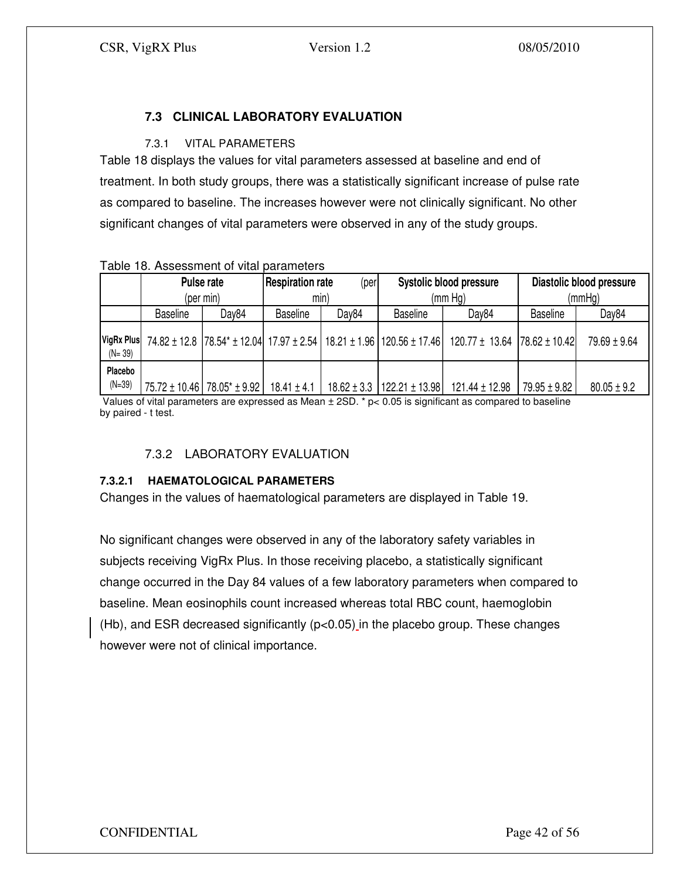### 7.3 CLINICAL LABORATORY EVALUATION

#### 7.3.1 VITAL PARAMETERS

Table 18 displays the values for vital parameters assessed at baseline and end of treatment. In both study groups, there was a statistically significant increase of pulse rate as compared to baseline. The increases however were not clinically significant. No other significant changes of vital parameters were observed in any of the study groups.

Table 18. Assessment of vital parameters

| | Pulse rate (per min) | | Respiration rate (per min) | | Systolic blood pressure (mm Hg) | | Diastolic blood pressure (mmHg) | |
|---|---|---|---|---|---|---|---|---|
| | Baseline | Day84 | Baseline | Day84 | Baseline | Day84 | Baseline | Day84 |
| VigRx Plus (N= 39) | 74.82 ± 12.8 | 78.54* ± 12.04 | 17.97 ± 2.54 | 18.21 ± 1.96 | 120.56 ± 17.46 | 120.77 ± 13.64 | 78.62 ± 10.42 | 79.69 ± 9.64 |
| Placebo (N=39) | 75.72 ± 10.46 | 78.05* ± 9.92 | 18.41 ± 4.1 | 18.62 ± 3.3 | 122.21 ± 13.98 | 121.44 ± 12.98 | 79.95 ± 9.82 | 80.05 ± 9.2 |

Values of vital parameters are expressed as Mean ± 2SD. * $p < 0.05$ is significant as compared to baseline by paired - t test.

#### 7.3.2 LABORATORY EVALUATION

##### 7.3.2.1 HAEMATOLOGICAL PARAMETERS

Changes in the values of haematological parameters are displayed in Table 19.

No significant changes were observed in any of the laboratory safety variables in subjects receiving VigRx Plus. In those receiving placebo, a statistically significant change occurred in the Day 84 values of a few laboratory parameters when compared to baseline. Mean eosinophils count increased whereas total RBC count, haemoglobin (Hb), and ESR decreased significantly ($p<0.05$) in the placebo group. These changes however were not of clinical importance.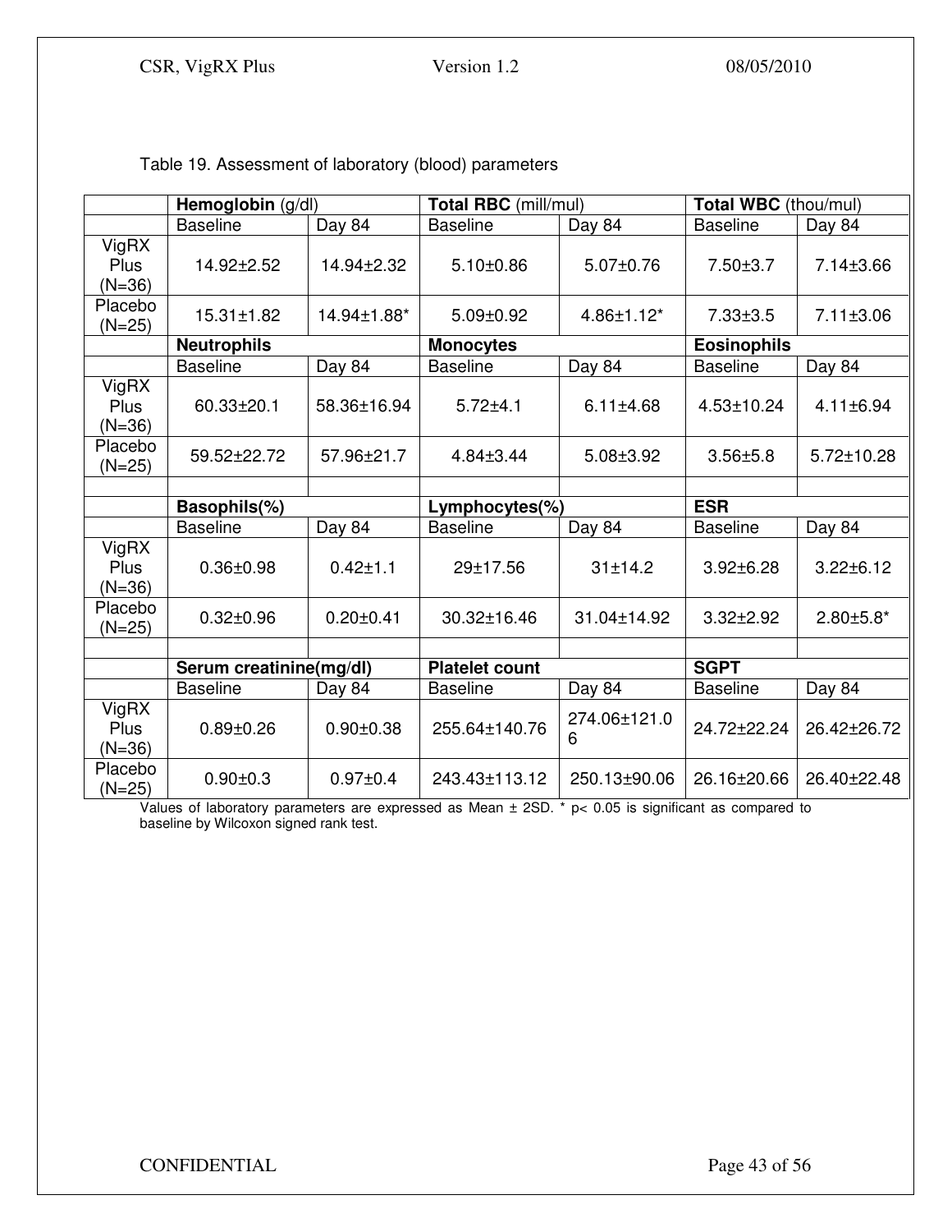Table 19. Assessment of laboratory (blood) parameters

| | **Hemoglobin** (g/dl) | | **Total RBC** (mill/mul) | | **Total WBC** (thou/mul) | |
|---|---|---|---|---|---|---|
| | Baseline | Day 84 | Baseline | Day 84 | Baseline | Day 84 |
| VigRX Plus (N=36) | 14.92±2.52 | 14.94±2.32 | 5.10±0.86 | 5.07±0.76 | 7.50±3.7 | 7.14±3.66 |
| Placebo (N=25) | 15.31±1.82 | 14.94±1.88* | 5.09±0.92 | 4.86±1.12* | 7.33±3.5 | 7.11±3.06 |
| | **Neutrophils** | | **Monocytes** | | **Eosinophils** | |
| | Baseline | Day 84 | Baseline | Day 84 | Baseline | Day 84 |
| VigRX Plus (N=36) | 60.33±20.1 | 58.36±16.94 | 5.72±4.1 | 6.11±4.68 | 4.53±10.24 | 4.11±6.94 |
| Placebo (N=25) | 59.52±22.72 | 57.96±21.7 | 4.84±3.44 | 5.08±3.92 | 3.56±5.8 | 5.72±10.28 |
| | | | | | | |
| | **Basophils(%)** | | **Lymphocytes(%)** | | **ESR** | |
| | Baseline | Day 84 | Baseline | Day 84 | Baseline | Day 84 |
| VigRX Plus (N=36) | 0.36±0.98 | 0.42±1.1 | 29±17.56 | 31±14.2 | 3.92±6.28 | 3.22±6.12 |
| Placebo (N=25) | 0.32±0.96 | 0.20±0.41 | 30.32±16.46 | 31.04±14.92 | 3.32±2.92 | 2.80±5.8* |
| | | | | | | |
| | **Serum creatinine(mg/dl)** | | **Platelet count** | | **SGPT** | |
| | Baseline | Day 84 | Baseline | Day 84 | Baseline | Day 84 |
| VigRX Plus (N=36) | 0.89±0.26 | 0.90±0.38 | 255.64±140.76 | 274.06±121.06 | 24.72±22.24 | 26.42±26.72 |
| Placebo (N=25) | 0.90±0.3 | 0.97±0.4 | 243.43±113.12 | 250.13±90.06 | 26.16±20.66 | 26.40±22.48 |

Values of laboratory parameters are expressed as Mean ± 2SD. * $p < 0.05$ is significant as compared to baseline by Wilcoxon signed rank test.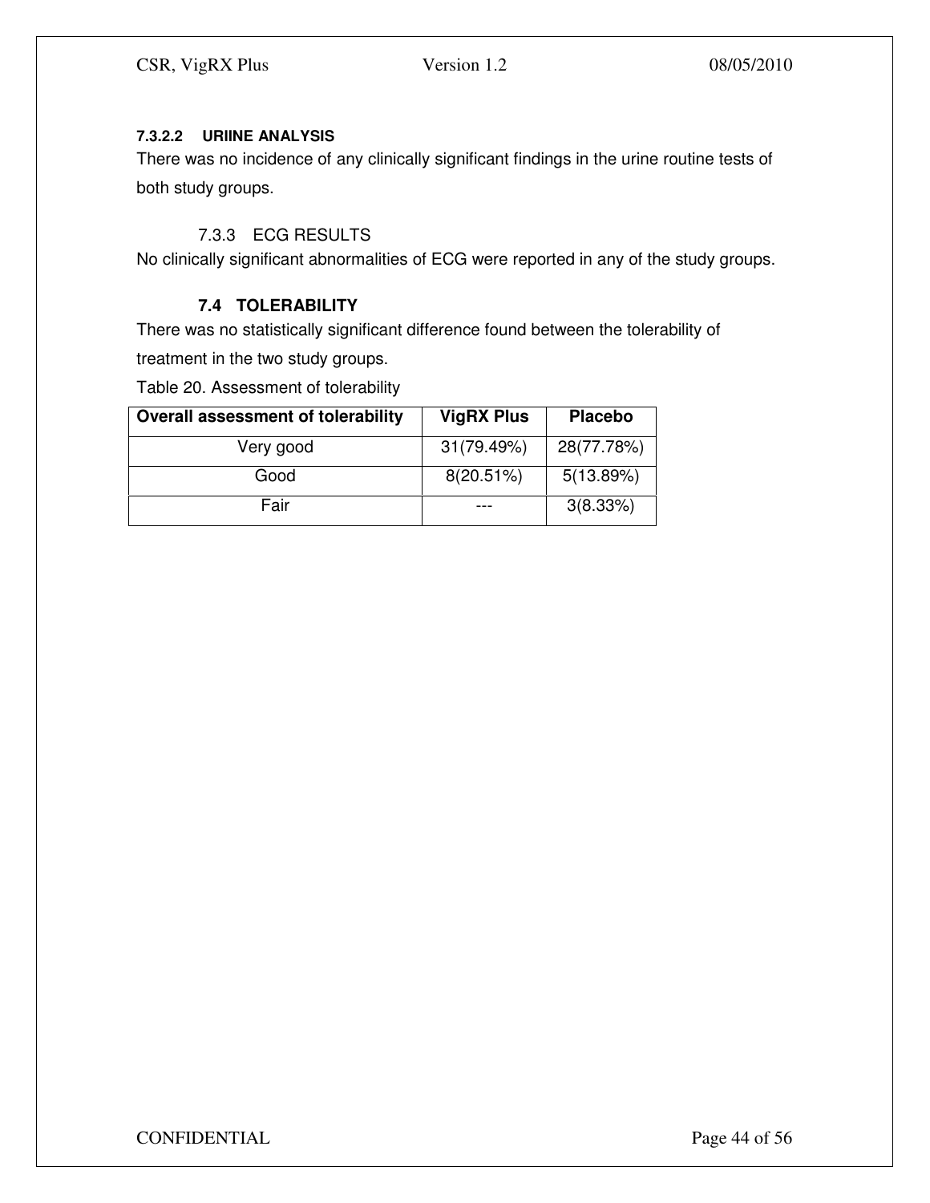#### 7.3.2.2 URIINE ANALYSIS

There was no incidence of any clinically significant findings in the urine routine tests of both study groups.

### 7.3.3 ECG RESULTS

No clinically significant abnormalities of ECG were reported in any of the study groups.

## 7.4 TOLERABILITY

There was no statistically significant difference found between the tolerability of treatment in the two study groups.

Table 20. Assessment of tolerability

| Overall assessment of tolerability | VigRX Plus | Placebo |
|---|---|---|
| Very good | 31(79.49%) | 28(77.78%) |
| Good | 8(20.51%) | 5(13.89%) |
| Fair | --- | 3(8.33%) |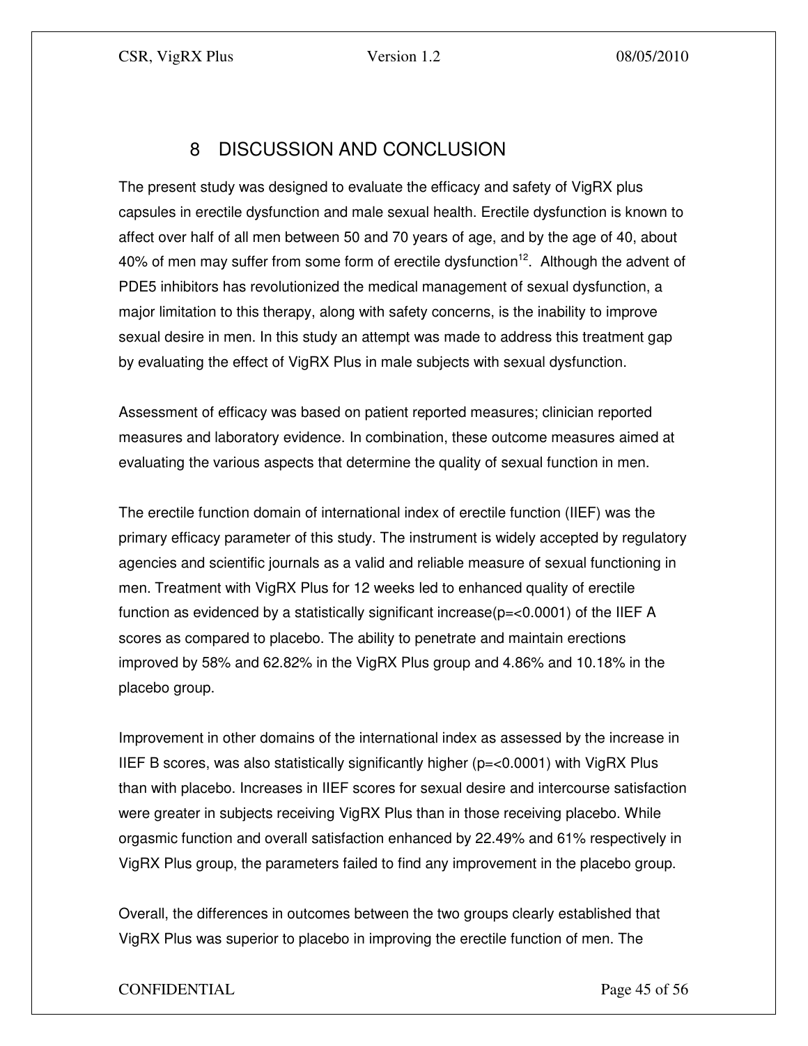# 8 DISCUSSION AND CONCLUSION

The present study was designed to evaluate the efficacy and safety of VigRX plus capsules in erectile dysfunction and male sexual health. Erectile dysfunction is known to affect over half of all men between 50 and 70 years of age, and by the age of 40, about 40% of men may suffer from some form of erectile dysfunction[12]. Although the advent of PDE5 inhibitors has revolutionized the medical management of sexual dysfunction, a major limitation to this therapy, along with safety concerns, is the inability to improve sexual desire in men. In this study an attempt was made to address this treatment gap by evaluating the effect of VigRX Plus in male subjects with sexual dysfunction.

Assessment of efficacy was based on patient reported measures; clinician reported measures and laboratory evidence. In combination, these outcome measures aimed at evaluating the various aspects that determine the quality of sexual function in men.

The erectile function domain of international index of erectile function (IIEF) was the primary efficacy parameter of this study. The instrument is widely accepted by regulatory agencies and scientific journals as a valid and reliable measure of sexual functioning in men. Treatment with VigRX Plus for 12 weeks led to enhanced quality of erectile function as evidenced by a statistically significant increase($p=<0.0001$) of the IIEF A scores as compared to placebo. The ability to penetrate and maintain erections improved by 58% and 62.82% in the VigRX Plus group and 4.86% and 10.18% in the placebo group.

Improvement in other domains of the international index as assessed by the increase in IIEF B scores, was also statistically significantly higher ($p=<0.0001$) with VigRX Plus than with placebo. Increases in IIEF scores for sexual desire and intercourse satisfaction were greater in subjects receiving VigRX Plus than in those receiving placebo. While orgasmic function and overall satisfaction enhanced by 22.49% and 61% respectively in VigRX Plus group, the parameters failed to find any improvement in the placebo group.

Overall, the differences in outcomes between the two groups clearly established that VigRX Plus was superior to placebo in improving the erectile function of men. The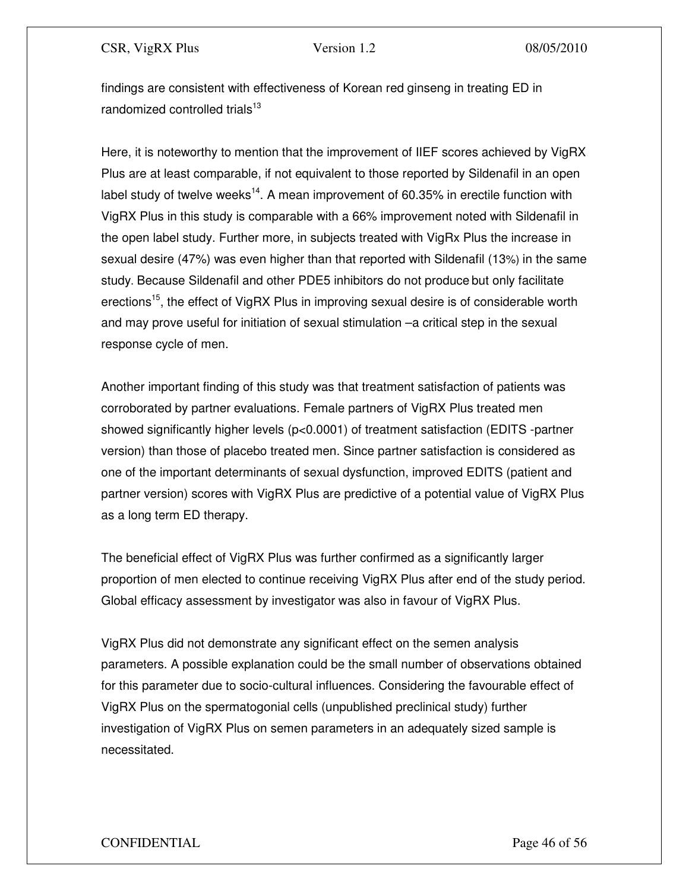findings are consistent with effectiveness of Korean red ginseng in treating ED in randomized controlled trials[13]

Here, it is noteworthy to mention that the improvement of IIEF scores achieved by VigRX Plus are at least comparable, if not equivalent to those reported by Sildenafil in an open label study of twelve weeks[14]. A mean improvement of 60.35% in erectile function with VigRX Plus in this study is comparable with a 66% improvement noted with Sildenafil in the open label study. Further more, in subjects treated with VigRx Plus the increase in sexual desire (47%) was even higher than that reported with Sildenafil (13%) in the same study. Because Sildenafil and other PDE5 inhibitors do not produce but only facilitate erections[15], the effect of VigRX Plus in improving sexual desire is of considerable worth and may prove useful for initiation of sexual stimulation –a critical step in the sexual response cycle of men.

Another important finding of this study was that treatment satisfaction of patients was corroborated by partner evaluations. Female partners of VigRX Plus treated men showed significantly higher levels ($p<0.0001$) of treatment satisfaction (EDITS -partner version) than those of placebo treated men. Since partner satisfaction is considered as one of the important determinants of sexual dysfunction, improved EDITS (patient and partner version) scores with VigRX Plus are predictive of a potential value of VigRX Plus as a long term ED therapy.

The beneficial effect of VigRX Plus was further confirmed as a significantly larger proportion of men elected to continue receiving VigRX Plus after end of the study period. Global efficacy assessment by investigator was also in favour of VigRX Plus.

VigRX Plus did not demonstrate any significant effect on the semen analysis parameters. A possible explanation could be the small number of observations obtained for this parameter due to socio-cultural influences. Considering the favourable effect of VigRX Plus on the spermatogonial cells (unpublished preclinical study) further investigation of VigRX Plus on semen parameters in an adequately sized sample is necessitated.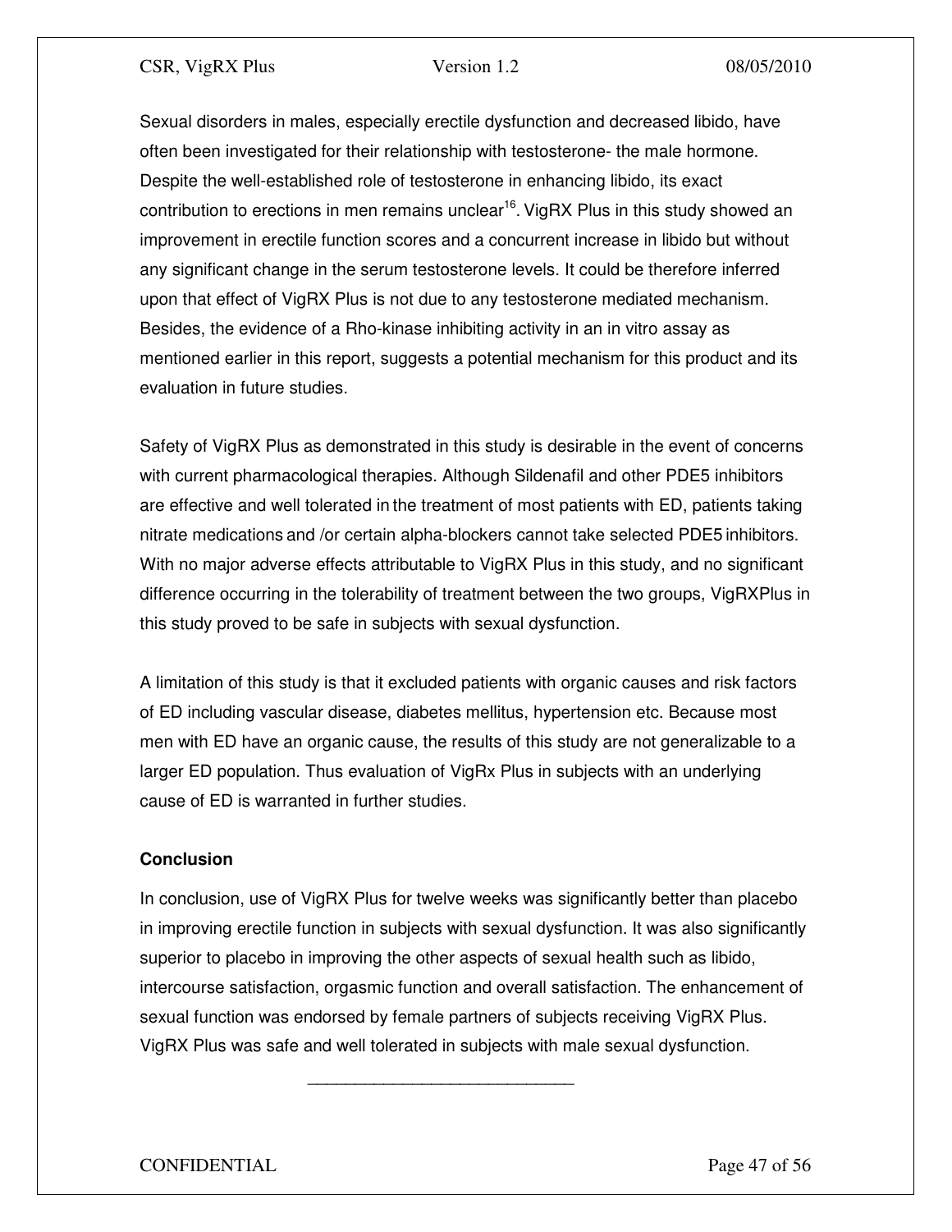Sexual disorders in males, especially erectile dysfunction and decreased libido, have often been investigated for their relationship with testosterone- the male hormone. Despite the well-established role of testosterone in enhancing libido, its exact contribution to erections in men remains unclear[16]. VigRX Plus in this study showed an improvement in erectile function scores and a concurrent increase in libido but without any significant change in the serum testosterone levels. It could be therefore inferred upon that effect of VigRX Plus is not due to any testosterone mediated mechanism. Besides, the evidence of a Rho-kinase inhibiting activity in an in vitro assay as mentioned earlier in this report, suggests a potential mechanism for this product and its evaluation in future studies.

Safety of VigRX Plus as demonstrated in this study is desirable in the event of concerns with current pharmacological therapies. Although Sildenafil and other PDE5 inhibitors are effective and well tolerated in the treatment of most patients with ED, patients taking nitrate medications and /or certain alpha-blockers cannot take selected PDE5 inhibitors. With no major adverse effects attributable to VigRX Plus in this study, and no significant difference occurring in the tolerability of treatment between the two groups, VigRXPlus in this study proved to be safe in subjects with sexual dysfunction.

A limitation of this study is that it excluded patients with organic causes and risk factors of ED including vascular disease, diabetes mellitus, hypertension etc. Because most men with ED have an organic cause, the results of this study are not generalizable to a larger ED population. Thus evaluation of VigRx Plus in subjects with an underlying cause of ED is warranted in further studies.

**Conclusion**

In conclusion, use of VigRX Plus for twelve weeks was significantly better than placebo in improving erectile function in subjects with sexual dysfunction. It was also significantly superior to placebo in improving the other aspects of sexual health such as libido, intercourse satisfaction, orgasmic function and overall satisfaction. The enhancement of sexual function was endorsed by female partners of subjects receiving VigRX Plus. VigRX Plus was safe and well tolerated in subjects with male sexual dysfunction.

---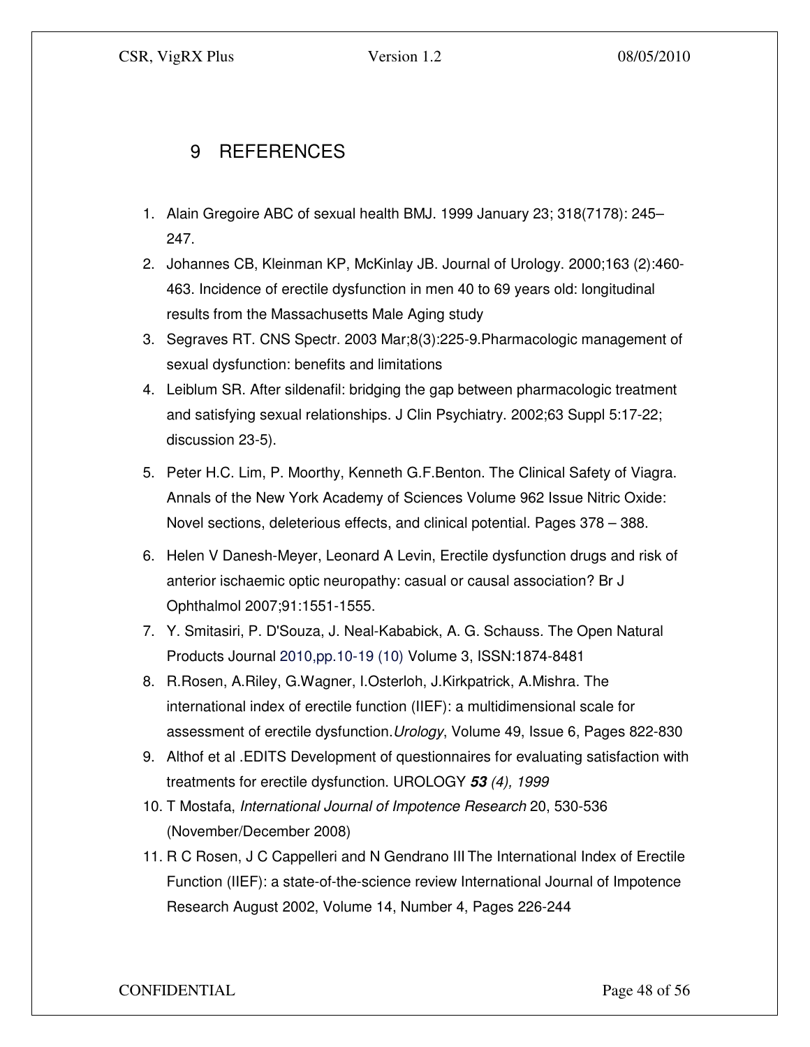# 9 REFERENCES

1. Alain Gregoire ABC of sexual health BMJ. 1999 January 23; 318(7178): 245–247.
2. Johannes CB, Kleinman KP, McKinlay JB. Journal of Urology. 2000;163 (2):460-463. Incidence of erectile dysfunction in men 40 to 69 years old: longitudinal results from the Massachusetts Male Aging study
3. Segraves RT. CNS Spectr. 2003 Mar;8(3):225-9.Pharmacologic management of sexual dysfunction: benefits and limitations
4. Leiblum SR. After sildenafil: bridging the gap between pharmacologic treatment and satisfying sexual relationships. J Clin Psychiatry. 2002;63 Suppl 5:17-22; discussion 23-5).
5. Peter H.C. Lim, P. Moorthy, Kenneth G.F.Benton. The Clinical Safety of Viagra. Annals of the New York Academy of Sciences Volume 962 Issue Nitric Oxide: Novel sections, deleterious effects, and clinical potential. Pages 378 – 388.
6. Helen V Danesh-Meyer, Leonard A Levin, Erectile dysfunction drugs and risk of anterior ischaemic optic neuropathy: casual or causal association? Br J Ophthalmol 2007;91:1551-1555.
7. Y. Smitasiri, P. D'Souza, J. Neal-Kababick, A. G. Schauss. The Open Natural Products Journal 2010,pp.10-19 (10) Volume 3, ISSN:1874-8481
8. R.Rosen, A.Riley, G.Wagner, I.Osterloh, J.Kirkpatrick, A.Mishra. The international index of erectile function (IIEF): a multidimensional scale for assessment of erectile dysfunction.*Urology*, Volume 49, Issue 6, Pages 822-830
9. Althof et al .EDITS Development of questionnaires for evaluating satisfaction with treatments for erectile dysfunction. UROLOGY ***53*** *(4), 1999*
10. T Mostafa, *International Journal of Impotence Research* 20, 530-536 (November/December 2008)
11. R C Rosen, J C Cappelleri and N Gendrano III The International Index of Erectile Function (IIEF): a state-of-the-science review International Journal of Impotence Research August 2002, Volume 14, Number 4, Pages 226-244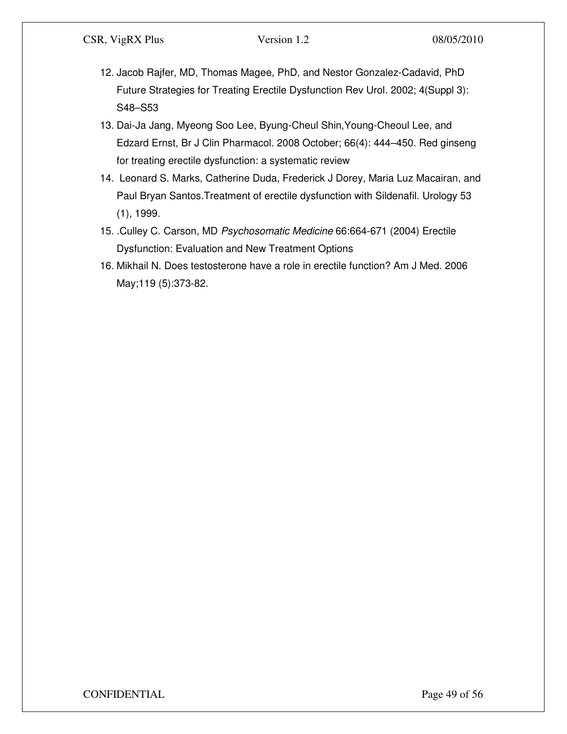12. Jacob Rajfer, MD, Thomas Magee, PhD, and Nestor Gonzalez-Cadavid, PhD Future Strategies for Treating Erectile Dysfunction Rev Urol. 2002; 4(Suppl 3): S48–S53
13. Dai-Ja Jang, Myeong Soo Lee, Byung-Cheul Shin,Young-Cheoul Lee, and Edzard Ernst, Br J Clin Pharmacol. 2008 October; 66(4): 444–450. Red ginseng for treating erectile dysfunction: a systematic review
14. Leonard S. Marks, Catherine Duda, Frederick J Dorey, Maria Luz Macairan, and Paul Bryan Santos.Treatment of erectile dysfunction with Sildenafil. Urology 53 (1), 1999.
15. .Culley C. Carson, MD *Psychosomatic Medicine* 66:664-671 (2004) Erectile Dysfunction: Evaluation and New Treatment Options
16. Mikhail N. Does testosterone have a role in erectile function? Am J Med. 2006 May;119 (5):373-82.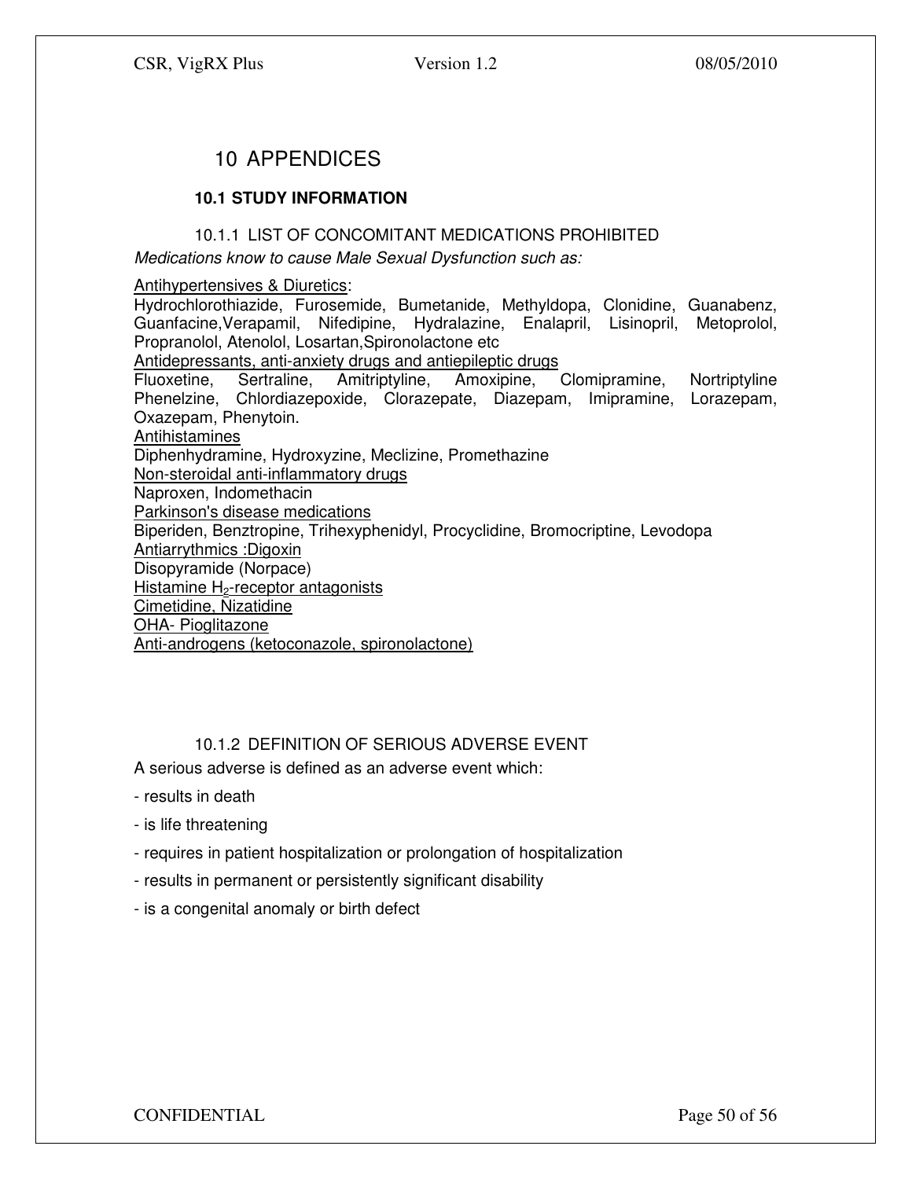# 10 APPENDICES

## 10.1 STUDY INFORMATION

### 10.1.1 LIST OF CONCOMITANT MEDICATIONS PROHIBITED

*Medications know to cause Male Sexual Dysfunction such as:*

Antihypertensives & Diuretics:
Hydrochlorothiazide, Furosemide, Bumetanide, Methyldopa, Clonidine, Guanabenz, Guanfacine,Verapamil, Nifedipine, Hydralazine, Enalapril, Lisinopril, Metoprolol, Propranolol, Atenolol, Losartan,Spironolactone etc

Antidepressants, anti-anxiety drugs and antiepileptic drugs
Fluoxetine, Sertraline, Amitriptyline, Amoxipine, Clomipramine, Nortriptyline Phenelzine, Chlordiazepoxide, Clorazepate, Diazepam, Imipramine, Lorazepam, Oxazepam, Phenytoin.

Antihistamines
Diphenhydramine, Hydroxyzine, Meclizine, Promethazine

Non-steroidal anti-inflammatory drugs
Naproxen, Indomethacin

Parkinson's disease medications
Biperiden, Benztropine, Trihexyphenidyl, Procyclidine, Bromocriptine, Levodopa

Antiarrythmics :Digoxin
Disopyramide (Norpace)

Histamine $H_2$-receptor antagonists
Cimetidine, Nizatidine

OHA- Pioglitazone

Anti-androgens (ketoconazole, spironolactone)

### 10.1.2 DEFINITION OF SERIOUS ADVERSE EVENT

A serious adverse is defined as an adverse event which:

- results in death
- is life threatening
- requires in patient hospitalization or prolongation of hospitalization
- results in permanent or persistently significant disability
- is a congenital anomaly or birth defect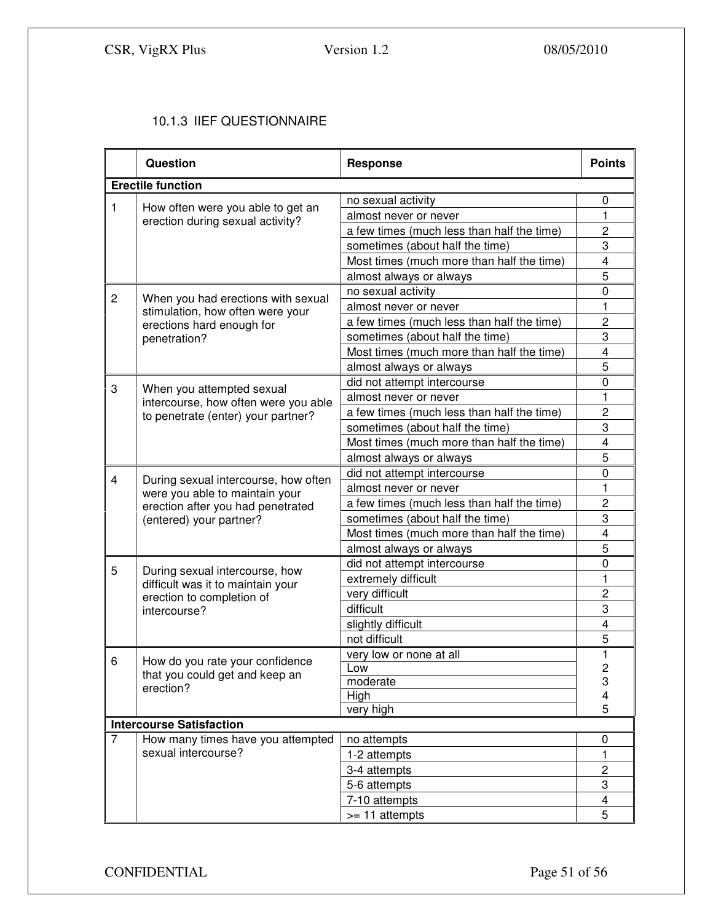### 10.1.3 IIEF QUESTIONNAIRE

| | Question | Response | Points |
|---|---|---|---|
| **Erectile function** | | | |
| 1 | How often were you able to get an erection during sexual activity? | no sexual activity | 0 |
| | | almost never or never | 1 |
| | | a few times (much less than half the time) | 2 |
| | | sometimes (about half the time) | 3 |
| | | Most times (much more than half the time) | 4 |
| | | almost always or always | 5 |
| 2 | When you had erections with sexual stimulation, how often were your erections hard enough for penetration? | no sexual activity | 0 |
| | | almost never or never | 1 |
| | | a few times (much less than half the time) | 2 |
| | | sometimes (about half the time) | 3 |
| | | Most times (much more than half the time) | 4 |
| | | almost always or always | 5 |
| 3 | When you attempted sexual intercourse, how often were you able to penetrate (enter) your partner? | did not attempt intercourse | 0 |
| | | almost never or never | 1 |
| | | a few times (much less than half the time) | 2 |
| | | sometimes (about half the time) | 3 |
| | | Most times (much more than half the time) | 4 |
| | | almost always or always | 5 |
| 4 | During sexual intercourse, how often were you able to maintain your erection after you had penetrated (entered) your partner? | did not attempt intercourse | 0 |
| | | almost never or never | 1 |
| | | a few times (much less than half the time) | 2 |
| | | sometimes (about half the time) | 3 |
| | | Most times (much more than half the time) | 4 |
| | | almost always or always | 5 |
| 5 | During sexual intercourse, how difficult was it to maintain your erection to completion of intercourse? | did not attempt intercourse | 0 |
| | | extremely difficult | 1 |
| | | very difficult | 2 |
| | | difficult | 3 |
| | | slightly difficult | 4 |
| | | not difficult | 5 |
| 6 | How do you rate your confidence that you could get and keep an erection? | very low or none at all | 1 |
| | | Low | 2 |
| | | moderate | 3 |
| | | High | 4 |
| | | very high | 5 |
| **Intercourse Satisfaction** | | | |
| 7 | How many times have you attempted sexual intercourse? | no attempts | 0 |
| | | 1-2 attempts | 1 |
| | | 3-4 attempts | 2 |
| | | 5-6 attempts | 3 |
| | | 7-10 attempts | 4 |
| | | >= 11 attempts | 5 |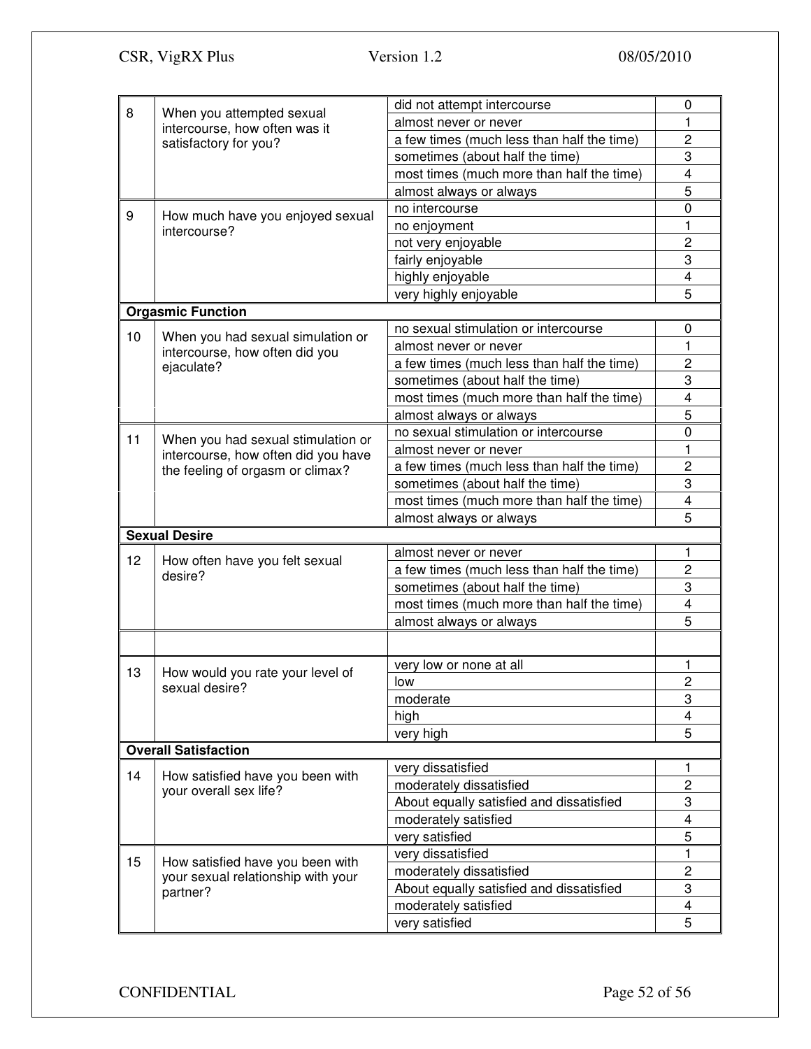| | | | |
|---|---|---|---|
| 8 | When you attempted sexual intercourse, how often was it satisfactory for you? | did not attempt intercourse | 0 |
| | | almost never or never | 1 |
| | | a few times (much less than half the time) | 2 |
| | | sometimes (about half the time) | 3 |
| | | most times (much more than half the time) | 4 |
| | | almost always or always | 5 |
| 9 | How much have you enjoyed sexual intercourse? | no intercourse | 0 |
| | | no enjoyment | 1 |
| | | not very enjoyable | 2 |
| | | fairly enjoyable | 3 |
| | | highly enjoyable | 4 |
| | | very highly enjoyable | 5 |
| **Orgasmic Function** | | | |
| 10 | When you had sexual simulation or intercourse, how often did you ejaculate? | no sexual stimulation or intercourse | 0 |
| | | almost never or never | 1 |
| | | a few times (much less than half the time) | 2 |
| | | sometimes (about half the time) | 3 |
| | | most times (much more than half the time) | 4 |
| | | almost always or always | 5 |
| 11 | When you had sexual stimulation or intercourse, how often did you have the feeling of orgasm or climax? | no sexual stimulation or intercourse | 0 |
| | | almost never or never | 1 |
| | | a few times (much less than half the time) | 2 |
| | | sometimes (about half the time) | 3 |
| | | most times (much more than half the time) | 4 |
| | | almost always or always | 5 |
| **Sexual Desire** | | | |
| 12 | How often have you felt sexual desire? | almost never or never | 1 |
| | | a few times (much less than half the time) | 2 |
| | | sometimes (about half the time) | 3 |
| | | most times (much more than half the time) | 4 |
| | | almost always or always | 5 |
| | | | |
| 13 | How would you rate your level of sexual desire? | very low or none at all | 1 |
| | | low | 2 |
| | | moderate | 3 |
| | | high | 4 |
| | | very high | 5 |
| **Overall Satisfaction** | | | |
| 14 | How satisfied have you been with your overall sex life? | very dissatisfied | 1 |
| | | moderately dissatisfied | 2 |
| | | About equally satisfied and dissatisfied | 3 |
| | | moderately satisfied | 4 |
| | | very satisfied | 5 |
| 15 | How satisfied have you been with your sexual relationship with your partner? | very dissatisfied | 1 |
| | | moderately dissatisfied | 2 |
| | | About equally satisfied and dissatisfied | 3 |
| | | moderately satisfied | 4 |
| | | very satisfied | 5 |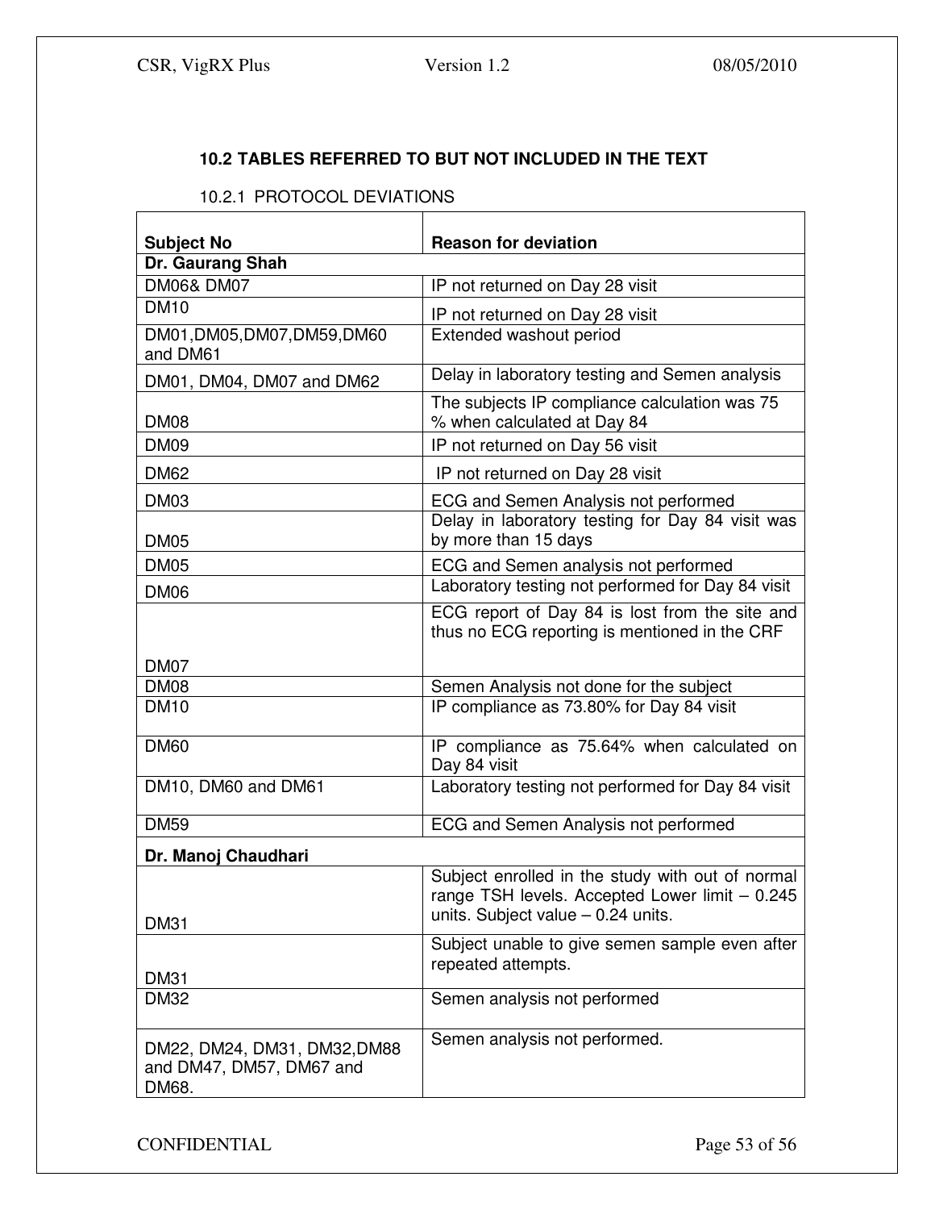## 10.2 TABLES REFERRED TO BUT NOT INCLUDED IN THE TEXT

### 10.2.1 PROTOCOL DEVIATIONS

| Subject No | Reason for deviation |
|---|---|
| **Dr. Gaurang Shah** | |
| DM06& DM07 | IP not returned on Day 28 visit |
| DM10 | IP not returned on Day 28 visit |
| DM01,DM05,DM07,DM59,DM60 and DM61 | Extended washout period |
| DM01, DM04, DM07 and DM62 | Delay in laboratory testing and Semen analysis |
| DM08 | The subjects IP compliance calculation was 75 % when calculated at Day 84 |
| DM09 | IP not returned on Day 56 visit |
| DM62 | IP not returned on Day 28 visit |
| DM03 | ECG and Semen Analysis not performed |
| DM05 | Delay in laboratory testing for Day 84 visit was by more than 15 days |
| DM05 | ECG and Semen analysis not performed |
| DM06 | Laboratory testing not performed for Day 84 visit |
| DM07 | ECG report of Day 84 is lost from the site and thus no ECG reporting is mentioned in the CRF |
| DM08 | Semen Analysis not done for the subject |
| DM10 | IP compliance as 73.80% for Day 84 visit |
| DM60 | IP compliance as 75.64% when calculated on Day 84 visit |
| DM10, DM60 and DM61 | Laboratory testing not performed for Day 84 visit |
| DM59 | ECG and Semen Analysis not performed |
| **Dr. Manoj Chaudhari** | |
| DM31 | Subject enrolled in the study with out of normal range TSH levels. Accepted Lower limit – 0.245 units. Subject value – 0.24 units. |
| DM31 | Subject unable to give semen sample even after repeated attempts. |
| DM32 | Semen analysis not performed |
| DM22, DM24, DM31, DM32,DM88 and DM47, DM57, DM67 and DM68. | Semen analysis not performed. |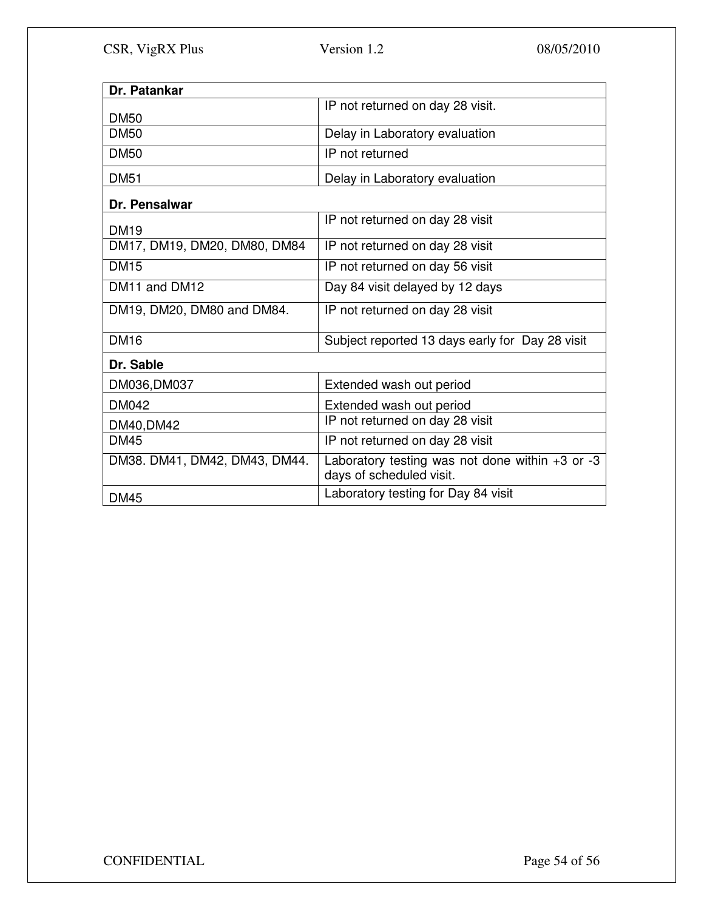| Dr. Patankar | |
|---|---|
| DM50 | IP not returned on day 28 visit. |
| DM50 | Delay in Laboratory evaluation |
| DM50 | IP not returned |
| DM51 | Delay in Laboratory evaluation |
| **Dr. Pensalwar** | |
| DM19 | IP not returned on day 28 visit |
| DM17, DM19, DM20, DM80, DM84 | IP not returned on day 28 visit |
| DM15 | IP not returned on day 56 visit |
| DM11 and DM12 | Day 84 visit delayed by 12 days |
| DM19, DM20, DM80 and DM84. | IP not returned on day 28 visit |
| DM16 | Subject reported 13 days early for Day 28 visit |
| **Dr. Sable** | |
| DM036,DM037 | Extended wash out period |
| DM042 | Extended wash out period |
| DM40,DM42 | IP not returned on day 28 visit |
| DM45 | IP not returned on day 28 visit |
| DM38. DM41, DM42, DM43, DM44. | Laboratory testing was not done within +3 or -3 days of scheduled visit. |
| DM45 | Laboratory testing for Day 84 visit |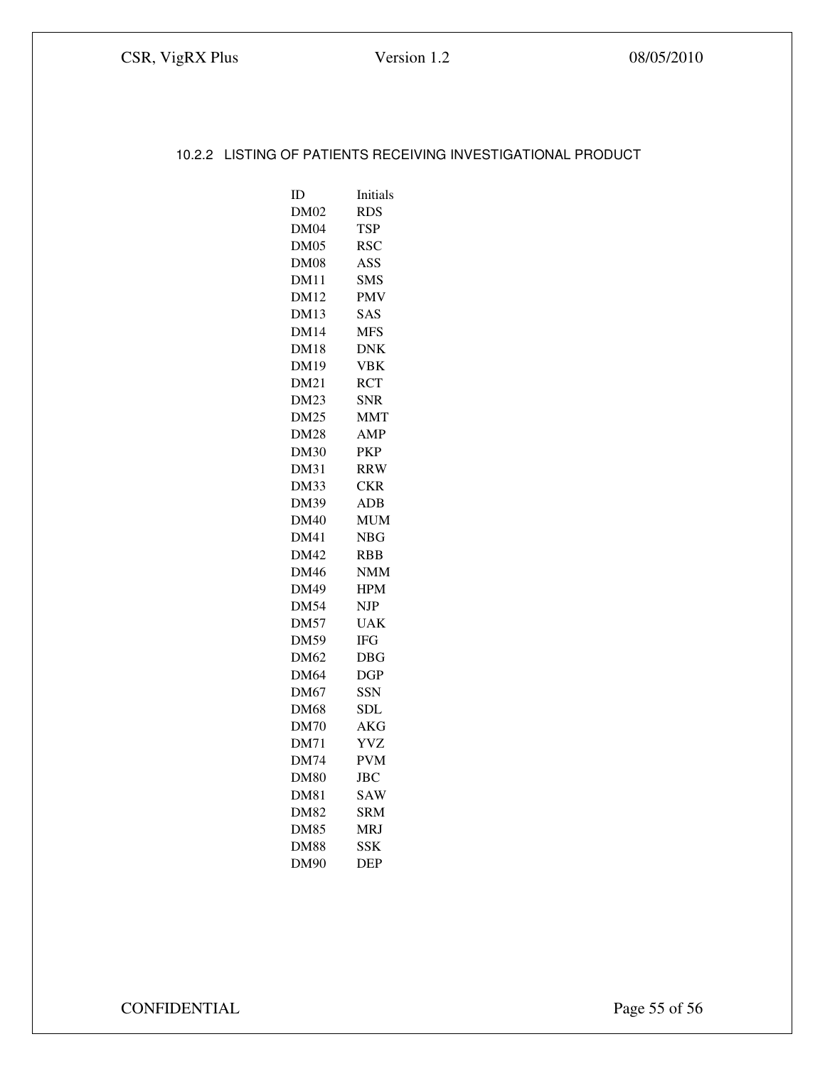### 10.2.2 LISTING OF PATIENTS RECEIVING INVESTIGATIONAL PRODUCT

| ID | Initials |
|---|---|
| DM02 | RDS |
| DM04 | TSP |
| DM05 | RSC |
| DM08 | ASS |
| DM11 | SMS |
| DM12 | PMV |
| DM13 | SAS |
| DM14 | MFS |
| DM18 | DNK |
| DM19 | VBK |
| DM21 | RCT |
| DM23 | SNR |
| DM25 | MMT |
| DM28 | AMP |
| DM30 | PKP |
| DM31 | RRW |
| DM33 | CKR |
| DM39 | ADB |
| DM40 | MUM |
| DM41 | NBG |
| DM42 | RBB |
| DM46 | NMM |
| DM49 | HPM |
| DM54 | NJP |
| DM57 | UAK |
| DM59 | IFG |
| DM62 | DBG |
| DM64 | DGP |
| DM67 | SSN |
| DM68 | SDL |
| DM70 | AKG |
| DM71 | YVZ |
| DM74 | PVM |
| DM80 | JBC |
| DM81 | SAW |
| DM82 | SRM |
| DM85 | MRJ |
| DM88 | SSK |
| DM90 | DEP |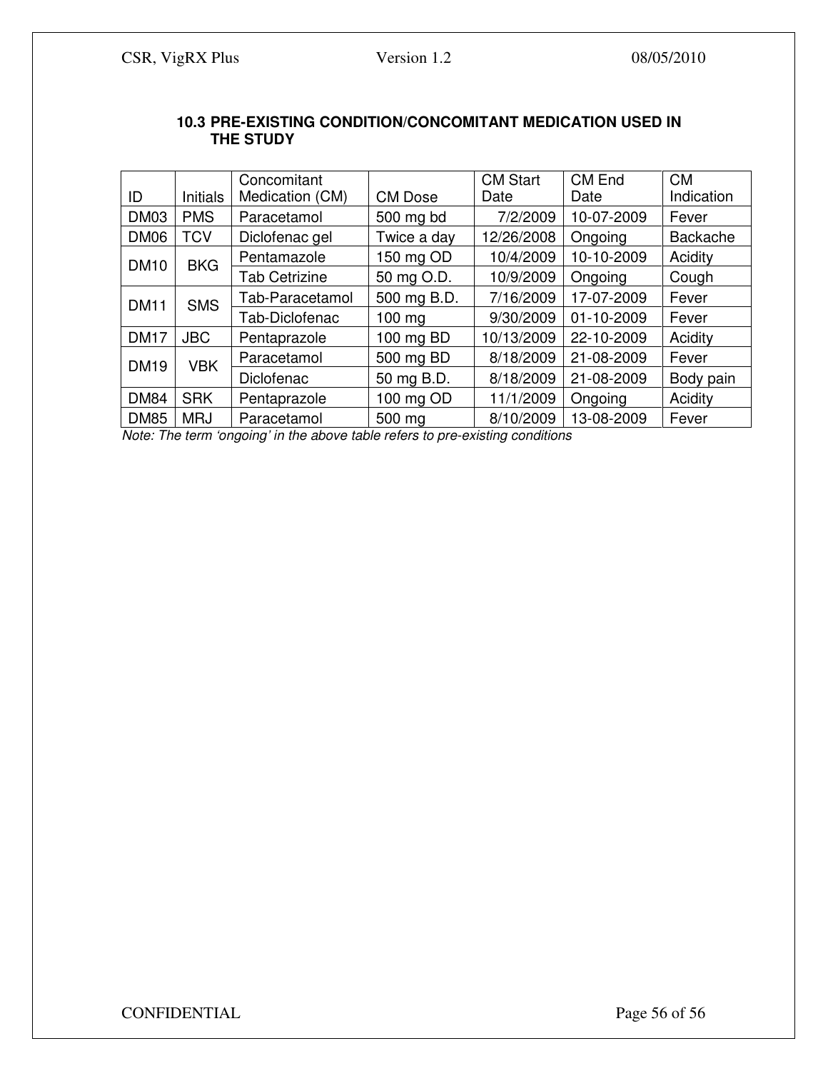### 10.3 PRE-EXISTING CONDITION/CONCOMITANT MEDICATION USED IN THE STUDY

| ID | Initials | Concomitant Medication (CM) | CM Dose | CM Start Date | CM End Date | CM Indication |
|---|---|---|---|---|---|---|
| DM03 | PMS | Paracetamol | 500 mg bd | 7/2/2009 | 10-07-2009 | Fever |
| DM06 | TCV | Diclofenac gel | Twice a day | 12/26/2008 | Ongoing | Backache |
| DM10 | BKG | Pentamazole | 150 mg OD | 10/4/2009 | 10-10-2009 | Acidity |
| | | Tab Cetrizine | 50 mg O.D. | 10/9/2009 | Ongoing | Cough |
| DM11 | SMS | Tab-Paracetamol | 500 mg B.D. | 7/16/2009 | 17-07-2009 | Fever |
| | | Tab-Diclofenac | 100 mg | 9/30/2009 | 01-10-2009 | Fever |
| DM17 | JBC | Pentaprazole | 100 mg BD | 10/13/2009 | 22-10-2009 | Acidity |
| DM19 | VBK | Paracetamol | 500 mg BD | 8/18/2009 | 21-08-2009 | Fever |
| | | Diclofenac | 50 mg B.D. | 8/18/2009 | 21-08-2009 | Body pain |
| DM84 | SRK | Pentaprazole | 100 mg OD | 11/1/2009 | Ongoing | Acidity |
| DM85 | MRJ | Paracetamol | 500 mg | 8/10/2009 | 13-08-2009 | Fever |

*Note: The term 'ongoing' in the above table refers to pre-existing conditions*